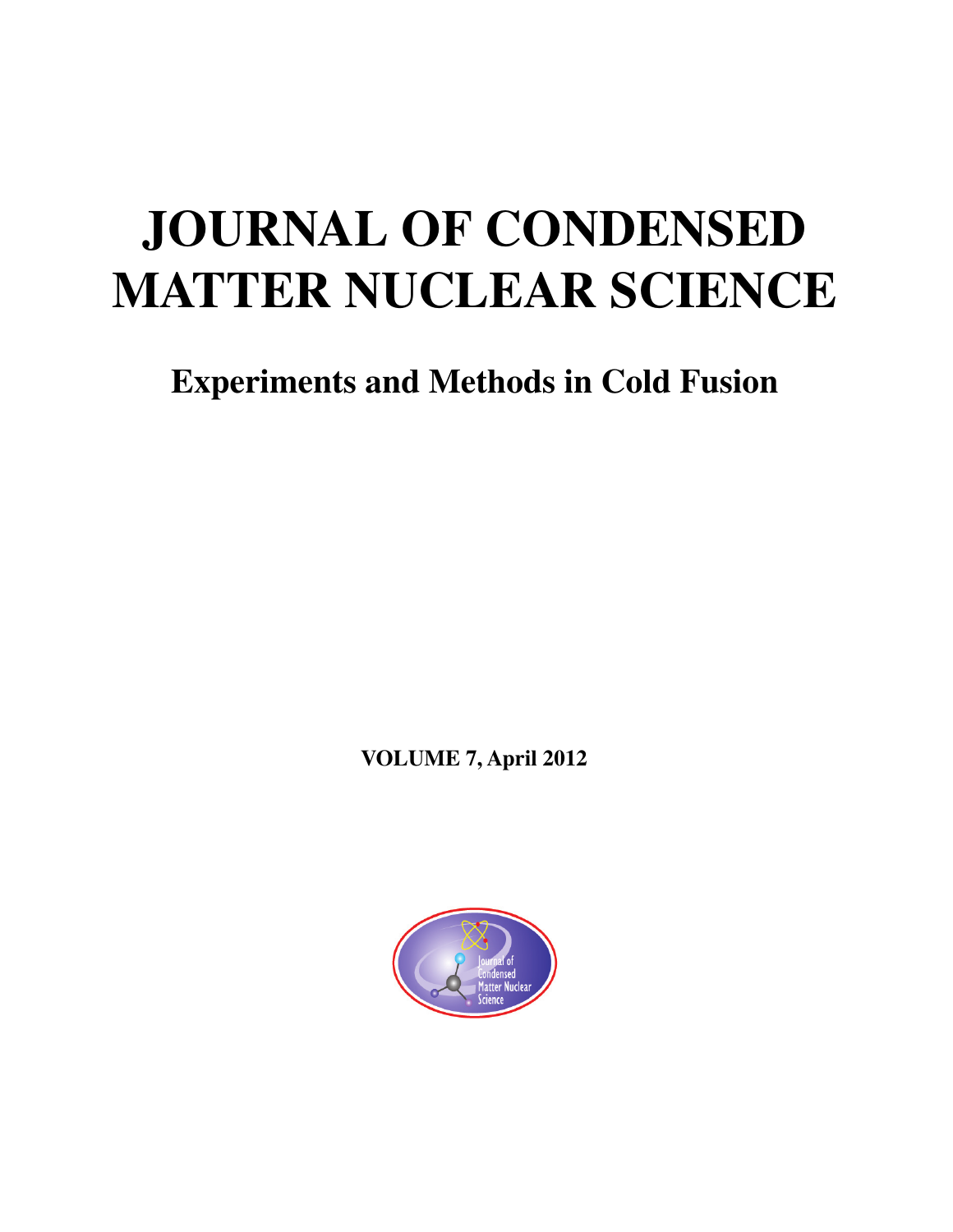# JOURNAL OF CONDENSED MATTER NUCLEAR SCIENCE

## Experiments and Methods in Cold Fusion

**VOLUME 7, April 2012**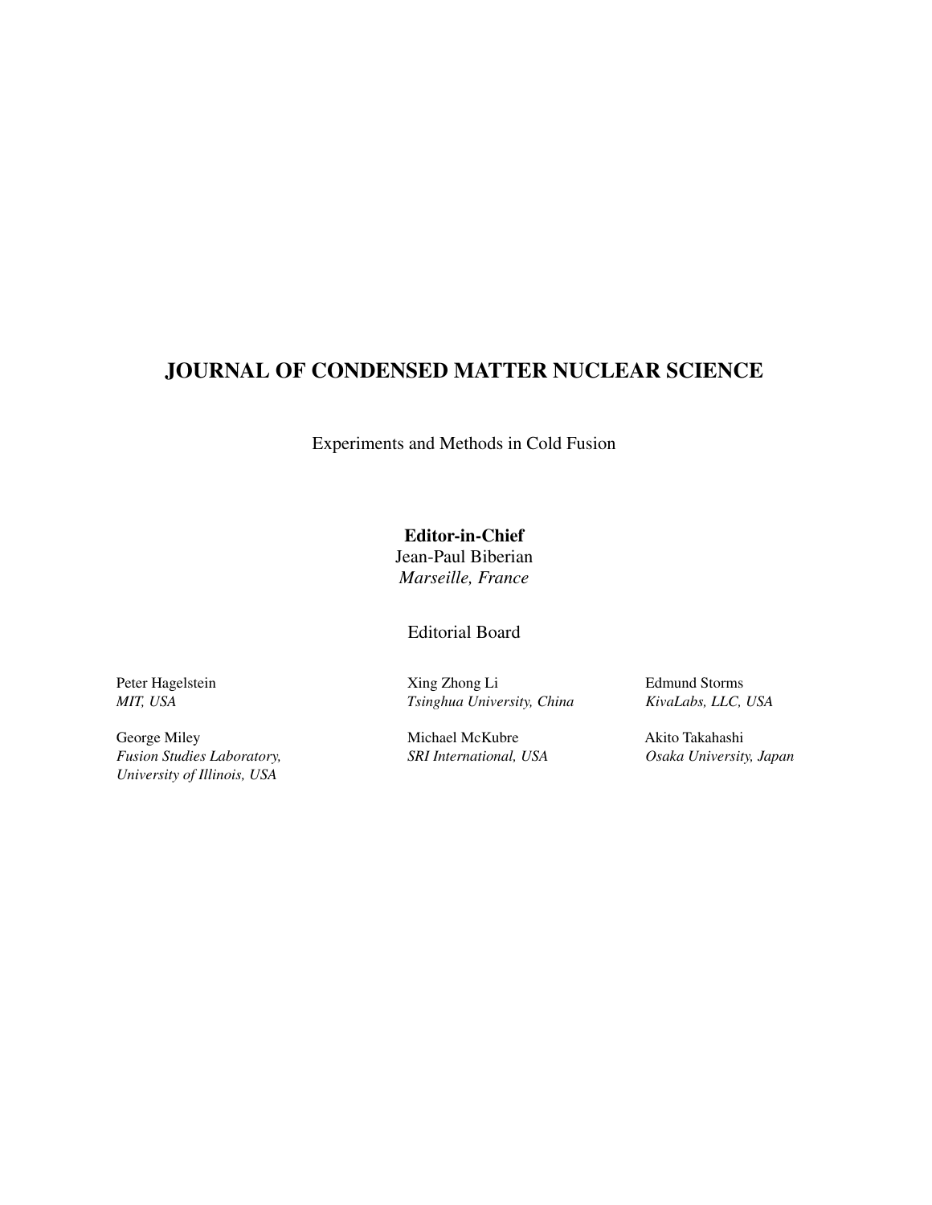# JOURNAL OF CONDENSED MATTER NUCLEAR SCIENCE

Experiments and Methods in Cold Fusion

**Editor-in-Chief**
Jean-Paul Biberian
*Marseille, France*

Editorial Board

Peter Hagelstein
*MIT, USA*

George Miley
*Fusion Studies Laboratory, University of Illinois, USA*

Xing Zhong Li
*Tsinghua University, China*

Michael McKubre
*SRI International, USA*

Edmund Storms
*KivaLabs, LLC, USA*

Akito Takahashi
*Osaka University, Japan*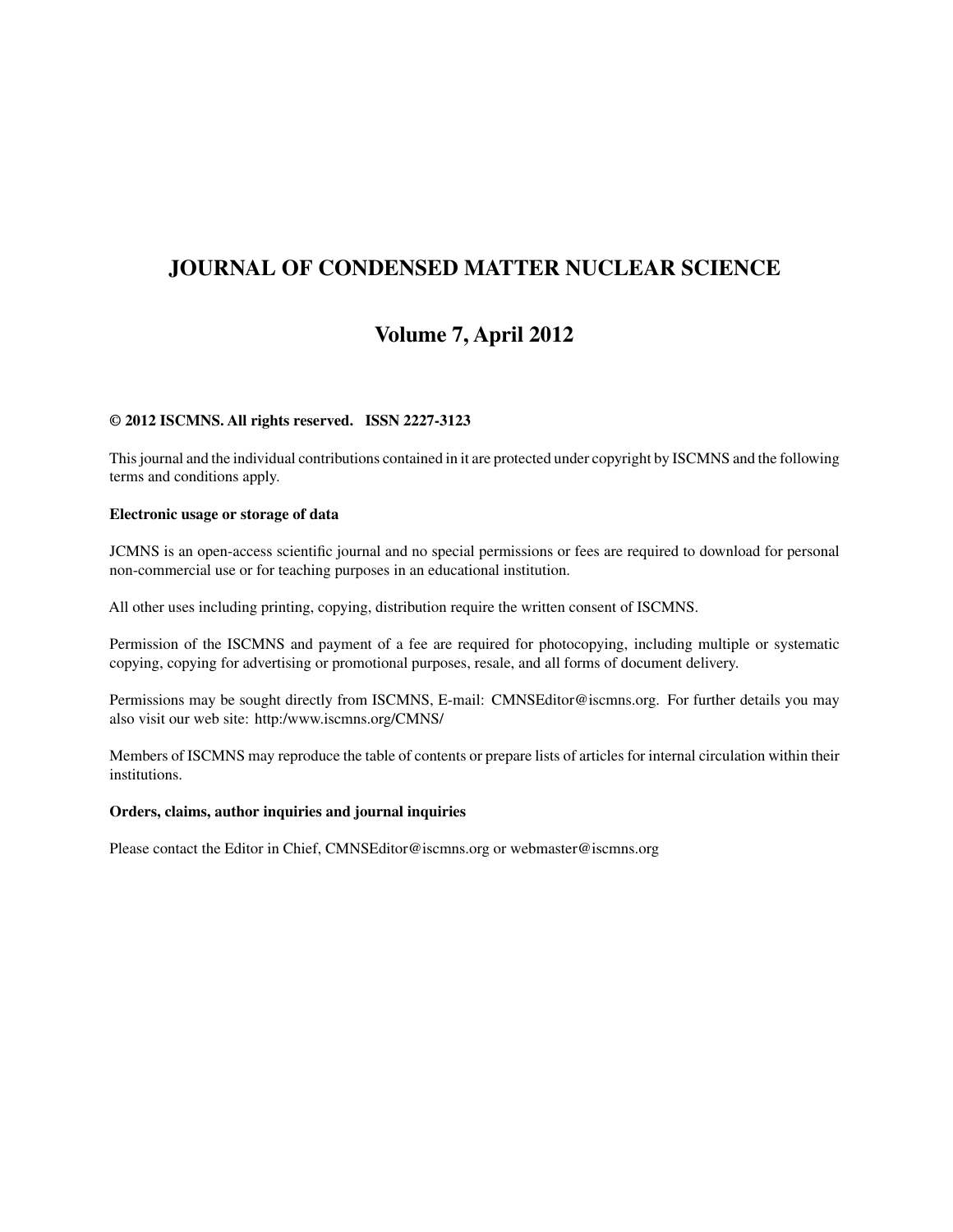# JOURNAL OF CONDENSED MATTER NUCLEAR SCIENCE

## Volume 7, April 2012

**© 2012 ISCMNS. All rights reserved. ISSN 2227-3123**

This journal and the individual contributions contained in it are protected under copyright by ISCMNS and the following terms and conditions apply.

**Electronic usage or storage of data**

JCMNS is an open-access scientific journal and no special permissions or fees are required to download for personal non-commercial use or for teaching purposes in an educational institution.

All other uses including printing, copying, distribution require the written consent of ISCMNS.

Permission of the ISCMNS and payment of a fee are required for photocopying, including multiple or systematic copying, copying for advertising or promotional purposes, resale, and all forms of document delivery.

Permissions may be sought directly from ISCMNS, E-mail: CMNSEditor@iscmns.org. For further details you may also visit our web site: http:/www.iscmns.org/CMNS/

Members of ISCMNS may reproduce the table of contents or prepare lists of articles for internal circulation within their institutions.

**Orders, claims, author inquiries and journal inquiries**

Please contact the Editor in Chief, CMNSEditor@iscmns.org or webmaster@iscmns.org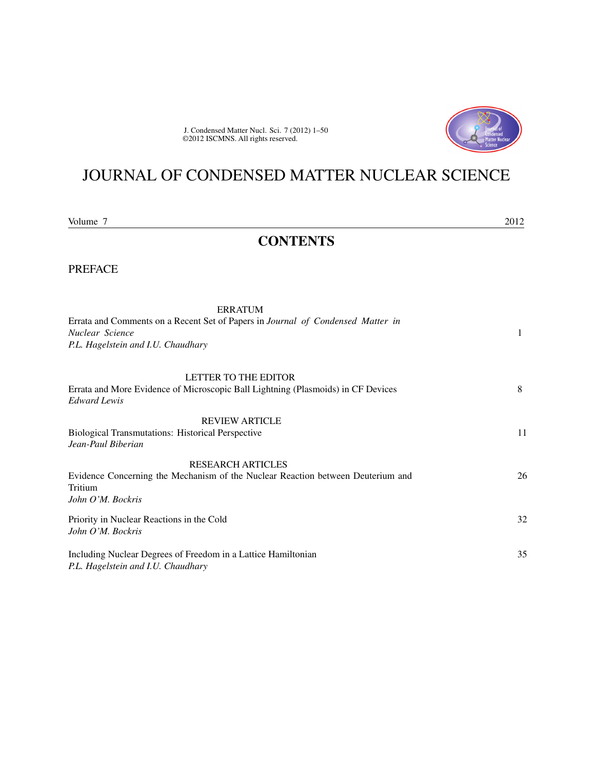# JOURNAL OF CONDENSED MATTER NUCLEAR SCIENCE

Volume 7 2012

## CONTENTS

PREFACE

ERRATUM

Errata and Comments on a Recent Set of Papers in *Journal of Condensed Matter in Nuclear Science* — 1
*P.L. Hagelstein and I.U. Chaudhary*

LETTER TO THE EDITOR

Errata and More Evidence of Microscopic Ball Lightning (Plasmoids) in CF Devices — 8
*Edward Lewis*

REVIEW ARTICLE

Biological Transmutations: Historical Perspective — 11
*Jean-Paul Biberian*

RESEARCH ARTICLES

Evidence Concerning the Mechanism of the Nuclear Reaction between Deuterium and Tritium — 26
*John O'M. Bockris*

Priority in Nuclear Reactions in the Cold — 32
*John O'M. Bockris*

Including Nuclear Degrees of Freedom in a Lattice Hamiltonian — 35
*P.L. Hagelstein and I.U. Chaudhary*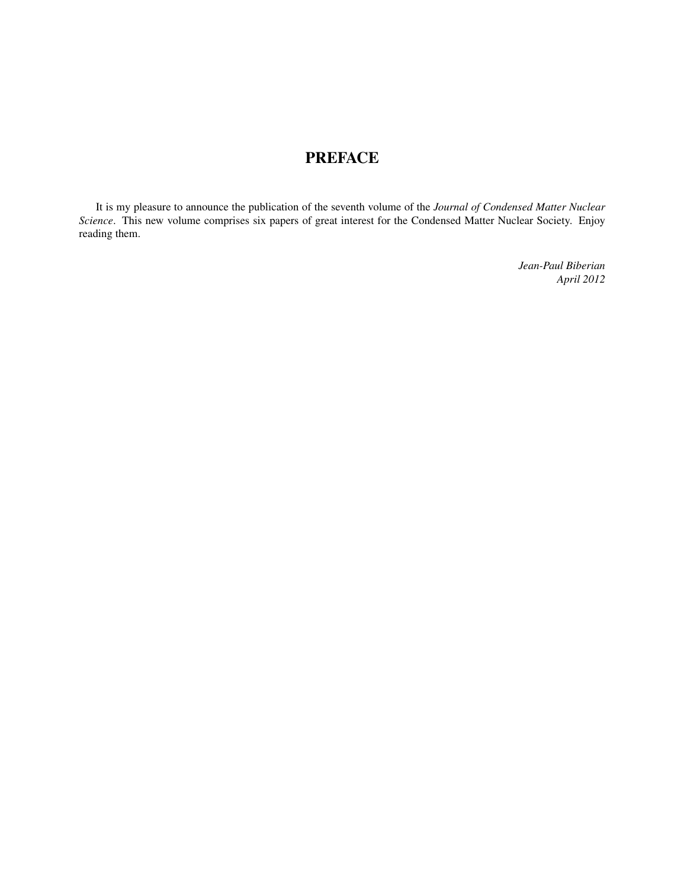# PREFACE

It is my pleasure to announce the publication of the seventh volume of the *Journal of Condensed Matter Nuclear Science*. This new volume comprises six papers of great interest for the Condensed Matter Nuclear Society. Enjoy reading them.

*Jean-Paul Biberian*
*April 2012*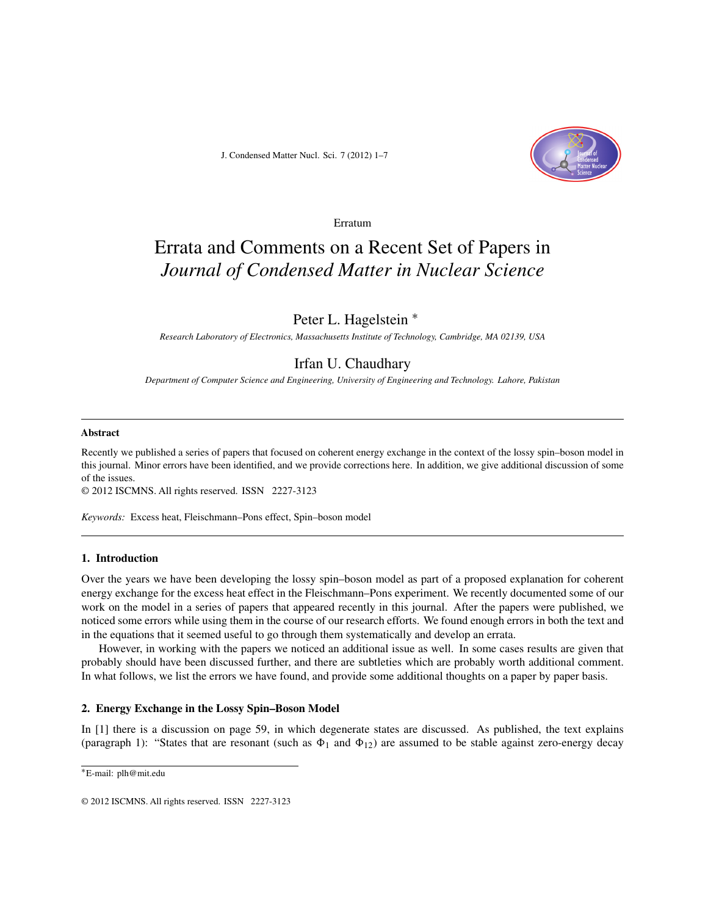Erratum

# Errata and Comments on a Recent Set of Papers in *Journal of Condensed Matter in Nuclear Science*

## Peter L. Hagelstein [*]

*Research Laboratory of Electronics, Massachusetts Institute of Technology, Cambridge, MA 02139, USA*

## Irfan U. Chaudhary

*Department of Computer Science and Engineering, University of Engineering and Technology. Lahore, Pakistan*

---

**Abstract**

Recently we published a series of papers that focused on coherent energy exchange in the context of the lossy spin–boson model in this journal. Minor errors have been identified, and we provide corrections here. In addition, we give additional discussion of some of the issues.

© 2012 ISCMNS. All rights reserved. ISSN 2227-3123

*Keywords:* Excess heat, Fleischmann–Pons effect, Spin–boson model

---

### 1. Introduction

Over the years we have been developing the lossy spin–boson model as part of a proposed explanation for coherent energy exchange for the excess heat effect in the Fleischmann–Pons experiment. We recently documented some of our work on the model in a series of papers that appeared recently in this journal. After the papers were published, we noticed some errors while using them in the course of our research efforts. We found enough errors in both the text and in the equations that it seemed useful to go through them systematically and develop an errata.

However, in working with the papers we noticed an additional issue as well. In some cases results are given that probably should have been discussed further, and there are subtleties which are probably worth additional comment. In what follows, we list the errors we have found, and provide some additional thoughts on a paper by paper basis.

### 2. Energy Exchange in the Lossy Spin–Boson Model

In [1] there is a discussion on page 59, in which degenerate states are discussed. As published, the text explains (paragraph 1): "States that are resonant (such as $\Phi_1$ and $\Phi_{12}$) are assumed to be stable against zero-energy decay

---

[*] E-mail: plh@mit.edu

© 2012 ISCMNS. All rights reserved. ISSN 2227-3123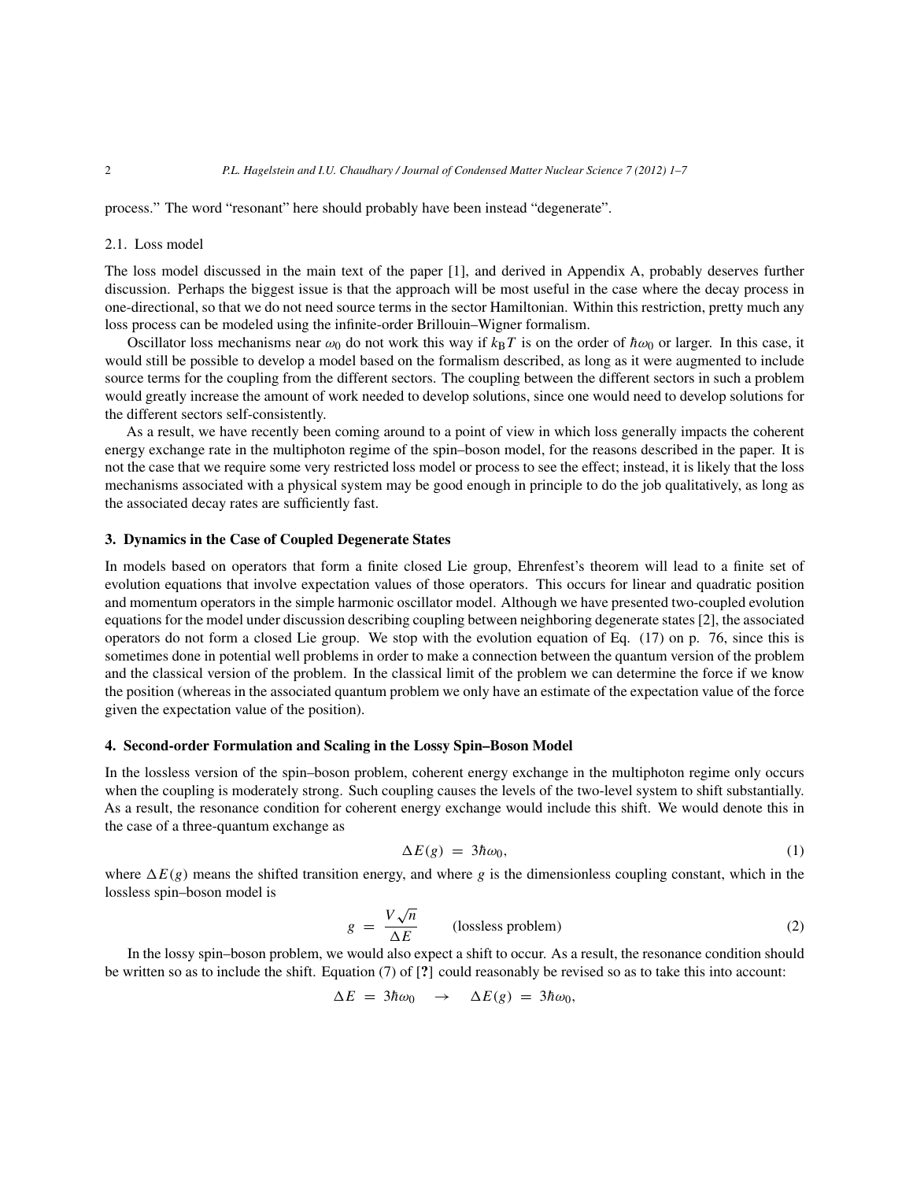process." The word "resonant" here should probably have been instead "degenerate".

### 2.1. Loss model

The loss model discussed in the main text of the paper [1], and derived in Appendix A, probably deserves further discussion. Perhaps the biggest issue is that the approach will be most useful in the case where the decay process in one-directional, so that we do not need source terms in the sector Hamiltonian. Within this restriction, pretty much any loss process can be modeled using the infinite-order Brillouin–Wigner formalism.

Oscillator loss mechanisms near $\omega_0$ do not work this way if $k_B T$ is on the order of $\hbar\omega_0$ or larger. In this case, it would still be possible to develop a model based on the formalism described, as long as it were augmented to include source terms for the coupling from the different sectors. The coupling between the different sectors in such a problem would greatly increase the amount of work needed to develop solutions, since one would need to develop solutions for the different sectors self-consistently.

As a result, we have recently been coming around to a point of view in which loss generally impacts the coherent energy exchange rate in the multiphoton regime of the spin–boson model, for the reasons described in the paper. It is not the case that we require some very restricted loss model or process to see the effect; instead, it is likely that the loss mechanisms associated with a physical system may be good enough in principle to do the job qualitatively, as long as the associated decay rates are sufficiently fast.

## 3. Dynamics in the Case of Coupled Degenerate States

In models based on operators that form a finite closed Lie group, Ehrenfest's theorem will lead to a finite set of evolution equations that involve expectation values of those operators. This occurs for linear and quadratic position and momentum operators in the simple harmonic oscillator model. Although we have presented two-coupled evolution equations for the model under discussion describing coupling between neighboring degenerate states [2], the associated operators do not form a closed Lie group. We stop with the evolution equation of Eq. (17) on p. 76, since this is sometimes done in potential well problems in order to make a connection between the quantum version of the problem and the classical version of the problem. In the classical limit of the problem we can determine the force if we know the position (whereas in the associated quantum problem we only have an estimate of the expectation value of the force given the expectation value of the position).

## 4. Second-order Formulation and Scaling in the Lossy Spin–Boson Model

In the lossless version of the spin–boson problem, coherent energy exchange in the multiphoton regime only occurs when the coupling is moderately strong. Such coupling causes the levels of the two-level system to shift substantially. As a result, the resonance condition for coherent energy exchange would include this shift. We would denote this in the case of a three-quantum exchange as

$$\Delta E(g) = 3\hbar\omega_0, \tag{1}$$

where $\Delta E(g)$ means the shifted transition energy, and where $g$ is the dimensionless coupling constant, which in the lossless spin–boson model is

$$g = \frac{V\sqrt{n}}{\Delta E} \qquad \text{(lossless problem)} \tag{2}$$

In the lossy spin–boson problem, we would also expect a shift to occur. As a result, the resonance condition should be written so as to include the shift. Equation (7) of [**?**] could reasonably be revised so as to take this into account:

$$\Delta E = 3\hbar\omega_0 \quad \rightarrow \quad \Delta E(g) = 3\hbar\omega_0,$$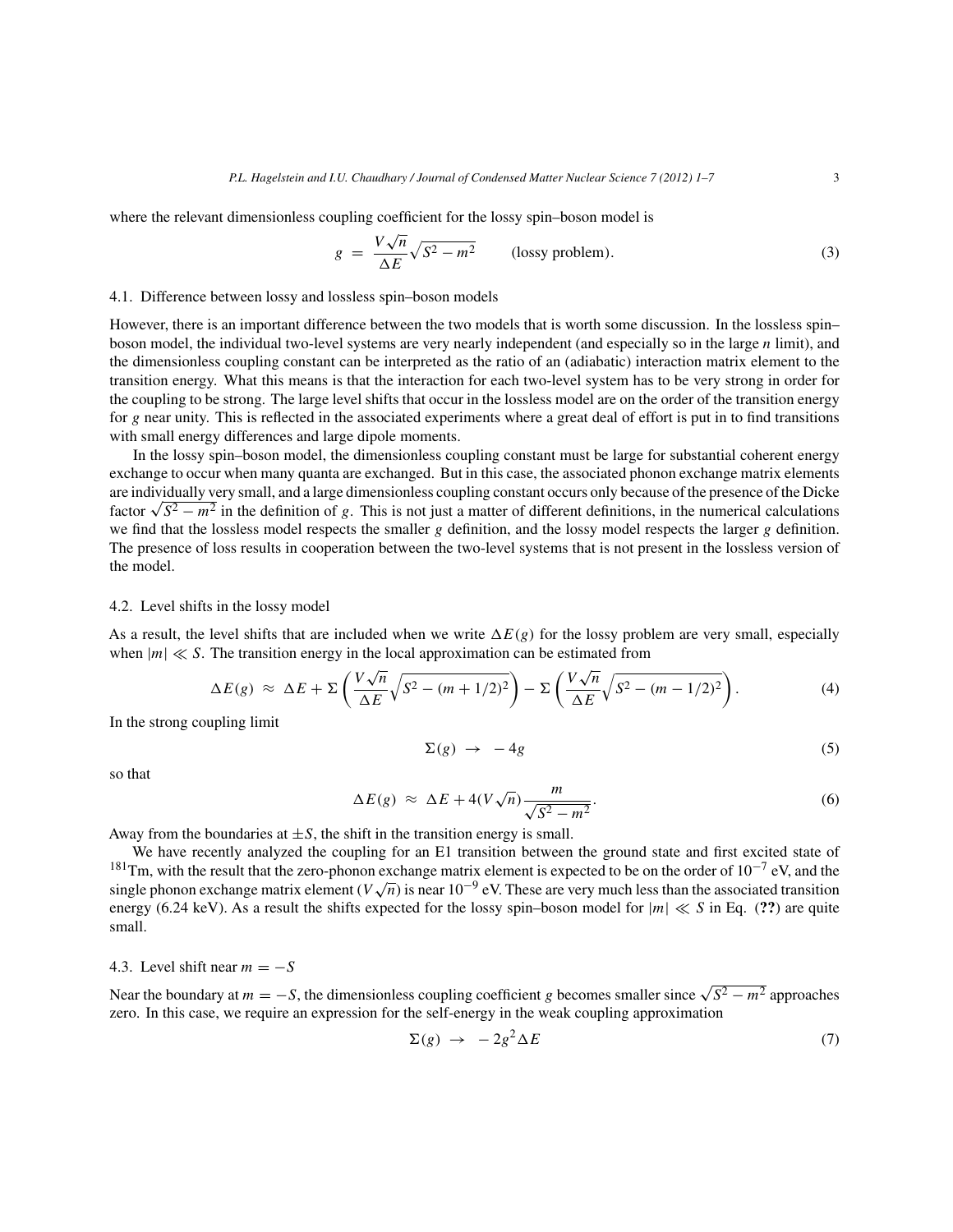where the relevant dimensionless coupling coefficient for the lossy spin–boson model is

$$g = \frac{V\sqrt{n}}{\Delta E}\sqrt{S^2 - m^2} \qquad \text{(lossy problem)}. \tag{3}$$

### 4.1. Difference between lossy and lossless spin–boson models

However, there is an important difference between the two models that is worth some discussion. In the lossless spin–boson model, the individual two-level systems are very nearly independent (and especially so in the large $n$ limit), and the dimensionless coupling constant can be interpreted as the ratio of an (adiabatic) interaction matrix element to the transition energy. What this means is that the interaction for each two-level system has to be very strong in order for the coupling to be strong. The large level shifts that occur in the lossless model are on the order of the transition energy for $g$ near unity. This is reflected in the associated experiments where a great deal of effort is put in to find transitions with small energy differences and large dipole moments.

In the lossy spin–boson model, the dimensionless coupling constant must be large for substantial coherent energy exchange to occur when many quanta are exchanged. But in this case, the associated phonon exchange matrix elements are individually very small, and a large dimensionless coupling constant occurs only because of the presence of the Dicke factor $\sqrt{S^2 - m^2}$ in the definition of $g$. This is not just a matter of different definitions, in the numerical calculations we find that the lossless model respects the smaller $g$ definition, and the lossy model respects the larger $g$ definition. The presence of loss results in cooperation between the two-level systems that is not present in the lossless version of the model.

### 4.2. Level shifts in the lossy model

As a result, the level shifts that are included when we write $\Delta E(g)$ for the lossy problem are very small, especially when $|m| \ll S$. The transition energy in the local approximation can be estimated from

$$\Delta E(g) \approx \Delta E + \Sigma\left(\frac{V\sqrt{n}}{\Delta E}\sqrt{S^2 - (m+1/2)^2}\right) - \Sigma\left(\frac{V\sqrt{n}}{\Delta E}\sqrt{S^2 - (m-1/2)^2}\right). \tag{4}$$

In the strong coupling limit

$$\Sigma(g) \rightarrow -4g \tag{5}$$

so that

$$\Delta E(g) \approx \Delta E + 4(V\sqrt{n})\frac{m}{\sqrt{S^2 - m^2}}. \tag{6}$$

Away from the boundaries at $\pm S$, the shift in the transition energy is small.

We have recently analyzed the coupling for an E1 transition between the ground state and first excited state of $^{181}$Tm, with the result that the zero-phonon exchange matrix element is expected to be on the order of $10^{-7}$ eV, and the single phonon exchange matrix element ($V\sqrt{n}$) is near $10^{-9}$ eV. These are very much less than the associated transition energy (6.24 keV). As a result the shifts expected for the lossy spin–boson model for $|m| \ll S$ in Eq. (**??**) are quite small.

### 4.3. Level shift near $m = -S$

Near the boundary at $m = -S$, the dimensionless coupling coefficient $g$ becomes smaller since $\sqrt{S^2 - m^2}$ approaches zero. In this case, we require an expression for the self-energy in the weak coupling approximation

$$\Sigma(g) \rightarrow -2g^2\Delta E \tag{7}$$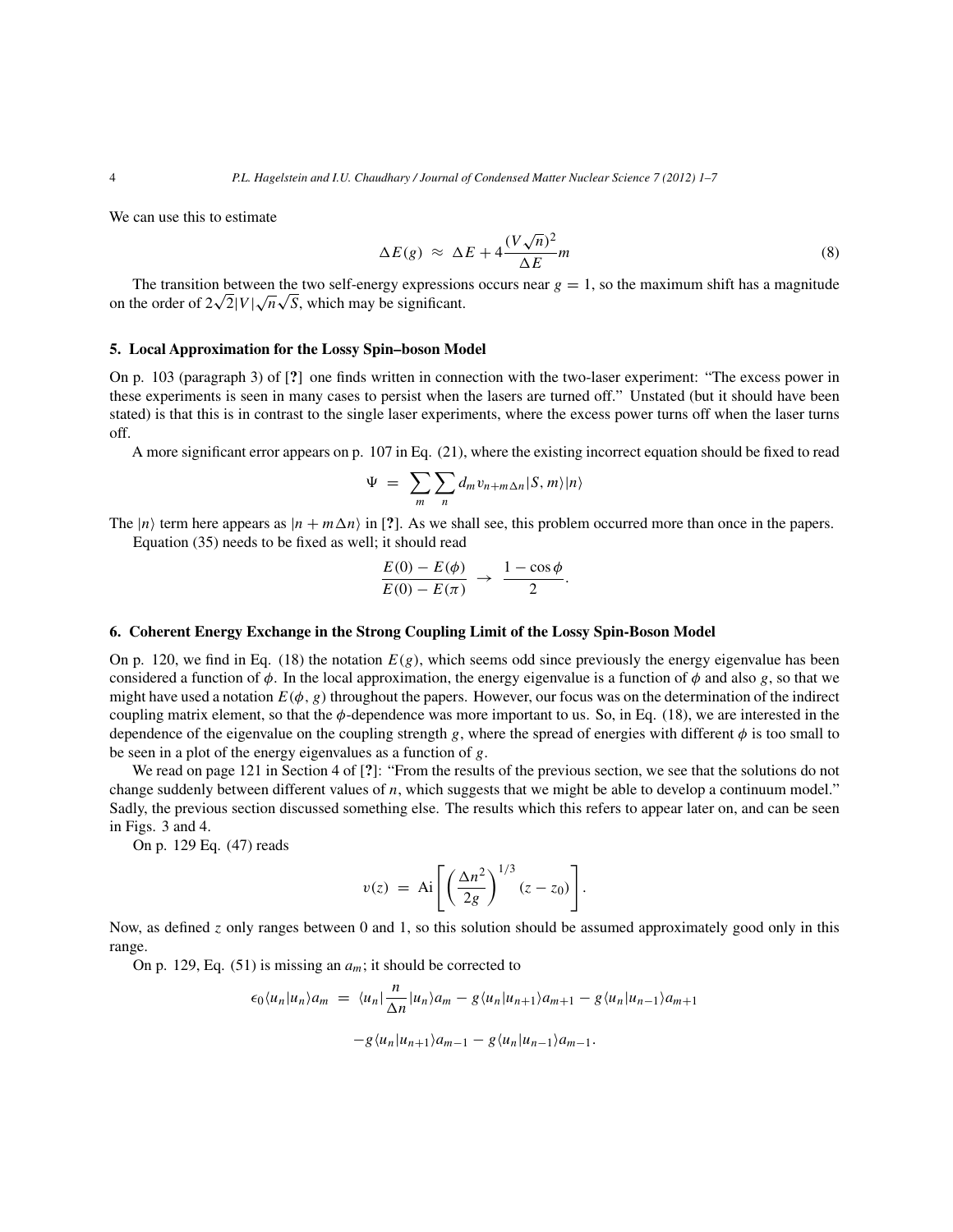We can use this to estimate

$$\Delta E(g) \approx \Delta E + 4\frac{(V\sqrt{n})^2}{\Delta E} m \tag{8}$$

The transition between the two self-energy expressions occurs near $g = 1$, so the maximum shift has a magnitude on the order of $2\sqrt{2}|V|\sqrt{n}\sqrt{S}$, which may be significant.

## 5. Local Approximation for the Lossy Spin–boson Model

On p. 103 (paragraph 3) of [?] one finds written in connection with the two-laser experiment: "The excess power in these experiments is seen in many cases to persist when the lasers are turned off." Unstated (but it should have been stated) is that this is in contrast to the single laser experiments, where the excess power turns off when the laser turns off.

A more significant error appears on p. 107 in Eq. (21), where the existing incorrect equation should be fixed to read

$$\Psi = \sum_m \sum_n d_m v_{n+m\Delta n} |S, m\rangle |n\rangle$$

The $|n\rangle$ term here appears as $|n + m\Delta n\rangle$ in [?]. As we shall see, this problem occurred more than once in the papers.

Equation (35) needs to be fixed as well; it should read

$$\frac{E(0) - E(\phi)}{E(0) - E(\pi)} \rightarrow \frac{1 - \cos\phi}{2}.$$

## 6. Coherent Energy Exchange in the Strong Coupling Limit of the Lossy Spin-Boson Model

On p. 120, we find in Eq. (18) the notation $E(g)$, which seems odd since previously the energy eigenvalue has been considered a function of $\phi$. In the local approximation, the energy eigenvalue is a function of $\phi$ and also $g$, so that we might have used a notation $E(\phi, g)$ throughout the papers. However, our focus was on the determination of the indirect coupling matrix element, so that the $\phi$-dependence was more important to us. So, in Eq. (18), we are interested in the dependence of the eigenvalue on the coupling strength $g$, where the spread of energies with different $\phi$ is too small to be seen in a plot of the energy eigenvalues as a function of $g$.

We read on page 121 in Section 4 of [?]: "From the results of the previous section, we see that the solutions do not change suddenly between different values of $n$, which suggests that we might be able to develop a continuum model." Sadly, the previous section discussed something else. The results which this refers to appear later on, and can be seen in Figs. 3 and 4.

On p. 129 Eq. (47) reads

$$v(z) = \mathrm{Ai}\left[\left(\frac{\Delta n^2}{2g}\right)^{1/3}(z - z_0)\right].$$

Now, as defined $z$ only ranges between 0 and 1, so this solution should be assumed approximately good only in this range.

On p. 129, Eq. (51) is missing an $a_m$; it should be corrected to

$$\epsilon_0 \langle u_n|u_n\rangle a_m = \langle u_n|\frac{n}{\Delta n}|u_n\rangle a_m - g\langle u_n|u_{n+1}\rangle a_{m+1} - g\langle u_n|u_{n-1}\rangle a_{m+1}$$

$$-g\langle u_n|u_{n+1}\rangle a_{m-1} - g\langle u_n|u_{n-1}\rangle a_{m-1}.$$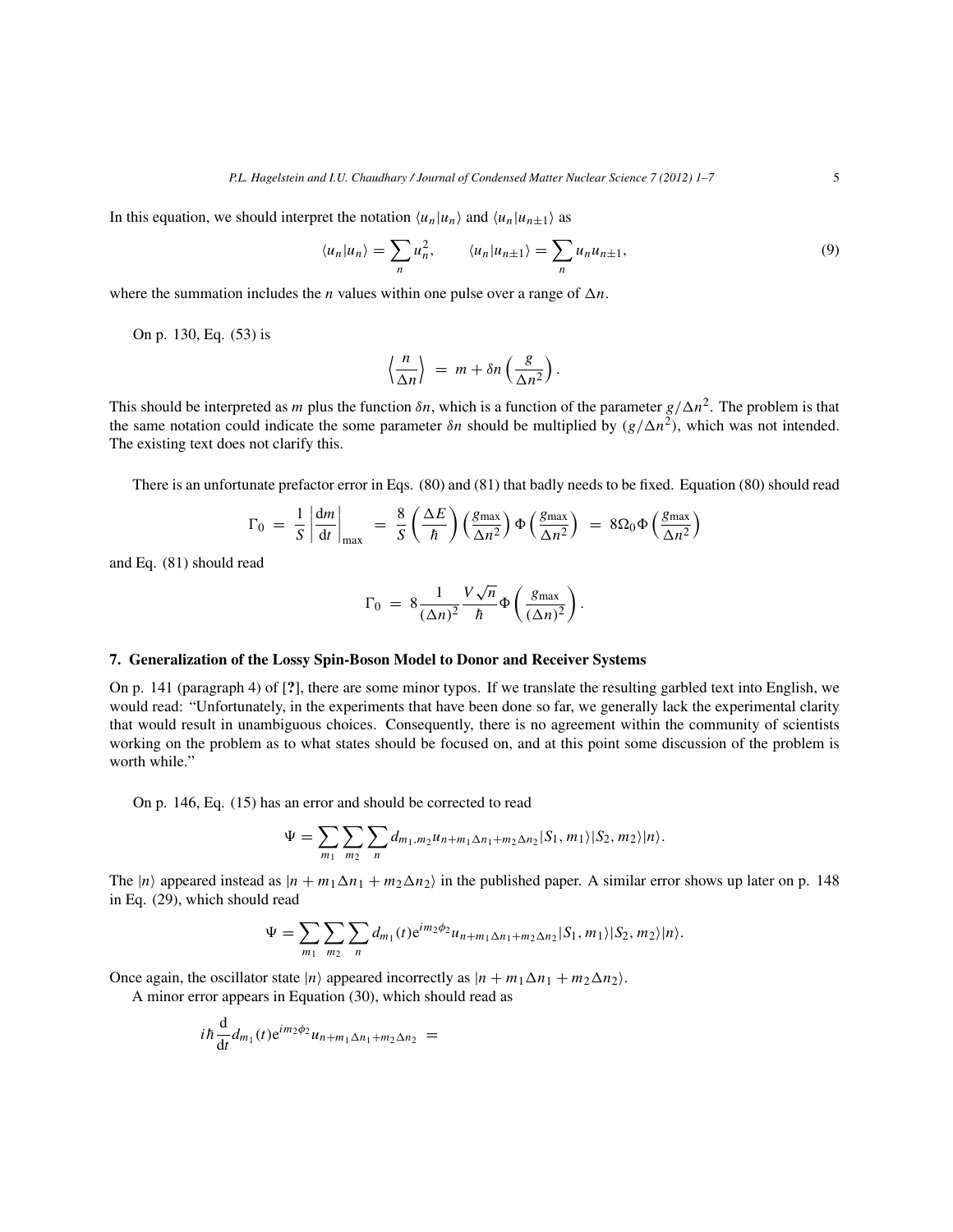In this equation, we should interpret the notation $\langle u_n | u_n \rangle$ and $\langle u_n | u_{n\pm1} \rangle$ as

$$\langle u_n | u_n \rangle = \sum_n u_n^2, \qquad \langle u_n | u_{n\pm1} \rangle = \sum_n u_n u_{n\pm1}, \tag{9}$$

where the summation includes the $n$ values within one pulse over a range of $\Delta n$.

On p. 130, Eq. (53) is

$$\left\langle \frac{n}{\Delta n} \right\rangle \; = \; m + \delta n \left( \frac{g}{\Delta n^2} \right).$$

This should be interpreted as $m$ plus the function $\delta n$, which is a function of the parameter $g/\Delta n^2$. The problem is that the same notation could indicate the some parameter $\delta n$ should be multiplied by $(g/\Delta n^2)$, which was not intended. The existing text does not clarify this.

There is an unfortunate prefactor error in Eqs. (80) and (81) that badly needs to be fixed. Equation (80) should read

$$\Gamma_0 \; = \; \frac{1}{S} \left| \frac{\mathrm{d}m}{\mathrm{d}t} \right|_{\max} \; = \; \frac{8}{S} \left( \frac{\Delta E}{\hbar} \right) \left( \frac{g_{\max}}{\Delta n^2} \right) \Phi \left( \frac{g_{\max}}{\Delta n^2} \right) \; = \; 8 \Omega_0 \Phi \left( \frac{g_{\max}}{\Delta n^2} \right)$$

and Eq. (81) should read

$$\Gamma_0 \; = \; 8 \frac{1}{(\Delta n)^2} \frac{V\sqrt{n}}{\hbar} \Phi \left( \frac{g_{\max}}{(\Delta n)^2} \right).$$

### 7. Generalization of the Lossy Spin-Boson Model to Donor and Receiver Systems

On p. 141 (paragraph 4) of [?], there are some minor typos. If we translate the resulting garbled text into English, we would read: "Unfortunately, in the experiments that have been done so far, we generally lack the experimental clarity that would result in unambiguous choices. Consequently, there is no agreement within the community of scientists working on the problem as to what states should be focused on, and at this point some discussion of the problem is worth while."

On p. 146, Eq. (15) has an error and should be corrected to read

$$\Psi = \sum_{m_1} \sum_{m_2} \sum_n d_{m_1,m_2} u_{n+m_1\Delta n_1 + m_2 \Delta n_2} |S_1, m_1\rangle |S_2, m_2\rangle |n\rangle.$$

The $|n\rangle$ appeared instead as $|n + m_1\Delta n_1 + m_2\Delta n_2\rangle$ in the published paper. A similar error shows up later on p. 148 in Eq. (29), which should read

$$\Psi = \sum_{m_1} \sum_{m_2} \sum_n d_{m_1}(t) \mathrm{e}^{i m_2 \phi_2} u_{n+m_1\Delta n_1 + m_2 \Delta n_2} |S_1, m_1\rangle |S_2, m_2\rangle |n\rangle.$$

Once again, the oscillator state $|n\rangle$ appeared incorrectly as $|n + m_1\Delta n_1 + m_2\Delta n_2\rangle$.

A minor error appears in Equation (30), which should read as

$$i\hbar \frac{\mathrm{d}}{\mathrm{d}t} d_{m_1}(t) \mathrm{e}^{i m_2 \phi_2} u_{n+m_1\Delta n_1 + m_2\Delta n_2} \; =$$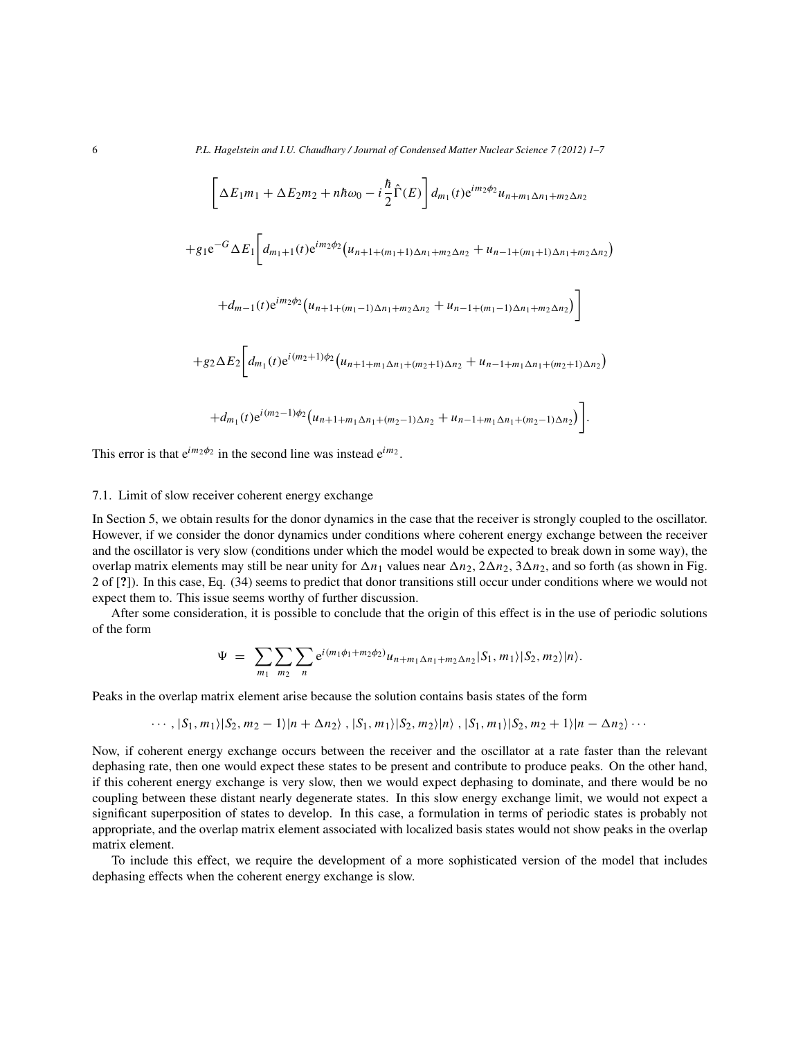$$
\left[\Delta E_1 m_1 + \Delta E_2 m_2 + n\hbar\omega_0 - i\frac{\hbar}{2}\hat{\Gamma}(E)\right] d_{m_1}(t) \mathrm{e}^{im_2\phi_2} u_{n+m_1\Delta n_1+m_2\Delta n_2}
$$

$$
+ g_1 \mathrm{e}^{-G} \Delta E_1 \bigg[ d_{m_1+1}(t) \mathrm{e}^{im_2\phi_2} \big( u_{n+1+(m_1+1)\Delta n_1+m_2\Delta n_2} + u_{n-1+(m_1+1)\Delta n_1+m_2\Delta n_2} \big)
$$

$$
+ d_{m-1}(t) \mathrm{e}^{im_2\phi_2} \big( u_{n+1+(m_1-1)\Delta n_1+m_2\Delta n_2} + u_{n-1+(m_1-1)\Delta n_1+m_2\Delta n_2} \big) \bigg]
$$

$$
+ g_2 \Delta E_2 \bigg[ d_{m_1}(t) \mathrm{e}^{i(m_2+1)\phi_2} \big( u_{n+1+m_1\Delta n_1+(m_2+1)\Delta n_2} + u_{n-1+m_1\Delta n_1+(m_2+1)\Delta n_2} \big)
$$

$$
+ d_{m_1}(t) \mathrm{e}^{i(m_2-1)\phi_2} \big( u_{n+1+m_1\Delta n_1+(m_2-1)\Delta n_2} + u_{n-1+m_1\Delta n_1+(m_2-1)\Delta n_2} \big) \bigg].
$$

This error is that $\mathrm{e}^{im_2\phi_2}$ in the second line was instead $\mathrm{e}^{im_2}$.

### 7.1. Limit of slow receiver coherent energy exchange

In Section 5, we obtain results for the donor dynamics in the case that the receiver is strongly coupled to the oscillator. However, if we consider the donor dynamics under conditions where coherent energy exchange between the receiver and the oscillator is very slow (conditions under which the model would be expected to break down in some way), the overlap matrix elements may still be near unity for $\Delta n_1$ values near $\Delta n_2$, $2\Delta n_2$, $3\Delta n_2$, and so forth (as shown in Fig. 2 of [?]). In this case, Eq. (34) seems to predict that donor transitions still occur under conditions where we would not expect them to. This issue seems worthy of further discussion.

After some consideration, it is possible to conclude that the origin of this effect is in the use of periodic solutions of the form

$$
\Psi = \sum_{m_1} \sum_{m_2} \sum_{n} \mathrm{e}^{i(m_1\phi_1+m_2\phi_2)} u_{n+m_1\Delta n_1+m_2\Delta n_2} |S_1, m_1\rangle |S_2, m_2\rangle |n\rangle.
$$

Peaks in the overlap matrix element arise because the solution contains basis states of the form

$$
\cdots, |S_1, m_1\rangle |S_2, m_2 - 1\rangle |n + \Delta n_2\rangle, |S_1, m_1\rangle |S_2, m_2\rangle |n\rangle, |S_1, m_1\rangle |S_2, m_2 + 1\rangle |n - \Delta n_2\rangle \cdots
$$

Now, if coherent energy exchange occurs between the receiver and the oscillator at a rate faster than the relevant dephasing rate, then one would expect these states to be present and contribute to produce peaks. On the other hand, if this coherent energy exchange is very slow, then we would expect dephasing to dominate, and there would be no coupling between these distant nearly degenerate states. In this slow energy exchange limit, we would not expect a significant superposition of states to develop. In this case, a formulation in terms of periodic states is probably not appropriate, and the overlap matrix element associated with localized basis states would not show peaks in the overlap matrix element.

To include this effect, we require the development of a more sophisticated version of the model that includes dephasing effects when the coherent energy exchange is slow.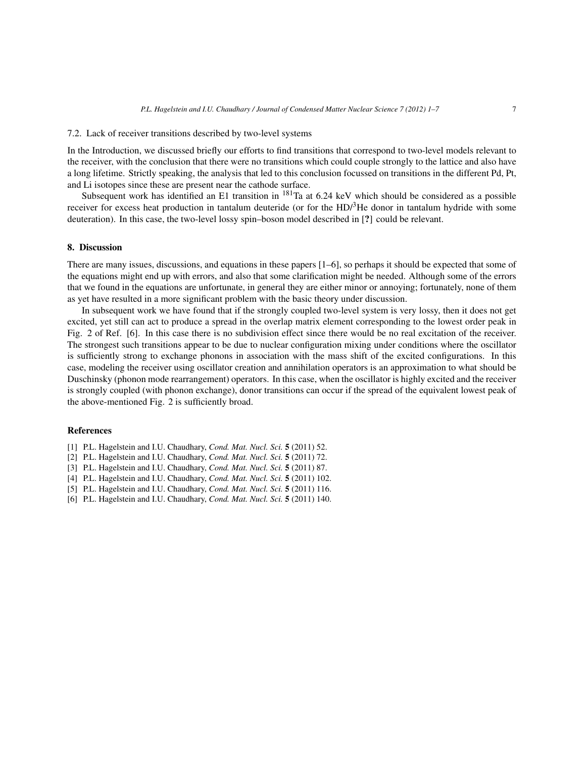### 7.2. Lack of receiver transitions described by two-level systems

In the Introduction, we discussed briefly our efforts to find transitions that correspond to two-level models relevant to the receiver, with the conclusion that there were no transitions which could couple strongly to the lattice and also have a long lifetime. Strictly speaking, the analysis that led to this conclusion focussed on transitions in the different Pd, Pt, and Li isotopes since these are present near the cathode surface.

Subsequent work has identified an E1 transition in $^{181}$Ta at 6.24 keV which should be considered as a possible receiver for excess heat production in tantalum deuteride (or for the HD/$^{3}$He donor in tantalum hydride with some deuteration). In this case, the two-level lossy spin–boson model described in [**?**] could be relevant.

## 8. Discussion

There are many issues, discussions, and equations in these papers [1–6], so perhaps it should be expected that some of the equations might end up with errors, and also that some clarification might be needed. Although some of the errors that we found in the equations are unfortunate, in general they are either minor or annoying; fortunately, none of them as yet have resulted in a more significant problem with the basic theory under discussion.

In subsequent work we have found that if the strongly coupled two-level system is very lossy, then it does not get excited, yet still can act to produce a spread in the overlap matrix element corresponding to the lowest order peak in Fig. 2 of Ref. [6]. In this case there is no subdivision effect since there would be no real excitation of the receiver. The strongest such transitions appear to be due to nuclear configuration mixing under conditions where the oscillator is sufficiently strong to exchange phonons in association with the mass shift of the excited configurations. In this case, modeling the receiver using oscillator creation and annihilation operators is an approximation to what should be Duschinsky (phonon mode rearrangement) operators. In this case, when the oscillator is highly excited and the receiver is strongly coupled (with phonon exchange), donor transitions can occur if the spread of the equivalent lowest peak of the above-mentioned Fig. 2 is sufficiently broad.

## References

[1] P.L. Hagelstein and I.U. Chaudhary, *Cond. Mat. Nucl. Sci.* **5** (2011) 52.
[2] P.L. Hagelstein and I.U. Chaudhary, *Cond. Mat. Nucl. Sci.* **5** (2011) 72.
[3] P.L. Hagelstein and I.U. Chaudhary, *Cond. Mat. Nucl. Sci.* **5** (2011) 87.
[4] P.L. Hagelstein and I.U. Chaudhary, *Cond. Mat. Nucl. Sci.* **5** (2011) 102.
[5] P.L. Hagelstein and I.U. Chaudhary, *Cond. Mat. Nucl. Sci.* **5** (2011) 116.
[6] P.L. Hagelstein and I.U. Chaudhary, *Cond. Mat. Nucl. Sci.* **5** (2011) 140.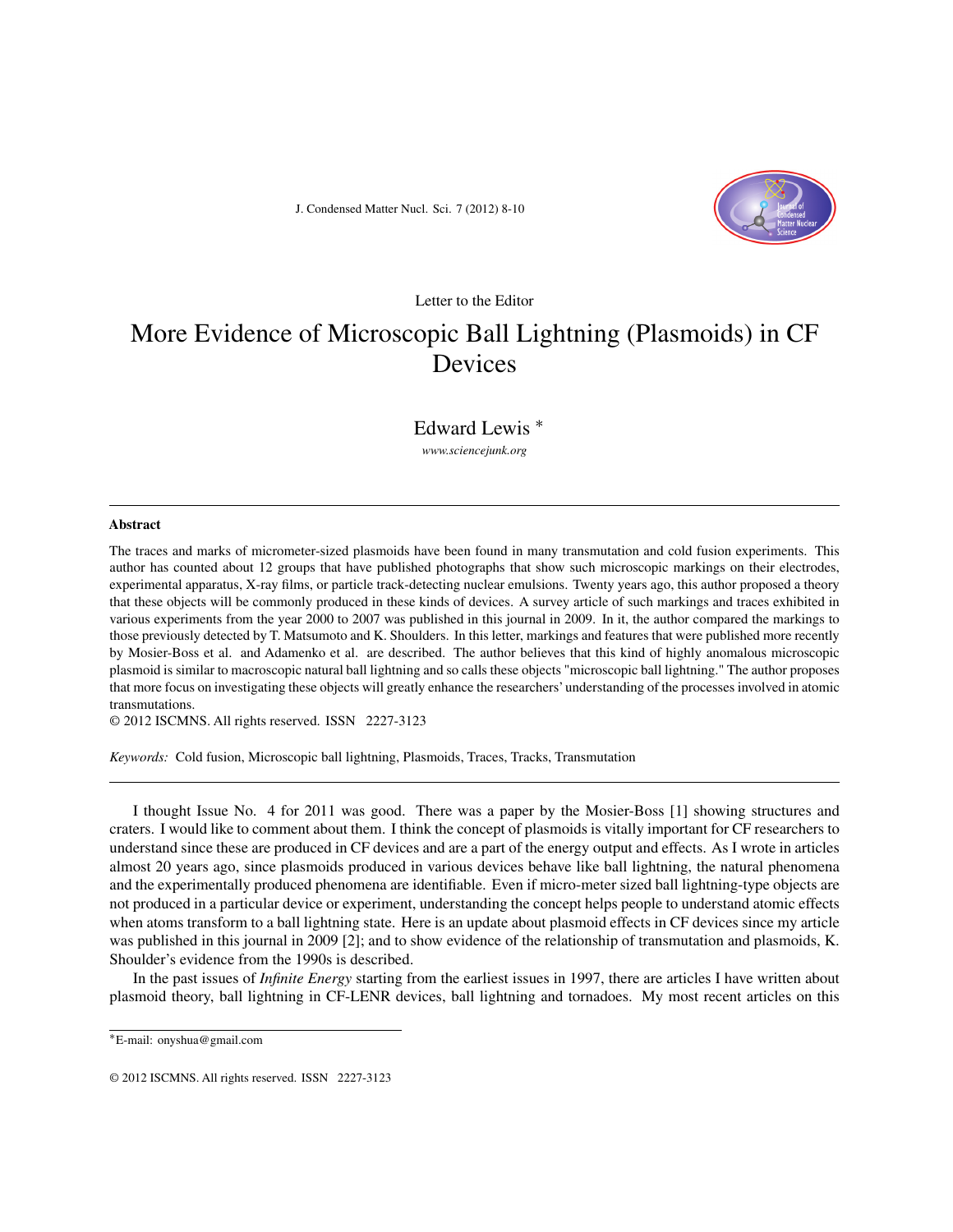Letter to the Editor

# More Evidence of Microscopic Ball Lightning (Plasmoids) in CF Devices

## Edward Lewis *

*www.sciencejunk.org*

---

### Abstract

The traces and marks of micrometer-sized plasmoids have been found in many transmutation and cold fusion experiments. This author has counted about 12 groups that have published photographs that show such microscopic markings on their electrodes, experimental apparatus, X-ray films, or particle track-detecting nuclear emulsions. Twenty years ago, this author proposed a theory that these objects will be commonly produced in these kinds of devices. A survey article of such markings and traces exhibited in various experiments from the year 2000 to 2007 was published in this journal in 2009. In it, the author compared the markings to those previously detected by T. Matsumoto and K. Shoulders. In this letter, markings and features that were published more recently by Mosier-Boss et al. and Adamenko et al. are described. The author believes that this kind of highly anomalous microscopic plasmoid is similar to macroscopic natural ball lightning and so calls these objects "microscopic ball lightning." The author proposes that more focus on investigating these objects will greatly enhance the researchers' understanding of the processes involved in atomic transmutations.

© 2012 ISCMNS. All rights reserved. ISSN 2227-3123

*Keywords:* Cold fusion, Microscopic ball lightning, Plasmoids, Traces, Tracks, Transmutation

---

I thought Issue No. 4 for 2011 was good. There was a paper by the Mosier-Boss [1] showing structures and craters. I would like to comment about them. I think the concept of plasmoids is vitally important for CF researchers to understand since these are produced in CF devices and are a part of the energy output and effects. As I wrote in articles almost 20 years ago, since plasmoids produced in various devices behave like ball lightning, the natural phenomena and the experimentally produced phenomena are identifiable. Even if micro-meter sized ball lightning-type objects are not produced in a particular device or experiment, understanding the concept helps people to understand atomic effects when atoms transform to a ball lightning state. Here is an update about plasmoid effects in CF devices since my article was published in this journal in 2009 [2]; and to show evidence of the relationship of transmutation and plasmoids, K. Shoulder's evidence from the 1990s is described.

In the past issues of *Infinite Energy* starting from the earliest issues in 1997, there are articles I have written about plasmoid theory, ball lightning in CF-LENR devices, ball lightning and tornadoes. My most recent articles on this

---

*E-mail: onyshua@gmail.com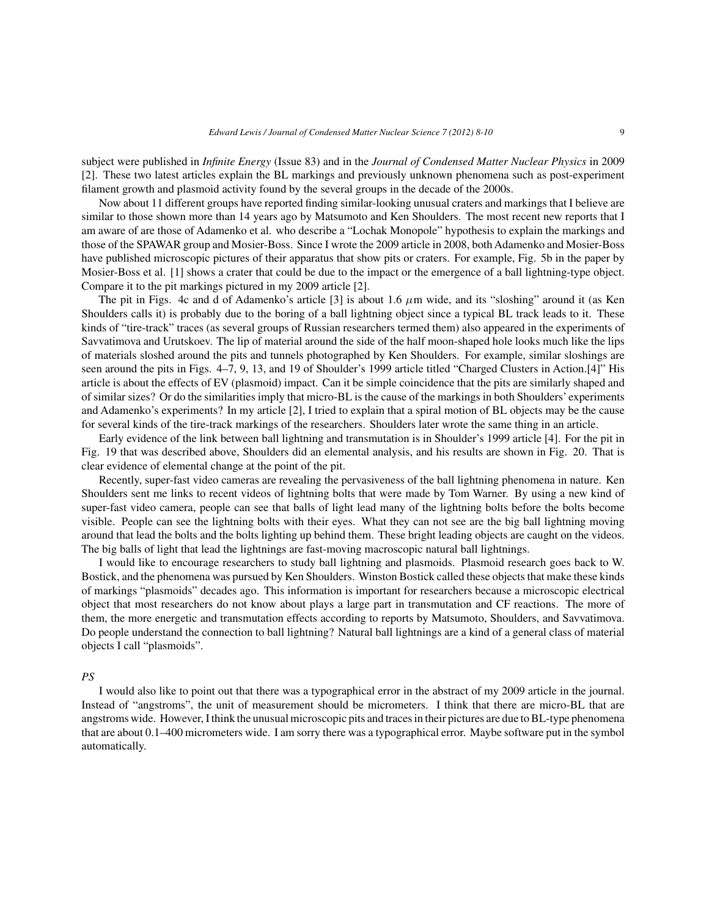subject were published in *Infinite Energy* (Issue 83) and in the *Journal of Condensed Matter Nuclear Physics* in 2009 [2]. These two latest articles explain the BL markings and previously unknown phenomena such as post-experiment filament growth and plasmoid activity found by the several groups in the decade of the 2000s.

Now about 11 different groups have reported finding similar-looking unusual craters and markings that I believe are similar to those shown more than 14 years ago by Matsumoto and Ken Shoulders. The most recent new reports that I am aware of are those of Adamenko et al. who describe a "Lochak Monopole" hypothesis to explain the markings and those of the SPAWAR group and Mosier-Boss. Since I wrote the 2009 article in 2008, both Adamenko and Mosier-Boss have published microscopic pictures of their apparatus that show pits or craters. For example, Fig. 5b in the paper by Mosier-Boss et al. [1] shows a crater that could be due to the impact or the emergence of a ball lightning-type object. Compare it to the pit markings pictured in my 2009 article [2].

The pit in Figs. 4c and d of Adamenko's article [3] is about 1.6 $\mu$m wide, and its "sloshing" around it (as Ken Shoulders calls it) is probably due to the boring of a ball lightning object since a typical BL track leads to it. These kinds of "tire-track" traces (as several groups of Russian researchers termed them) also appeared in the experiments of Savvatimova and Urutskoev. The lip of material around the side of the half moon-shaped hole looks much like the lips of materials sloshed around the pits and tunnels photographed by Ken Shoulders. For example, similar sloshings are seen around the pits in Figs. 4–7, 9, 13, and 19 of Shoulder's 1999 article titled "Charged Clusters in Action.[4]" His article is about the effects of EV (plasmoid) impact. Can it be simple coincidence that the pits are similarly shaped and of similar sizes? Or do the similarities imply that micro-BL is the cause of the markings in both Shoulders' experiments and Adamenko's experiments? In my article [2], I tried to explain that a spiral motion of BL objects may be the cause for several kinds of the tire-track markings of the researchers. Shoulders later wrote the same thing in an article.

Early evidence of the link between ball lightning and transmutation is in Shoulder's 1999 article [4]. For the pit in Fig. 19 that was described above, Shoulders did an elemental analysis, and his results are shown in Fig. 20. That is clear evidence of elemental change at the point of the pit.

Recently, super-fast video cameras are revealing the pervasiveness of the ball lightning phenomena in nature. Ken Shoulders sent me links to recent videos of lightning bolts that were made by Tom Warner. By using a new kind of super-fast video camera, people can see that balls of light lead many of the lightning bolts before the bolts become visible. People can see the lightning bolts with their eyes. What they can not see are the big ball lightning moving around that lead the bolts and the bolts lighting up behind them. These bright leading objects are caught on the videos. The big balls of light that lead the lightnings are fast-moving macroscopic natural ball lightnings.

I would like to encourage researchers to study ball lightning and plasmoids. Plasmoid research goes back to W. Bostick, and the phenomena was pursued by Ken Shoulders. Winston Bostick called these objects that make these kinds of markings "plasmoids" decades ago. This information is important for researchers because a microscopic electrical object that most researchers do not know about plays a large part in transmutation and CF reactions. The more of them, the more energetic and transmutation effects according to reports by Matsumoto, Shoulders, and Savvatimova. Do people understand the connection to ball lightning? Natural ball lightnings are a kind of a general class of material objects I call "plasmoids".

*PS*

I would also like to point out that there was a typographical error in the abstract of my 2009 article in the journal. Instead of "angstroms", the unit of measurement should be micrometers. I think that there are micro-BL that are angstroms wide. However, I think the unusual microscopic pits and traces in their pictures are due to BL-type phenomena that are about 0.1–400 micrometers wide. I am sorry there was a typographical error. Maybe software put in the symbol automatically.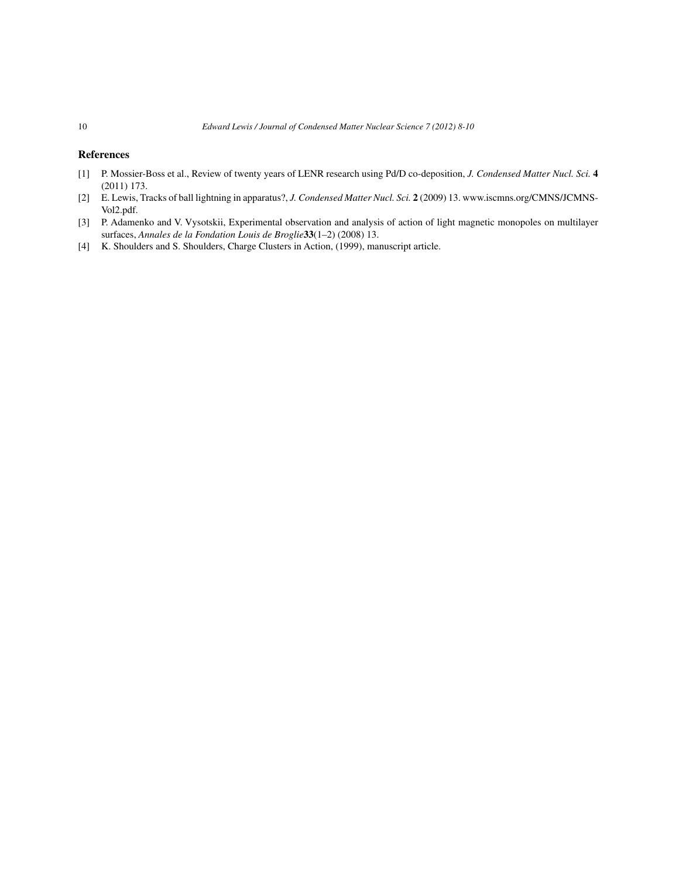## References

[1] P. Mossier-Boss et al., Review of twenty years of LENR research using Pd/D co-deposition, *J. Condensed Matter Nucl. Sci.* **4** (2011) 173.

[2] E. Lewis, Tracks of ball lightning in apparatus?, *J. Condensed Matter Nucl. Sci.* **2** (2009) 13. www.iscmns.org/CMNS/JCMNS-Vol2.pdf.

[3] P. Adamenko and V. Vysotskii, Experimental observation and analysis of action of light magnetic monopoles on multilayer surfaces, *Annales de la Fondation Louis de Broglie* **33**(1–2) (2008) 13.

[4] K. Shoulders and S. Shoulders, Charge Clusters in Action, (1999), manuscript article.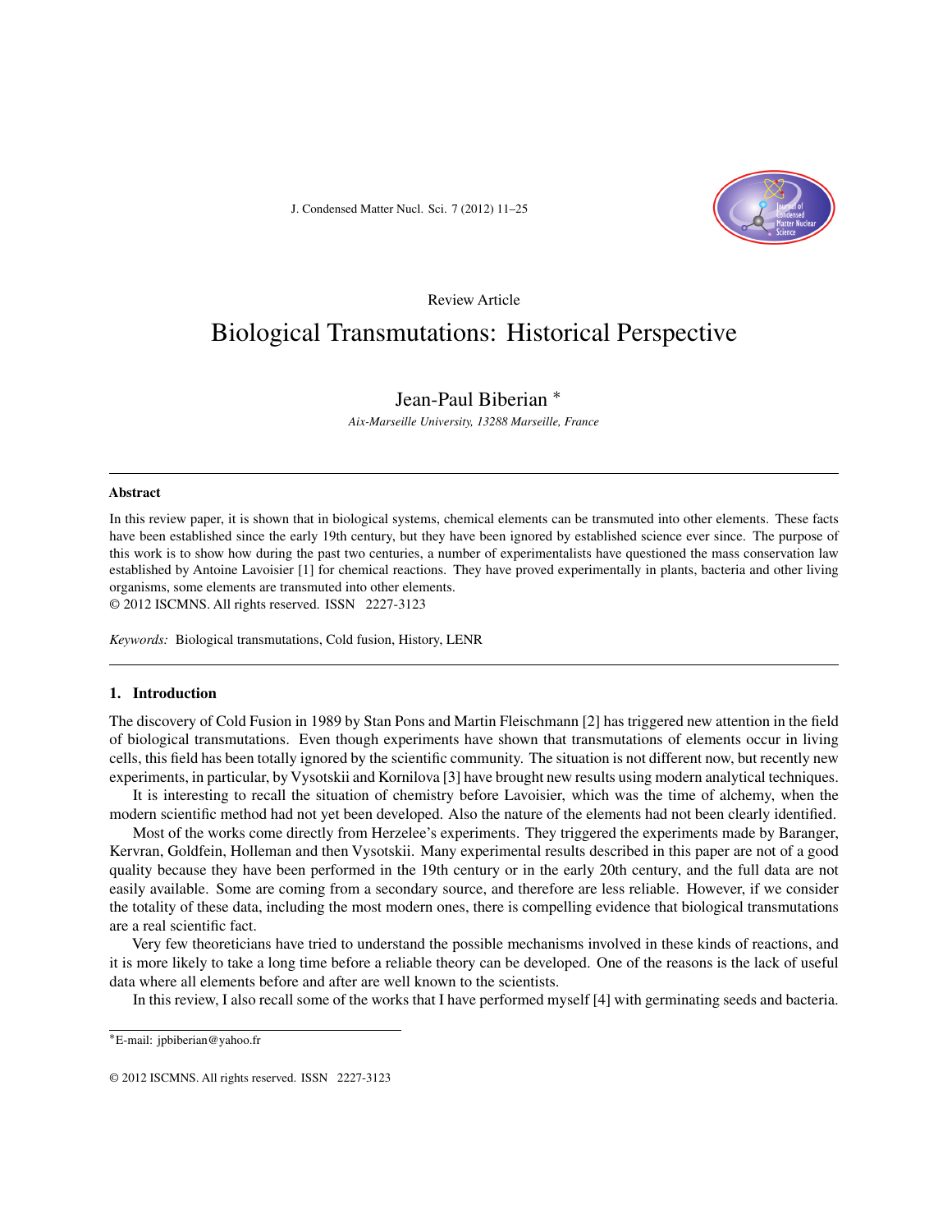Review Article

# Biological Transmutations: Historical Perspective

Jean-Paul Biberian [*]

*Aix-Marseille University, 13288 Marseille, France*

---

**Abstract**

In this review paper, it is shown that in biological systems, chemical elements can be transmuted into other elements. These facts have been established since the early 19th century, but they have been ignored by established science ever since. The purpose of this work is to show how during the past two centuries, a number of experimentalists have questioned the mass conservation law established by Antoine Lavoisier [1] for chemical reactions. They have proved experimentally in plants, bacteria and other living organisms, some elements are transmuted into other elements.

© 2012 ISCMNS. All rights reserved. ISSN 2227-3123

*Keywords:* Biological transmutations, Cold fusion, History, LENR

---

## 1. Introduction

The discovery of Cold Fusion in 1989 by Stan Pons and Martin Fleischmann [2] has triggered new attention in the field of biological transmutations. Even though experiments have shown that transmutations of elements occur in living cells, this field has been totally ignored by the scientific community. The situation is not different now, but recently new experiments, in particular, by Vysotskii and Kornilova [3] have brought new results using modern analytical techniques.

It is interesting to recall the situation of chemistry before Lavoisier, which was the time of alchemy, when the modern scientific method had not yet been developed. Also the nature of the elements had not been clearly identified.

Most of the works come directly from Herzelee's experiments. They triggered the experiments made by Baranger, Kervran, Goldfein, Holleman and then Vysotskii. Many experimental results described in this paper are not of a good quality because they have been performed in the 19th century or in the early 20th century, and the full data are not easily available. Some are coming from a secondary source, and therefore are less reliable. However, if we consider the totality of these data, including the most modern ones, there is compelling evidence that biological transmutations are a real scientific fact.

Very few theoreticians have tried to understand the possible mechanisms involved in these kinds of reactions, and it is more likely to take a long time before a reliable theory can be developed. One of the reasons is the lack of useful data where all elements before and after are well known to the scientists.

In this review, I also recall some of the works that I have performed myself [4] with germinating seeds and bacteria.

---

[*] E-mail: jpbiberian@yahoo.fr

© 2012 ISCMNS. All rights reserved. ISSN 2227-3123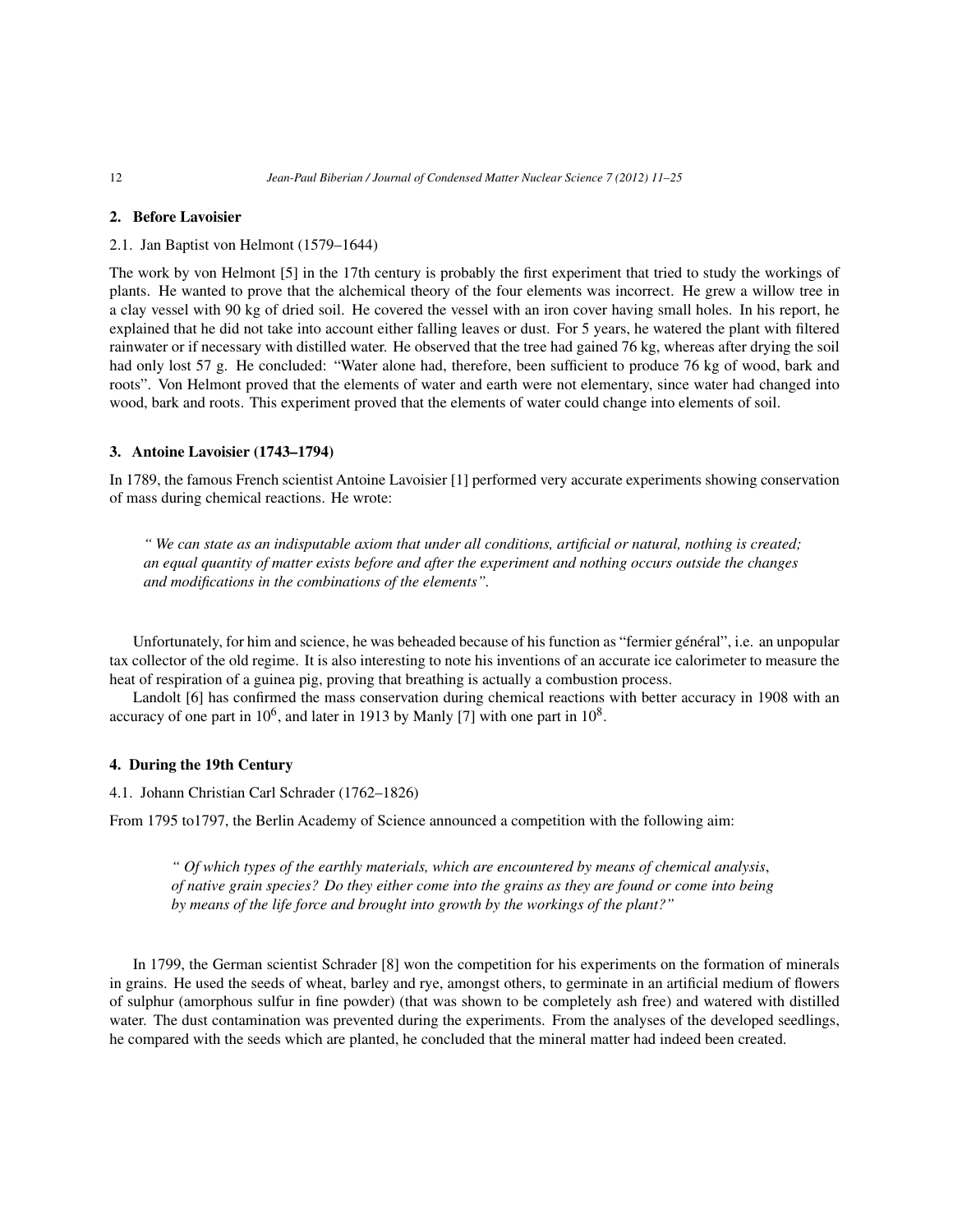## 2. Before Lavoisier

### 2.1. Jan Baptist von Helmont (1579–1644)

The work by von Helmont [5] in the 17th century is probably the first experiment that tried to study the workings of plants. He wanted to prove that the alchemical theory of the four elements was incorrect. He grew a willow tree in a clay vessel with 90 kg of dried soil. He covered the vessel with an iron cover having small holes. In his report, he explained that he did not take into account either falling leaves or dust. For 5 years, he watered the plant with filtered rainwater or if necessary with distilled water. He observed that the tree had gained 76 kg, whereas after drying the soil had only lost 57 g. He concluded: "Water alone had, therefore, been sufficient to produce 76 kg of wood, bark and roots". Von Helmont proved that the elements of water and earth were not elementary, since water had changed into wood, bark and roots. This experiment proved that the elements of water could change into elements of soil.

## 3. Antoine Lavoisier (1743–1794)

In 1789, the famous French scientist Antoine Lavoisier [1] performed very accurate experiments showing conservation of mass during chemical reactions. He wrote:

> *" We can state as an indisputable axiom that under all conditions, artificial or natural, nothing is created; an equal quantity of matter exists before and after the experiment and nothing occurs outside the changes and modifications in the combinations of the elements".*

Unfortunately, for him and science, he was beheaded because of his function as "fermier général", i.e. an unpopular tax collector of the old regime. It is also interesting to note his inventions of an accurate ice calorimeter to measure the heat of respiration of a guinea pig, proving that breathing is actually a combustion process.

Landolt [6] has confirmed the mass conservation during chemical reactions with better accuracy in 1908 with an accuracy of one part in $10^6$, and later in 1913 by Manly [7] with one part in $10^8$.

## 4. During the 19th Century

### 4.1. Johann Christian Carl Schrader (1762–1826)

From 1795 to1797, the Berlin Academy of Science announced a competition with the following aim:

> *" Of which types of the earthly materials, which are encountered by means of chemical analysis, of native grain species? Do they either come into the grains as they are found or come into being by means of the life force and brought into growth by the workings of the plant?"*

In 1799, the German scientist Schrader [8] won the competition for his experiments on the formation of minerals in grains. He used the seeds of wheat, barley and rye, amongst others, to germinate in an artificial medium of flowers of sulphur (amorphous sulfur in fine powder) (that was shown to be completely ash free) and watered with distilled water. The dust contamination was prevented during the experiments. From the analyses of the developed seedlings, he compared with the seeds which are planted, he concluded that the mineral matter had indeed been created.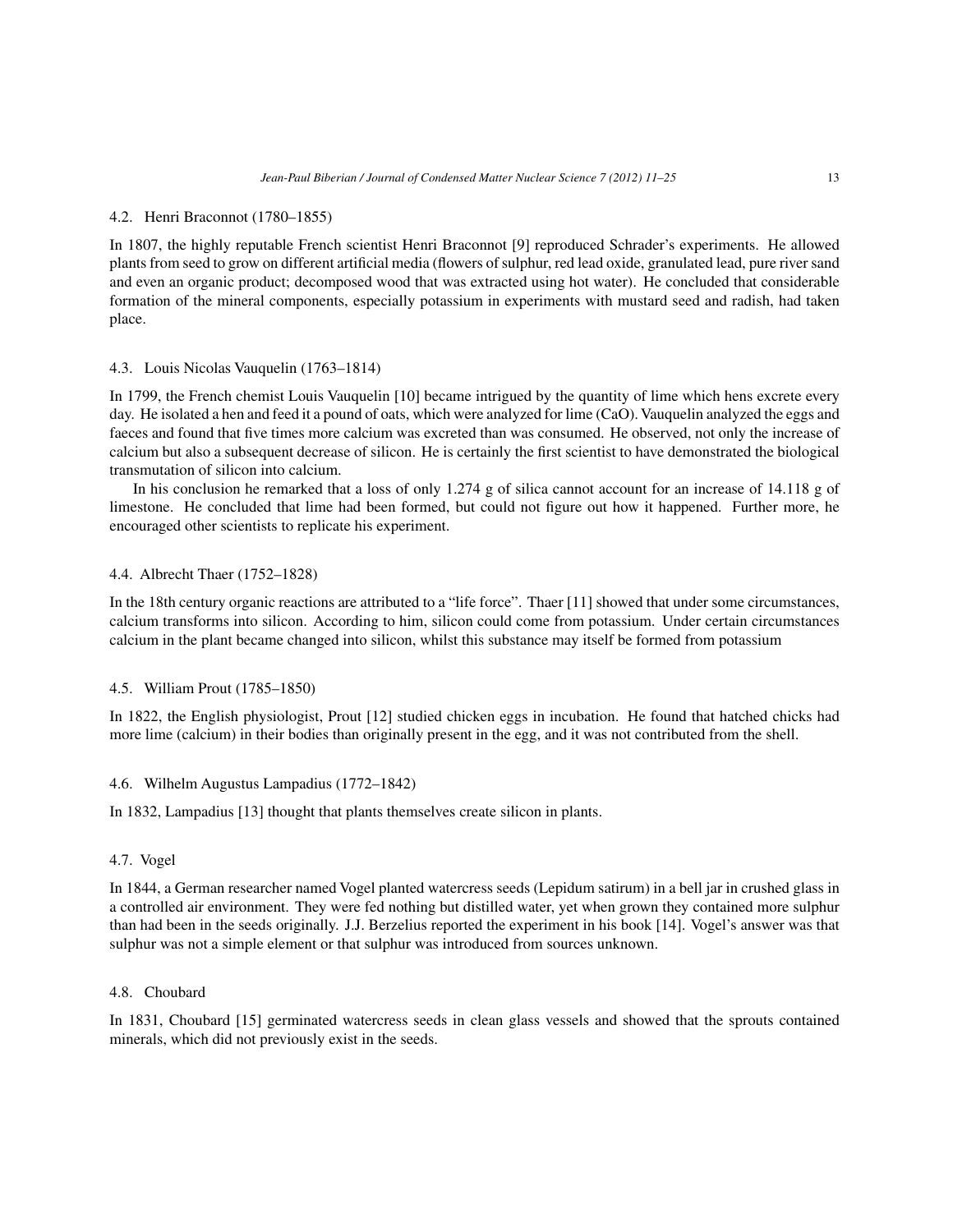### 4.2. Henri Braconnot (1780–1855)

In 1807, the highly reputable French scientist Henri Braconnot [9] reproduced Schrader's experiments. He allowed plants from seed to grow on different artificial media (flowers of sulphur, red lead oxide, granulated lead, pure river sand and even an organic product; decomposed wood that was extracted using hot water). He concluded that considerable formation of the mineral components, especially potassium in experiments with mustard seed and radish, had taken place.

### 4.3. Louis Nicolas Vauquelin (1763–1814)

In 1799, the French chemist Louis Vauquelin [10] became intrigued by the quantity of lime which hens excrete every day. He isolated a hen and feed it a pound of oats, which were analyzed for lime (CaO). Vauquelin analyzed the eggs and faeces and found that five times more calcium was excreted than was consumed. He observed, not only the increase of calcium but also a subsequent decrease of silicon. He is certainly the first scientist to have demonstrated the biological transmutation of silicon into calcium.

In his conclusion he remarked that a loss of only 1.274 g of silica cannot account for an increase of 14.118 g of limestone. He concluded that lime had been formed, but could not figure out how it happened. Further more, he encouraged other scientists to replicate his experiment.

### 4.4. Albrecht Thaer (1752–1828)

In the 18th century organic reactions are attributed to a "life force". Thaer [11] showed that under some circumstances, calcium transforms into silicon. According to him, silicon could come from potassium. Under certain circumstances calcium in the plant became changed into silicon, whilst this substance may itself be formed from potassium

### 4.5. William Prout (1785–1850)

In 1822, the English physiologist, Prout [12] studied chicken eggs in incubation. He found that hatched chicks had more lime (calcium) in their bodies than originally present in the egg, and it was not contributed from the shell.

### 4.6. Wilhelm Augustus Lampadius (1772–1842)

In 1832, Lampadius [13] thought that plants themselves create silicon in plants.

### 4.7. Vogel

In 1844, a German researcher named Vogel planted watercress seeds (Lepidum satirum) in a bell jar in crushed glass in a controlled air environment. They were fed nothing but distilled water, yet when grown they contained more sulphur than had been in the seeds originally. J.J. Berzelius reported the experiment in his book [14]. Vogel's answer was that sulphur was not a simple element or that sulphur was introduced from sources unknown.

### 4.8. Choubard

In 1831, Choubard [15] germinated watercress seeds in clean glass vessels and showed that the sprouts contained minerals, which did not previously exist in the seeds.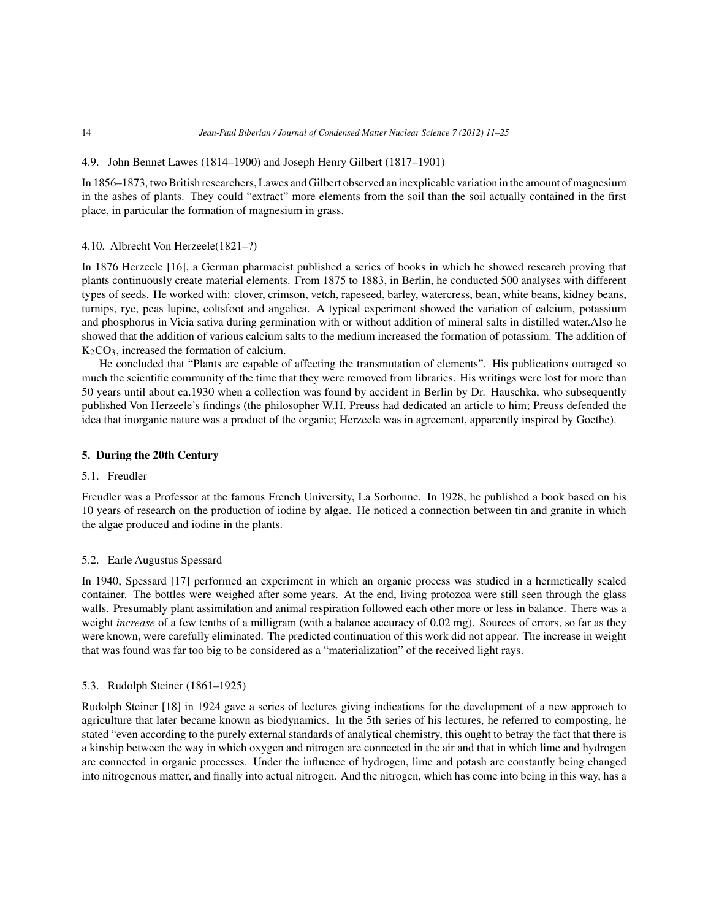### 4.9. John Bennet Lawes (1814–1900) and Joseph Henry Gilbert (1817–1901)

In 1856–1873, two British researchers, Lawes and Gilbert observed an inexplicable variation in the amount of magnesium in the ashes of plants. They could "extract" more elements from the soil than the soil actually contained in the first place, in particular the formation of magnesium in grass.

### 4.10. Albrecht Von Herzeele(1821–?)

In 1876 Herzeele [16], a German pharmacist published a series of books in which he showed research proving that plants continuously create material elements. From 1875 to 1883, in Berlin, he conducted 500 analyses with different types of seeds. He worked with: clover, crimson, vetch, rapeseed, barley, watercress, bean, white beans, kidney beans, turnips, rye, peas lupine, coltsfoot and angelica. A typical experiment showed the variation of calcium, potassium and phosphorus in Vicia sativa during germination with or without addition of mineral salts in distilled water.Also he showed that the addition of various calcium salts to the medium increased the formation of potassium. The addition of $K_2CO_3$, increased the formation of calcium.

He concluded that "Plants are capable of affecting the transmutation of elements". His publications outraged so much the scientific community of the time that they were removed from libraries. His writings were lost for more than 50 years until about ca.1930 when a collection was found by accident in Berlin by Dr. Hauschka, who subsequently published Von Herzeele's findings (the philosopher W.H. Preuss had dedicated an article to him; Preuss defended the idea that inorganic nature was a product of the organic; Herzeele was in agreement, apparently inspired by Goethe).

## 5. During the 20th Century

### 5.1. Freudler

Freudler was a Professor at the famous French University, La Sorbonne. In 1928, he published a book based on his 10 years of research on the production of iodine by algae. He noticed a connection between tin and granite in which the algae produced and iodine in the plants.

### 5.2. Earle Augustus Spessard

In 1940, Spessard [17] performed an experiment in which an organic process was studied in a hermetically sealed container. The bottles were weighed after some years. At the end, living protozoa were still seen through the glass walls. Presumably plant assimilation and animal respiration followed each other more or less in balance. There was a weight *increase* of a few tenths of a milligram (with a balance accuracy of 0.02 mg). Sources of errors, so far as they were known, were carefully eliminated. The predicted continuation of this work did not appear. The increase in weight that was found was far too big to be considered as a "materialization" of the received light rays.

### 5.3. Rudolph Steiner (1861–1925)

Rudolph Steiner [18] in 1924 gave a series of lectures giving indications for the development of a new approach to agriculture that later became known as biodynamics. In the 5th series of his lectures, he referred to composting, he stated "even according to the purely external standards of analytical chemistry, this ought to betray the fact that there is a kinship between the way in which oxygen and nitrogen are connected in the air and that in which lime and hydrogen are connected in organic processes. Under the influence of hydrogen, lime and potash are constantly being changed into nitrogenous matter, and finally into actual nitrogen. And the nitrogen, which has come into being in this way, has a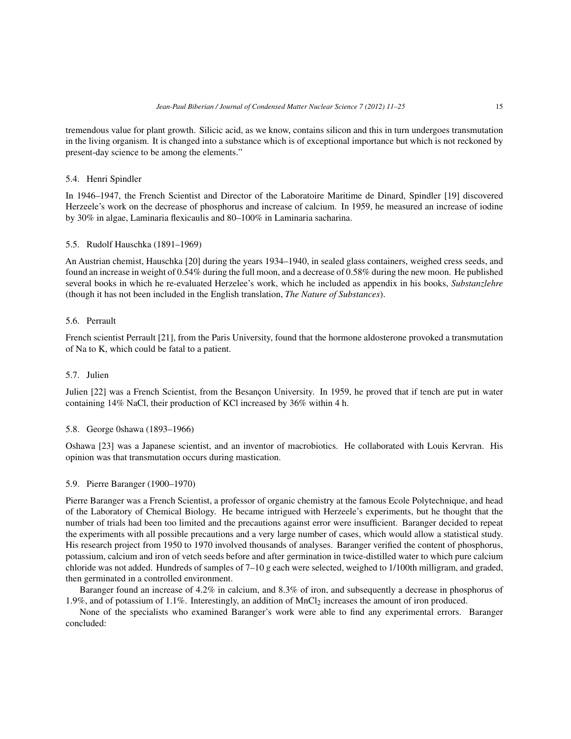tremendous value for plant growth. Silicic acid, as we know, contains silicon and this in turn undergoes transmutation in the living organism. It is changed into a substance which is of exceptional importance but which is not reckoned by present-day science to be among the elements."

### 5.4. Henri Spindler

In 1946–1947, the French Scientist and Director of the Laboratoire Maritime de Dinard, Spindler [19] discovered Herzeele's work on the decrease of phosphorus and increase of calcium. In 1959, he measured an increase of iodine by 30% in algae, Laminaria flexicaulis and 80–100% in Laminaria sacharina.

### 5.5. Rudolf Hauschka (1891–1969)

An Austrian chemist, Hauschka [20] during the years 1934–1940, in sealed glass containers, weighed cress seeds, and found an increase in weight of 0.54% during the full moon, and a decrease of 0.58% during the new moon. He published several books in which he re-evaluated Herzelee's work, which he included as appendix in his books, *Substanzlehre* (though it has not been included in the English translation, *The Nature of Substances*).

### 5.6. Perrault

French scientist Perrault [21], from the Paris University, found that the hormone aldosterone provoked a transmutation of Na to K, which could be fatal to a patient.

### 5.7. Julien

Julien [22] was a French Scientist, from the Besançon University. In 1959, he proved that if tench are put in water containing 14% NaCl, their production of KCl increased by 36% within 4 h.

### 5.8. George 0shawa (1893–1966)

Oshawa [23] was a Japanese scientist, and an inventor of macrobiotics. He collaborated with Louis Kervran. His opinion was that transmutation occurs during mastication.

### 5.9. Pierre Baranger (1900–1970)

Pierre Baranger was a French Scientist, a professor of organic chemistry at the famous Ecole Polytechnique, and head of the Laboratory of Chemical Biology. He became intrigued with Herzeele's experiments, but he thought that the number of trials had been too limited and the precautions against error were insufficient. Baranger decided to repeat the experiments with all possible precautions and a very large number of cases, which would allow a statistical study. His research project from 1950 to 1970 involved thousands of analyses. Baranger verified the content of phosphorus, potassium, calcium and iron of vetch seeds before and after germination in twice-distilled water to which pure calcium chloride was not added. Hundreds of samples of 7–10 g each were selected, weighed to 1/100th milligram, and graded, then germinated in a controlled environment.

Baranger found an increase of 4.2% in calcium, and 8.3% of iron, and subsequently a decrease in phosphorus of 1.9%, and of potassium of 1.1%. Interestingly, an addition of $MnCl_2$ increases the amount of iron produced.

None of the specialists who examined Baranger's work were able to find any experimental errors. Baranger concluded: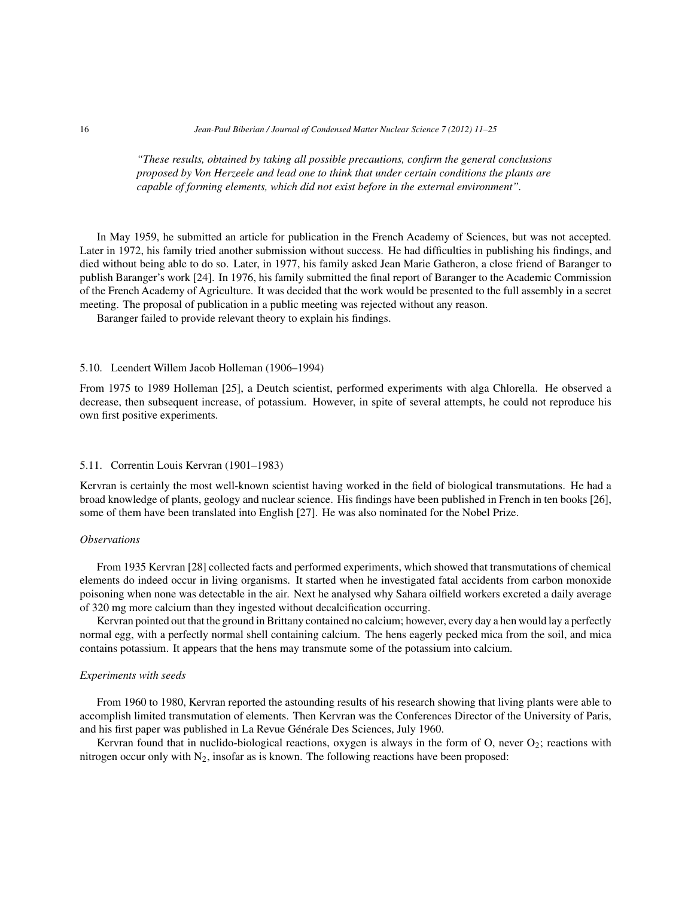*"These results, obtained by taking all possible precautions, confirm the general conclusions proposed by Von Herzeele and lead one to think that under certain conditions the plants are capable of forming elements, which did not exist before in the external environment".*

In May 1959, he submitted an article for publication in the French Academy of Sciences, but was not accepted. Later in 1972, his family tried another submission without success. He had difficulties in publishing his findings, and died without being able to do so. Later, in 1977, his family asked Jean Marie Gatheron, a close friend of Baranger to publish Baranger's work [24]. In 1976, his family submitted the final report of Baranger to the Academic Commission of the French Academy of Agriculture. It was decided that the work would be presented to the full assembly in a secret meeting. The proposal of publication in a public meeting was rejected without any reason.

Baranger failed to provide relevant theory to explain his findings.

### 5.10. Leendert Willem Jacob Holleman (1906–1994)

From 1975 to 1989 Holleman [25], a Deutch scientist, performed experiments with alga Chlorella. He observed a decrease, then subsequent increase, of potassium. However, in spite of several attempts, he could not reproduce his own first positive experiments.

### 5.11. Correntin Louis Kervran (1901–1983)

Kervran is certainly the most well-known scientist having worked in the field of biological transmutations. He had a broad knowledge of plants, geology and nuclear science. His findings have been published in French in ten books [26], some of them have been translated into English [27]. He was also nominated for the Nobel Prize.

*Observations*

From 1935 Kervran [28] collected facts and performed experiments, which showed that transmutations of chemical elements do indeed occur in living organisms. It started when he investigated fatal accidents from carbon monoxide poisoning when none was detectable in the air. Next he analysed why Sahara oilfield workers excreted a daily average of 320 mg more calcium than they ingested without decalcification occurring.

Kervran pointed out that the ground in Brittany contained no calcium; however, every day a hen would lay a perfectly normal egg, with a perfectly normal shell containing calcium. The hens eagerly pecked mica from the soil, and mica contains potassium. It appears that the hens may transmute some of the potassium into calcium.

*Experiments with seeds*

From 1960 to 1980, Kervran reported the astounding results of his research showing that living plants were able to accomplish limited transmutation of elements. Then Kervran was the Conferences Director of the University of Paris, and his first paper was published in La Revue Générale Des Sciences, July 1960.

Kervran found that in nuclido-biological reactions, oxygen is always in the form of O, never $O_2$; reactions with nitrogen occur only with $N_2$, insofar as is known. The following reactions have been proposed: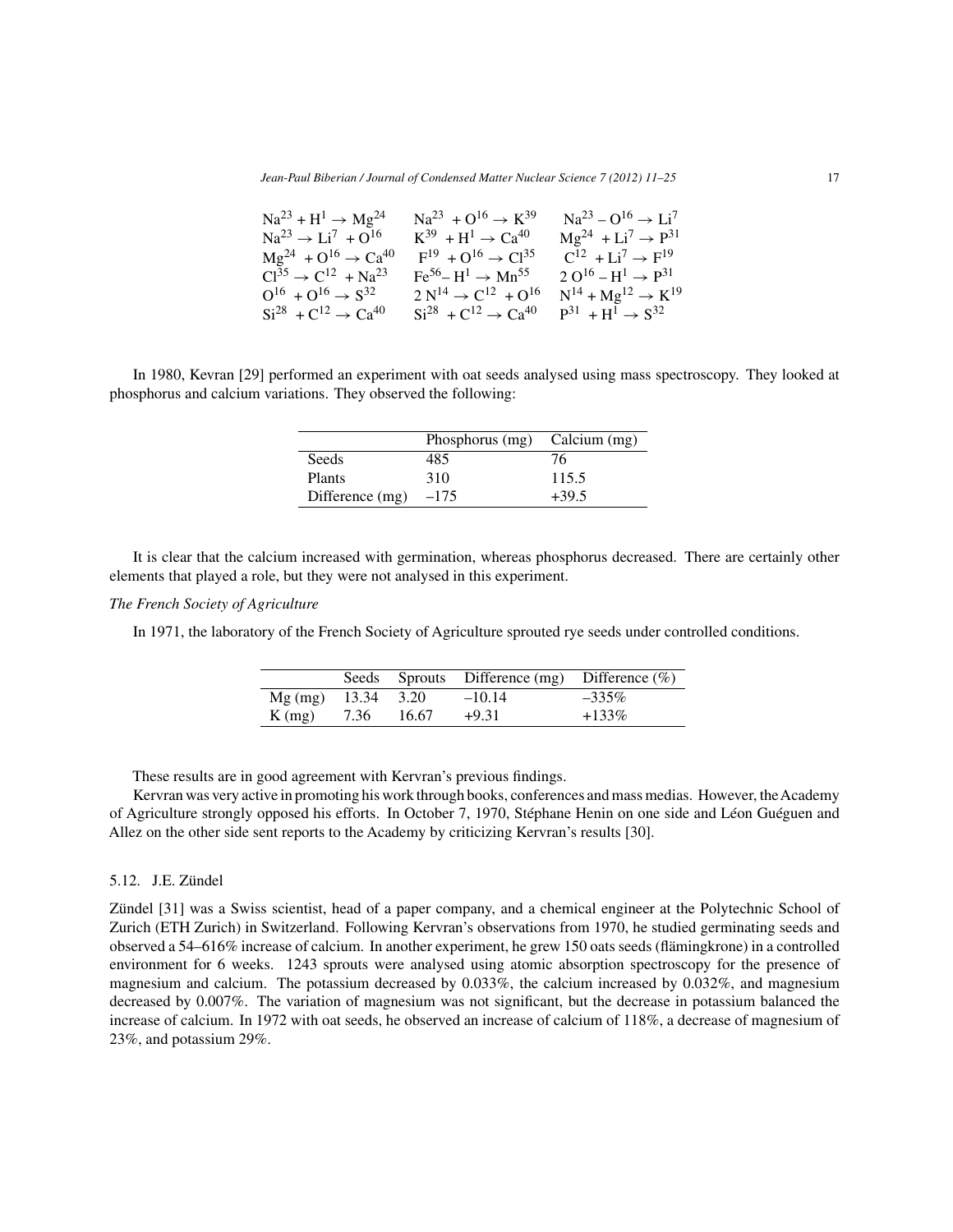| | | |
|---|---|---|
| $Na^{23} + H^{1} \rightarrow Mg^{24}$ | $Na^{23} + O^{16} \rightarrow K^{39}$ | $Na^{23} - O^{16} \rightarrow Li^{7}$ |
| $Na^{23} \rightarrow Li^{7} + O^{16}$ | $K^{39} + H^{1} \rightarrow Ca^{40}$ | $Mg^{24} + Li^{7} \rightarrow P^{31}$ |
| $Mg^{24} + O^{16} \rightarrow Ca^{40}$ | $F^{19} + O^{16} \rightarrow Cl^{35}$ | $C^{12} + Li^{7} \rightarrow F^{19}$ |
| $Cl^{35} \rightarrow C^{12} + Na^{23}$ | $Fe^{56} - H^{1} \rightarrow Mn^{55}$ | $2\,O^{16} - H^{1} \rightarrow P^{31}$ |
| $O^{16} + O^{16} \rightarrow S^{32}$ | $2\,N^{14} \rightarrow C^{12} + O^{16}$ | $N^{14} + Mg^{12} \rightarrow K^{19}$ |
| $Si^{28} + C^{12} \rightarrow Ca^{40}$ | $Si^{28} + C^{12} \rightarrow Ca^{40}$ | $P^{31} + H^{1} \rightarrow S^{32}$ |

In 1980, Kevran [29] performed an experiment with oat seeds analysed using mass spectroscopy. They looked at phosphorus and calcium variations. They observed the following:

| | Phosphorus (mg) | Calcium (mg) |
|---|---|---|
| Seeds | 485 | 76 |
| Plants | 310 | 115.5 |
| Difference (mg) | –175 | +39.5 |

It is clear that the calcium increased with germination, whereas phosphorus decreased. There are certainly other elements that played a role, but they were not analysed in this experiment.

*The French Society of Agriculture*

In 1971, the laboratory of the French Society of Agriculture sprouted rye seeds under controlled conditions.

| | Seeds | Sprouts | Difference (mg) | Difference (%) |
|---|---|---|---|---|
| Mg (mg) | 13.34 | 3.20 | –10.14 | –335% |
| K (mg) | 7.36 | 16.67 | +9.31 | +133% |

These results are in good agreement with Kervran's previous findings.

Kervran was very active in promoting his work through books, conferences and mass medias. However, the Academy of Agriculture strongly opposed his efforts. In October 7, 1970, Stéphane Henin on one side and Léon Guéguen and Allez on the other side sent reports to the Academy by criticizing Kervran's results [30].

### 5.12. J.E. Zündel

Zündel [31] was a Swiss scientist, head of a paper company, and a chemical engineer at the Polytechnic School of Zurich (ETH Zurich) in Switzerland. Following Kervran's observations from 1970, he studied germinating seeds and observed a 54–616% increase of calcium. In another experiment, he grew 150 oats seeds (flämingkrone) in a controlled environment for 6 weeks. 1243 sprouts were analysed using atomic absorption spectroscopy for the presence of magnesium and calcium. The potassium decreased by 0.033%, the calcium increased by 0.032%, and magnesium decreased by 0.007%. The variation of magnesium was not significant, but the decrease in potassium balanced the increase of calcium. In 1972 with oat seeds, he observed an increase of calcium of 118%, a decrease of magnesium of 23%, and potassium 29%.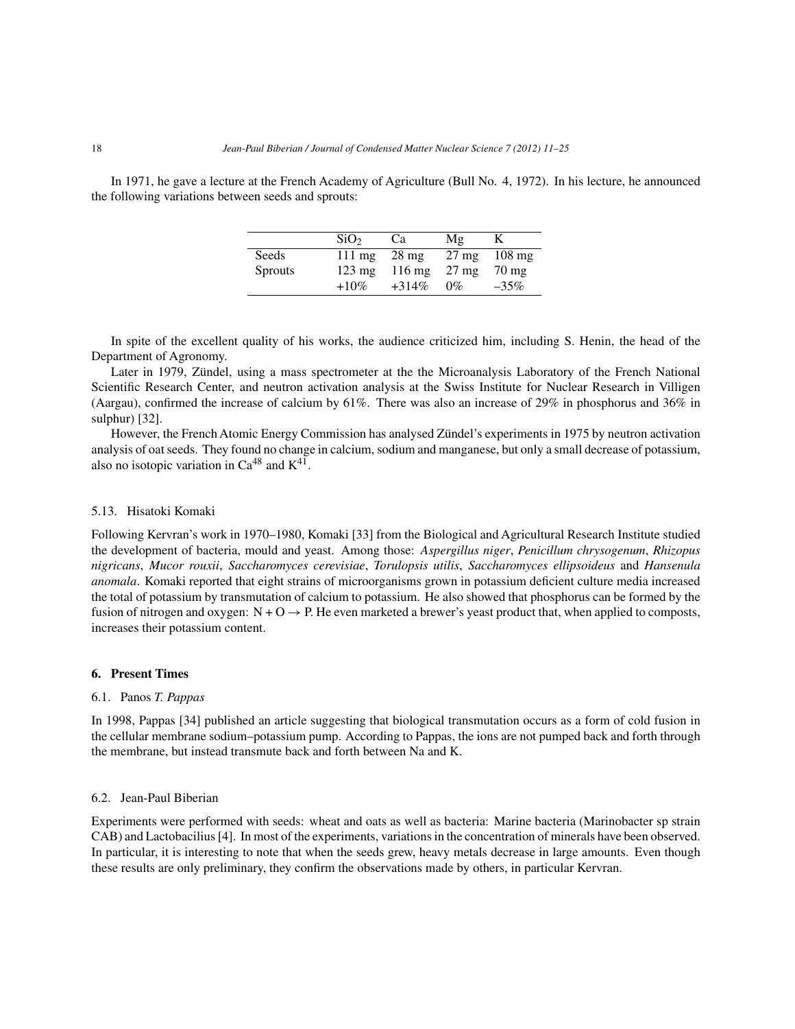In 1971, he gave a lecture at the French Academy of Agriculture (Bull No. 4, 1972). In his lecture, he announced the following variations between seeds and sprouts:

| | $SiO_2$ | Ca | Mg | K |
|---|---|---|---|---|
| Seeds | 111 mg | 28 mg | 27 mg | 108 mg |
| Sprouts | 123 mg | 116 mg | 27 mg | 70 mg |
| | +10% | +314% | 0% | –35% |

In spite of the excellent quality of his works, the audience criticized him, including S. Henin, the head of the Department of Agronomy.

Later in 1979, Zündel, using a mass spectrometer at the the Microanalysis Laboratory of the French National Scientific Research Center, and neutron activation analysis at the Swiss Institute for Nuclear Research in Villigen (Aargau), confirmed the increase of calcium by 61%. There was also an increase of 29% in phosphorus and 36% in sulphur) [32].

However, the French Atomic Energy Commission has analysed Zündel's experiments in 1975 by neutron activation analysis of oat seeds. They found no change in calcium, sodium and manganese, but only a small decrease of potassium, also no isotopic variation in $Ca^{48}$ and $K^{41}$.

### 5.13. Hisatoki Komaki

Following Kervran's work in 1970–1980, Komaki [33] from the Biological and Agricultural Research Institute studied the development of bacteria, mould and yeast. Among those: *Aspergillus niger*, *Penicillum chrysogenum*, *Rhizopus nigricans*, *Mucor rouxii*, *Saccharomyces cerevisiae*, *Torulopsis utilis*, *Saccharomyces ellipsoideus* and *Hansenula anomala*. Komaki reported that eight strains of microorganisms grown in potassium deficient culture media increased the total of potassium by transmutation of calcium to potassium. He also showed that phosphorus can be formed by the fusion of nitrogen and oxygen: $N + O \rightarrow P$. He even marketed a brewer's yeast product that, when applied to composts, increases their potassium content.

## 6. Present Times

### 6.1. Panos *T. Pappas*

In 1998, Pappas [34] published an article suggesting that biological transmutation occurs as a form of cold fusion in the cellular membrane sodium–potassium pump. According to Pappas, the ions are not pumped back and forth through the membrane, but instead transmute back and forth between Na and K.

### 6.2. Jean-Paul Biberian

Experiments were performed with seeds: wheat and oats as well as bacteria: Marine bacteria (Marinobacter sp strain CAB) and Lactobacilius [4]. In most of the experiments, variations in the concentration of minerals have been observed. In particular, it is interesting to note that when the seeds grew, heavy metals decrease in large amounts. Even though these results are only preliminary, they confirm the observations made by others, in particular Kervran.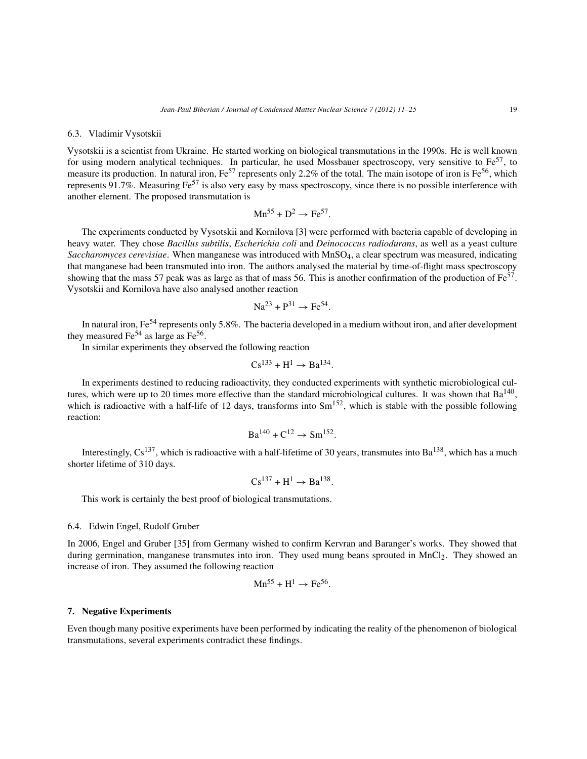### 6.3. Vladimir Vysotskii

Vysotskii is a scientist from Ukraine. He started working on biological transmutations in the 1990s. He is well known for using modern analytical techniques. In particular, he used Mossbauer spectroscopy, very sensitive to $Fe^{57}$, to measure its production. In natural iron, $Fe^{57}$ represents only 2.2% of the total. The main isotope of iron is $Fe^{56}$, which represents 91.7%. Measuring $Fe^{57}$ is also very easy by mass spectroscopy, since there is no possible interference with another element. The proposed transmutation is

$$Mn^{55} + D^{2} \rightarrow Fe^{57}.$$

The experiments conducted by Vysotskii and Kornilova [3] were performed with bacteria capable of developing in heavy water. They chose *Bacillus subtilis*, *Escherichia coli* and *Deinococcus radiodurans*, as well as a yeast culture *Saccharomyces cerevisiae*. When manganese was introduced with $MnSO_4$, a clear spectrum was measured, indicating that manganese had been transmuted into iron. The authors analysed the material by time-of-flight mass spectroscopy showing that the mass 57 peak was as large as that of mass 56. This is another confirmation of the production of $Fe^{57}$. Vysotskii and Kornilova have also analysed another reaction

$$Na^{23} + P^{31} \rightarrow Fe^{54}.$$

In natural iron, $Fe^{54}$ represents only 5.8%. The bacteria developed in a medium without iron, and after development they measured $Fe^{54}$ as large as $Fe^{56}$.

In similar experiments they observed the following reaction

$$Cs^{133} + H^{1} \rightarrow Ba^{134}.$$

In experiments destined to reducing radioactivity, they conducted experiments with synthetic microbiological cultures, which were up to 20 times more effective than the standard microbiological cultures. It was shown that $Ba^{140}$, which is radioactive with a half-life of 12 days, transforms into $Sm^{152}$, which is stable with the possible following reaction:

$$Ba^{140} + C^{12} \rightarrow Sm^{152}.$$

Interestingly, $Cs^{137}$, which is radioactive with a half-lifetime of 30 years, transmutes into $Ba^{138}$, which has a much shorter lifetime of 310 days.

$$Cs^{137} + H^{1} \rightarrow Ba^{138}.$$

This work is certainly the best proof of biological transmutations.

### 6.4. Edwin Engel, Rudolf Gruber

In 2006, Engel and Gruber [35] from Germany wished to confirm Kervran and Baranger's works. They showed that during germination, manganese transmutes into iron. They used mung beans sprouted in $MnCl_2$. They showed an increase of iron. They assumed the following reaction

$$Mn^{55} + H^{1} \rightarrow Fe^{56}.$$

## 7. Negative Experiments

Even though many positive experiments have been performed by indicating the reality of the phenomenon of biological transmutations, several experiments contradict these findings.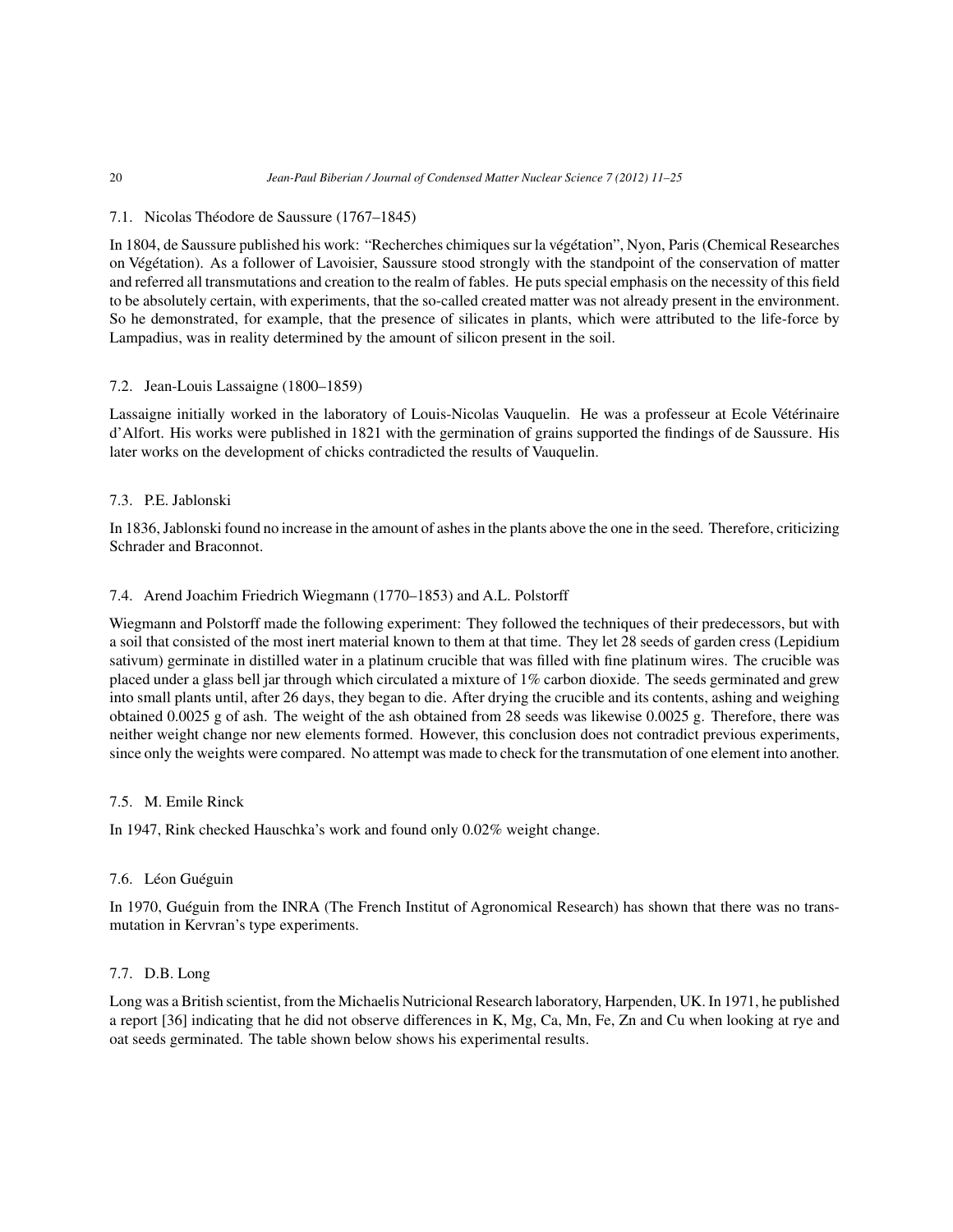### 7.1. Nicolas Théodore de Saussure (1767–1845)

In 1804, de Saussure published his work: "Recherches chimiques sur la végétation", Nyon, Paris (Chemical Researches on Végétation). As a follower of Lavoisier, Saussure stood strongly with the standpoint of the conservation of matter and referred all transmutations and creation to the realm of fables. He puts special emphasis on the necessity of this field to be absolutely certain, with experiments, that the so-called created matter was not already present in the environment. So he demonstrated, for example, that the presence of silicates in plants, which were attributed to the life-force by Lampadius, was in reality determined by the amount of silicon present in the soil.

### 7.2. Jean-Louis Lassaigne (1800–1859)

Lassaigne initially worked in the laboratory of Louis-Nicolas Vauquelin. He was a professeur at Ecole Vétérinaire d'Alfort. His works were published in 1821 with the germination of grains supported the findings of de Saussure. His later works on the development of chicks contradicted the results of Vauquelin.

### 7.3. P.E. Jablonski

In 1836, Jablonski found no increase in the amount of ashes in the plants above the one in the seed. Therefore, criticizing Schrader and Braconnot.

### 7.4. Arend Joachim Friedrich Wiegmann (1770–1853) and A.L. Polstorff

Wiegmann and Polstorff made the following experiment: They followed the techniques of their predecessors, but with a soil that consisted of the most inert material known to them at that time. They let 28 seeds of garden cress (Lepidium sativum) germinate in distilled water in a platinum crucible that was filled with fine platinum wires. The crucible was placed under a glass bell jar through which circulated a mixture of 1% carbon dioxide. The seeds germinated and grew into small plants until, after 26 days, they began to die. After drying the crucible and its contents, ashing and weighing obtained 0.0025 g of ash. The weight of the ash obtained from 28 seeds was likewise 0.0025 g. Therefore, there was neither weight change nor new elements formed. However, this conclusion does not contradict previous experiments, since only the weights were compared. No attempt was made to check for the transmutation of one element into another.

### 7.5. M. Emile Rinck

In 1947, Rink checked Hauschka's work and found only 0.02% weight change.

### 7.6. Léon Guéguin

In 1970, Guéguin from the INRA (The French Institut of Agronomical Research) has shown that there was no transmutation in Kervran's type experiments.

### 7.7. D.B. Long

Long was a British scientist, from the Michaelis Nutricional Research laboratory, Harpenden, UK. In 1971, he published a report [36] indicating that he did not observe differences in K, Mg, Ca, Mn, Fe, Zn and Cu when looking at rye and oat seeds germinated. The table shown below shows his experimental results.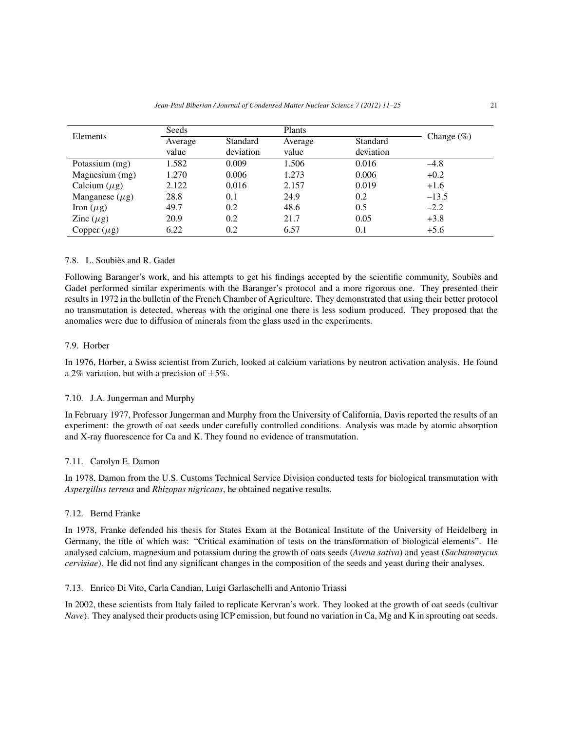| Elements | Seeds | | Plants | | Change (%) |
|---|---|---|---|---|---|
| | Average value | Standard deviation | Average value | Standard deviation | |
| Potassium (mg) | 1.582 | 0.009 | 1.506 | 0.016 | –4.8 |
| Magnesium (mg) | 1.270 | 0.006 | 1.273 | 0.006 | +0.2 |
| Calcium ($\mu$g) | 2.122 | 0.016 | 2.157 | 0.019 | +1.6 |
| Manganese ($\mu$g) | 28.8 | 0.1 | 24.9 | 0.2 | –13.5 |
| Iron ($\mu$g) | 49.7 | 0.2 | 48.6 | 0.5 | –2.2 |
| Zinc ($\mu$g) | 20.9 | 0.2 | 21.7 | 0.05 | +3.8 |
| Copper ($\mu$g) | 6.22 | 0.2 | 6.57 | 0.1 | +5.6 |

### 7.8. L. Soubiès and R. Gadet

Following Baranger's work, and his attempts to get his findings accepted by the scientific community, Soubiès and Gadet performed similar experiments with the Baranger's protocol and a more rigorous one. They presented their results in 1972 in the bulletin of the French Chamber of Agriculture. They demonstrated that using their better protocol no transmutation is detected, whereas with the original one there is less sodium produced. They proposed that the anomalies were due to diffusion of minerals from the glass used in the experiments.

### 7.9. Horber

In 1976, Horber, a Swiss scientist from Zurich, looked at calcium variations by neutron activation analysis. He found a 2% variation, but with a precision of ±5%.

### 7.10. J.A. Jungerman and Murphy

In February 1977, Professor Jungerman and Murphy from the University of California, Davis reported the results of an experiment: the growth of oat seeds under carefully controlled conditions. Analysis was made by atomic absorption and X-ray fluorescence for Ca and K. They found no evidence of transmutation.

### 7.11. Carolyn E. Damon

In 1978, Damon from the U.S. Customs Technical Service Division conducted tests for biological transmutation with *Aspergillus terreus* and *Rhizopus nigricans*, he obtained negative results.

### 7.12. Bernd Franke

In 1978, Franke defended his thesis for States Exam at the Botanical Institute of the University of Heidelberg in Germany, the title of which was: "Critical examination of tests on the transformation of biological elements". He analysed calcium, magnesium and potassium during the growth of oats seeds (*Avena sativa*) and yeast (*Sacharomycus cervisiae*). He did not find any significant changes in the composition of the seeds and yeast during their analyses.

### 7.13. Enrico Di Vito, Carla Candian, Luigi Garlaschelli and Antonio Triassi

In 2002, these scientists from Italy failed to replicate Kervran's work. They looked at the growth of oat seeds (cultivar *Nave*). They analysed their products using ICP emission, but found no variation in Ca, Mg and K in sprouting oat seeds.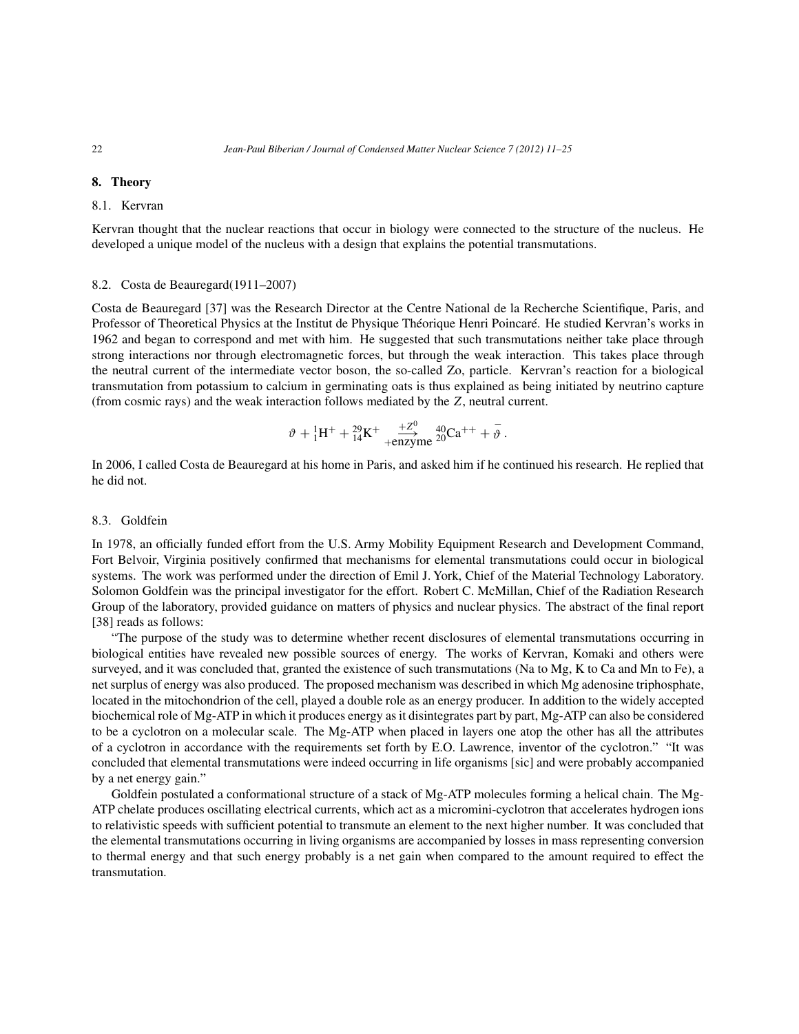## 8. Theory

### 8.1. Kervran

Kervran thought that the nuclear reactions that occur in biology were connected to the structure of the nucleus. He developed a unique model of the nucleus with a design that explains the potential transmutations.

### 8.2. Costa de Beauregard(1911–2007)

Costa de Beauregard [37] was the Research Director at the Centre National de la Recherche Scientifique, Paris, and Professor of Theoretical Physics at the Institut de Physique Théorique Henri Poincaré. He studied Kervran's works in 1962 and began to correspond and met with him. He suggested that such transmutations neither take place through strong interactions nor through electromagnetic forces, but through the weak interaction. This takes place through the neutral current of the intermediate vector boson, the so-called Zo, particle. Kervran's reaction for a biological transmutation from potassium to calcium in germinating oats is thus explained as being initiated by neutrino capture (from cosmic rays) and the weak interaction follows mediated by the $Z$, neutral current.

$$\vartheta + {}^{1}_{1}\mathrm{H}^{+} + {}^{29}_{14}\mathrm{K}^{+} \xrightarrow[+\text{enzyme}]{+Z^{0}} {}^{40}_{20}\mathrm{Ca}^{++} + \bar{\vartheta}\,.$$

In 2006, I called Costa de Beauregard at his home in Paris, and asked him if he continued his research. He replied that he did not.

### 8.3. Goldfein

In 1978, an officially funded effort from the U.S. Army Mobility Equipment Research and Development Command, Fort Belvoir, Virginia positively confirmed that mechanisms for elemental transmutations could occur in biological systems. The work was performed under the direction of Emil J. York, Chief of the Material Technology Laboratory. Solomon Goldfein was the principal investigator for the effort. Robert C. McMillan, Chief of the Radiation Research Group of the laboratory, provided guidance on matters of physics and nuclear physics. The abstract of the final report [38] reads as follows:

"The purpose of the study was to determine whether recent disclosures of elemental transmutations occurring in biological entities have revealed new possible sources of energy. The works of Kervran, Komaki and others were surveyed, and it was concluded that, granted the existence of such transmutations (Na to Mg, K to Ca and Mn to Fe), a net surplus of energy was also produced. The proposed mechanism was described in which Mg adenosine triphosphate, located in the mitochondrion of the cell, played a double role as an energy producer. In addition to the widely accepted biochemical role of Mg-ATP in which it produces energy as it disintegrates part by part, Mg-ATP can also be considered to be a cyclotron on a molecular scale. The Mg-ATP when placed in layers one atop the other has all the attributes of a cyclotron in accordance with the requirements set forth by E.O. Lawrence, inventor of the cyclotron." "It was concluded that elemental transmutations were indeed occurring in life organisms [sic] and were probably accompanied by a net energy gain."

Goldfein postulated a conformational structure of a stack of Mg-ATP molecules forming a helical chain. The Mg-ATP chelate produces oscillating electrical currents, which act as a micromini-cyclotron that accelerates hydrogen ions to relativistic speeds with sufficient potential to transmute an element to the next higher number. It was concluded that the elemental transmutations occurring in living organisms are accompanied by losses in mass representing conversion to thermal energy and that such energy probably is a net gain when compared to the amount required to effect the transmutation.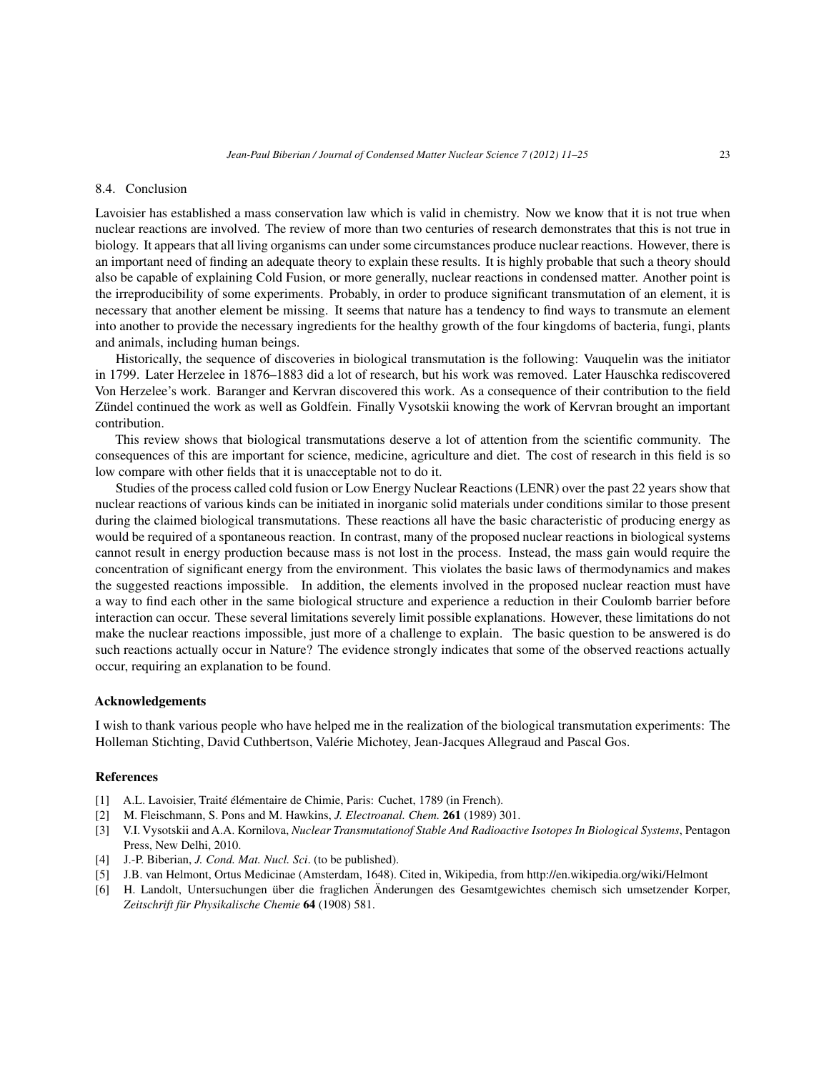### 8.4. Conclusion

Lavoisier has established a mass conservation law which is valid in chemistry. Now we know that it is not true when nuclear reactions are involved. The review of more than two centuries of research demonstrates that this is not true in biology. It appears that all living organisms can under some circumstances produce nuclear reactions. However, there is an important need of finding an adequate theory to explain these results. It is highly probable that such a theory should also be capable of explaining Cold Fusion, or more generally, nuclear reactions in condensed matter. Another point is the irreproducibility of some experiments. Probably, in order to produce significant transmutation of an element, it is necessary that another element be missing. It seems that nature has a tendency to find ways to transmute an element into another to provide the necessary ingredients for the healthy growth of the four kingdoms of bacteria, fungi, plants and animals, including human beings.

Historically, the sequence of discoveries in biological transmutation is the following: Vauquelin was the initiator in 1799. Later Herzelee in 1876–1883 did a lot of research, but his work was removed. Later Hauschka rediscovered Von Herzelee's work. Baranger and Kervran discovered this work. As a consequence of their contribution to the field Zündel continued the work as well as Goldfein. Finally Vysotskii knowing the work of Kervran brought an important contribution.

This review shows that biological transmutations deserve a lot of attention from the scientific community. The consequences of this are important for science, medicine, agriculture and diet. The cost of research in this field is so low compare with other fields that it is unacceptable not to do it.

Studies of the process called cold fusion or Low Energy Nuclear Reactions (LENR) over the past 22 years show that nuclear reactions of various kinds can be initiated in inorganic solid materials under conditions similar to those present during the claimed biological transmutations. These reactions all have the basic characteristic of producing energy as would be required of a spontaneous reaction. In contrast, many of the proposed nuclear reactions in biological systems cannot result in energy production because mass is not lost in the process. Instead, the mass gain would require the concentration of significant energy from the environment. This violates the basic laws of thermodynamics and makes the suggested reactions impossible. In addition, the elements involved in the proposed nuclear reaction must have a way to find each other in the same biological structure and experience a reduction in their Coulomb barrier before interaction can occur. These several limitations severely limit possible explanations. However, these limitations do not make the nuclear reactions impossible, just more of a challenge to explain. The basic question to be answered is do such reactions actually occur in Nature? The evidence strongly indicates that some of the observed reactions actually occur, requiring an explanation to be found.

## Acknowledgements

I wish to thank various people who have helped me in the realization of the biological transmutation experiments: The Holleman Stichting, David Cuthbertson, Valérie Michotey, Jean-Jacques Allegraud and Pascal Gos.

## References

[1] A.L. Lavoisier, Traité élémentaire de Chimie, Paris: Cuchet, 1789 (in French).

[2] M. Fleischmann, S. Pons and M. Hawkins, *J. Electroanal. Chem.* **261** (1989) 301.

[3] V.I. Vysotskii and A.A. Kornilova, *Nuclear Transmutationof Stable And Radioactive Isotopes In Biological Systems*, Pentagon Press, New Delhi, 2010.

[4] J.-P. Biberian, *J. Cond. Mat. Nucl. Sci*. (to be published).

[5] J.B. van Helmont, Ortus Medicinae (Amsterdam, 1648). Cited in, Wikipedia, from http://en.wikipedia.org/wiki/Helmont

[6] H. Landolt, Untersuchungen über die fraglichen Änderungen des Gesamtgewichtes chemisch sich umsetzender Korper, *Zeitschrift für Physikalische Chemie* **64** (1908) 581.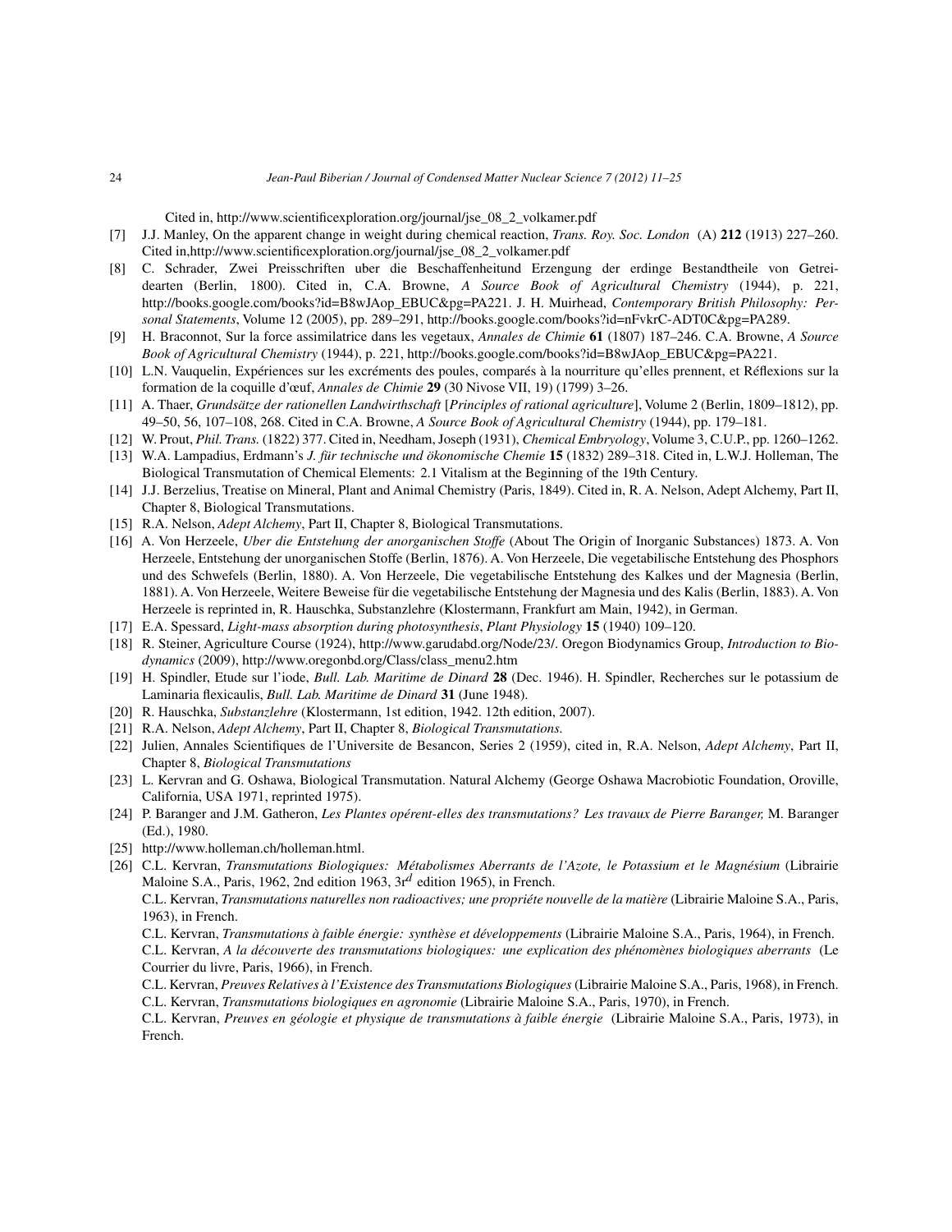Cited in, http://www.scientificexploration.org/journal/jse_08_2_volkamer.pdf

[7] J.J. Manley, On the apparent change in weight during chemical reaction, *Trans. Roy. Soc. London* (A) **212** (1913) 227–260. Cited in,http://www.scientificexploration.org/journal/jse_08_2_volkamer.pdf

[8] C. Schrader, Zwei Preisschriften uber die Beschaffenheitund Erzengung der erdinge Bestandtheile von Getreidearten (Berlin, 1800). Cited in, C.A. Browne, *A Source Book of Agricultural Chemistry* (1944), p. 221, http://books.google.com/books?id=B8wJAop_EBUC&pg=PA221. J. H. Muirhead, *Contemporary British Philosophy: Personal Statements*, Volume 12 (2005), pp. 289–291, http://books.google.com/books?id=nFvkrC-ADT0C&pg=PA289.

[9] H. Braconnot, Sur la force assimilatrice dans les vegetaux, *Annales de Chimie* **61** (1807) 187–246. C.A. Browne, *A Source Book of Agricultural Chemistry* (1944), p. 221, http://books.google.com/books?id=B8wJAop_EBUC&pg=PA221.

[10] L.N. Vauquelin, Expériences sur les excréments des poules, comparés à la nourriture qu'elles prennent, et Réflexions sur la formation de la coquille d'œuf, *Annales de Chimie* **29** (30 Nivose VII, 19) (1799) 3–26.

[11] A. Thaer, *Grundsätze der rationellen Landwirthschaft* [*Principles of rational agriculture*], Volume 2 (Berlin, 1809–1812), pp. 49–50, 56, 107–108, 268. Cited in C.A. Browne, *A Source Book of Agricultural Chemistry* (1944), pp. 179–181.

[12] W. Prout, *Phil. Trans.* (1822) 377. Cited in, Needham, Joseph (1931), *Chemical Embryology*, Volume 3, C.U.P., pp. 1260–1262.

[13] W.A. Lampadius, Erdmann's *J. für technische und ökonomische Chemie* **15** (1832) 289–318. Cited in, L.W.J. Holleman, The Biological Transmutation of Chemical Elements: 2.1 Vitalism at the Beginning of the 19th Century.

[14] J.J. Berzelius, Treatise on Mineral, Plant and Animal Chemistry (Paris, 1849). Cited in, R. A. Nelson, Adept Alchemy, Part II, Chapter 8, Biological Transmutations.

[15] R.A. Nelson, *Adept Alchemy*, Part II, Chapter 8, Biological Transmutations.

[16] A. Von Herzeele, *Uber die Entstehung der anorganischen Stoffe* (About The Origin of Inorganic Substances) 1873. A. Von Herzeele, Entstehung der unorganischen Stoffe (Berlin, 1876). A. Von Herzeele, Die vegetabilische Entstehung des Phosphors und des Schwefels (Berlin, 1880). A. Von Herzeele, Die vegetabilische Entstehung des Kalkes und der Magnesia (Berlin, 1881). A. Von Herzeele, Weitere Beweise für die vegetabilische Entstehung der Magnesia und des Kalis (Berlin, 1883). A. Von Herzeele is reprinted in, R. Hauschka, Substanzlehre (Klostermann, Frankfurt am Main, 1942), in German.

[17] E.A. Spessard, *Light-mass absorption during photosynthesis*, *Plant Physiology* **15** (1940) 109–120.

[18] R. Steiner, Agriculture Course (1924), http://www.garudabd.org/Node/23/. Oregon Biodynamics Group, *Introduction to Biodynamics* (2009), http://www.oregonbd.org/Class/class_menu2.htm

[19] H. Spindler, Etude sur l'iode, *Bull. Lab. Maritime de Dinard* **28** (Dec. 1946). H. Spindler, Recherches sur le potassium de Laminaria flexicaulis, *Bull. Lab. Maritime de Dinard* **31** (June 1948).

[20] R. Hauschka, *Substanzlehre* (Klostermann, 1st edition, 1942. 12th edition, 2007).

[21] R.A. Nelson, *Adept Alchemy*, Part II, Chapter 8, *Biological Transmutations.*

[22] Julien, Annales Scientifiques de l'Universite de Besancon, Series 2 (1959), cited in, R.A. Nelson, *Adept Alchemy*, Part II, Chapter 8, *Biological Transmutations*

[23] L. Kervran and G. Oshawa, Biological Transmutation. Natural Alchemy (George Oshawa Macrobiotic Foundation, Oroville, California, USA 1971, reprinted 1975).

[24] P. Baranger and J.M. Gatheron, *Les Plantes opérent-elles des transmutations? Les travaux de Pierre Baranger,* M. Baranger (Ed.), 1980.

[25] http://www.holleman.ch/holleman.html.

[26] C.L. Kervran, *Transmutations Biologiques: Métabolismes Aberrants de l'Azote, le Potassium et le Magnésium* (Librairie Maloine S.A., Paris, 1962, 2nd edition 1963, 3r$^{d}$ edition 1965), in French.

C.L. Kervran, *Transmutations naturelles non radioactives; une propriéte nouvelle de la matière* (Librairie Maloine S.A., Paris, 1963), in French.

C.L. Kervran, *Transmutations à faible énergie: synthèse et développements* (Librairie Maloine S.A., Paris, 1964), in French.

C.L. Kervran, *A la découverte des transmutations biologiques: une explication des phénomènes biologiques aberrants* (Le Courrier du livre, Paris, 1966), in French.

C.L. Kervran, *Preuves Relatives à l'Existence des Transmutations Biologiques* (Librairie Maloine S.A., Paris, 1968), in French.

C.L. Kervran, *Transmutations biologiques en agronomie* (Librairie Maloine S.A., Paris, 1970), in French.

C.L. Kervran, *Preuves en géologie et physique de transmutations à faible énergie* (Librairie Maloine S.A., Paris, 1973), in French.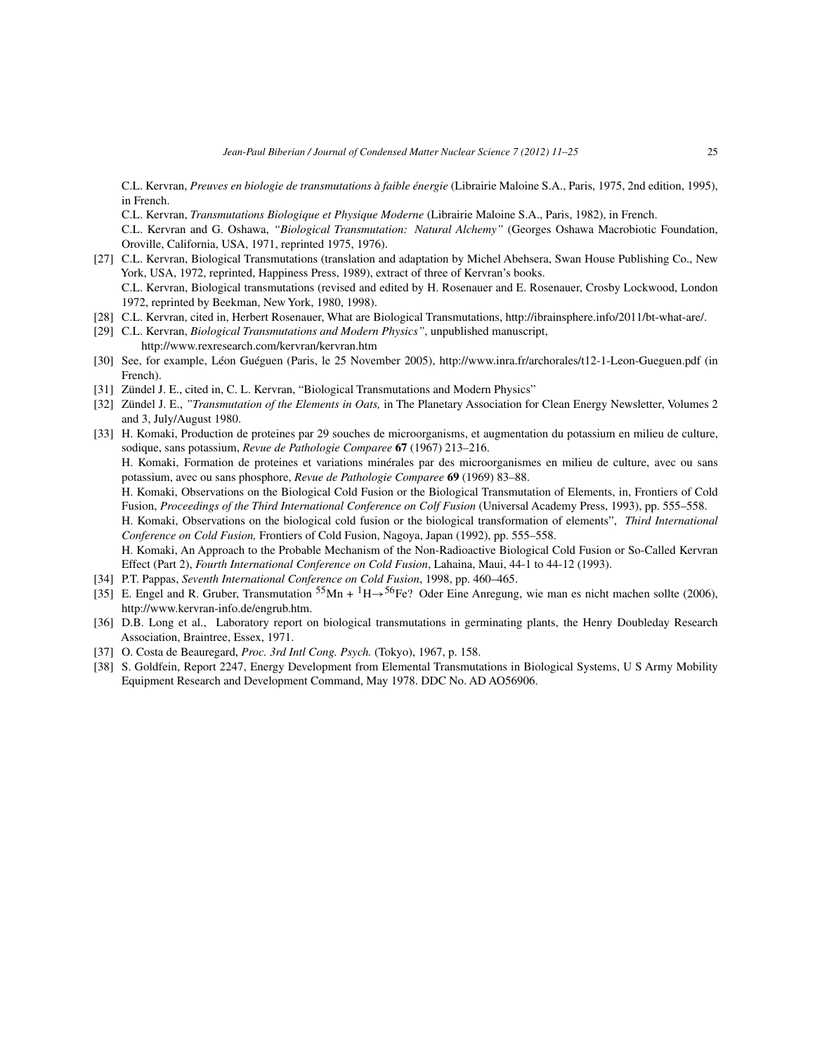C.L. Kervran, *Preuves en biologie de transmutations à faible énergie* (Librairie Maloine S.A., Paris, 1975, 2nd edition, 1995), in French.

C.L. Kervran, *Transmutations Biologique et Physique Moderne* (Librairie Maloine S.A., Paris, 1982), in French.

C.L. Kervran and G. Oshawa, *"Biological Transmutation: Natural Alchemy"* (Georges Oshawa Macrobiotic Foundation, Oroville, California, USA, 1971, reprinted 1975, 1976).

[27] C.L. Kervran, Biological Transmutations (translation and adaptation by Michel Abehsera, Swan House Publishing Co., New York, USA, 1972, reprinted, Happiness Press, 1989), extract of three of Kervran's books.

C.L. Kervran, Biological transmutations (revised and edited by H. Rosenauer and E. Rosenauer, Crosby Lockwood, London 1972, reprinted by Beekman, New York, 1980, 1998).

[28] C.L. Kervran, cited in, Herbert Rosenauer, What are Biological Transmutations, http://ibrainsphere.info/2011/bt-what-are/.

[29] C.L. Kervran, *Biological Transmutations and Modern Physics"*, unpublished manuscript, http://www.rexresearch.com/kervran/kervran.htm

[30] See, for example, Léon Guéguen (Paris, le 25 November 2005), http://www.inra.fr/archorales/t12-1-Leon-Gueguen.pdf (in French).

[31] Zündel J. E., cited in, C. L. Kervran, "Biological Transmutations and Modern Physics"

[32] Zündel J. E., *"Transmutation of the Elements in Oats,* in The Planetary Association for Clean Energy Newsletter, Volumes 2 and 3, July/August 1980.

[33] H. Komaki, Production de proteines par 29 souches de microorganisms, et augmentation du potassium en milieu de culture, sodique, sans potassium, *Revue de Pathologie Comparee* **67** (1967) 213–216.

H. Komaki, Formation de proteines et variations minérales par des microorganismes en milieu de culture, avec ou sans potassium, avec ou sans phosphore, *Revue de Pathologie Comparee* **69** (1969) 83–88.

H. Komaki, Observations on the Biological Cold Fusion or the Biological Transmutation of Elements, in, Frontiers of Cold Fusion, *Proceedings of the Third International Conference on Colf Fusion* (Universal Academy Press, 1993), pp. 555–558.

H. Komaki, Observations on the biological cold fusion or the biological transformation of elements", *Third International Conference on Cold Fusion,* Frontiers of Cold Fusion, Nagoya, Japan (1992), pp. 555–558.

H. Komaki, An Approach to the Probable Mechanism of the Non-Radioactive Biological Cold Fusion or So-Called Kervran Effect (Part 2), *Fourth International Conference on Cold Fusion*, Lahaina, Maui, 44-1 to 44-12 (1993).

[34] P.T. Pappas, *Seventh International Conference on Cold Fusion*, 1998, pp. 460–465.

[35] E. Engel and R. Gruber, Transmutation $^{55}$Mn + $^{1}$H$\rightarrow$$^{56}$Fe? Oder Eine Anregung, wie man es nicht machen sollte (2006), http://www.kervran-info.de/engrub.htm.

[36] D.B. Long et al., Laboratory report on biological transmutations in germinating plants, the Henry Doubleday Research Association, Braintree, Essex, 1971.

[37] O. Costa de Beauregard, *Proc. 3rd Intl Cong. Psych.* (Tokyo), 1967, p. 158.

[38] S. Goldfein, Report 2247, Energy Development from Elemental Transmutations in Biological Systems, U S Army Mobility Equipment Research and Development Command, May 1978. DDC No. AD AO56906.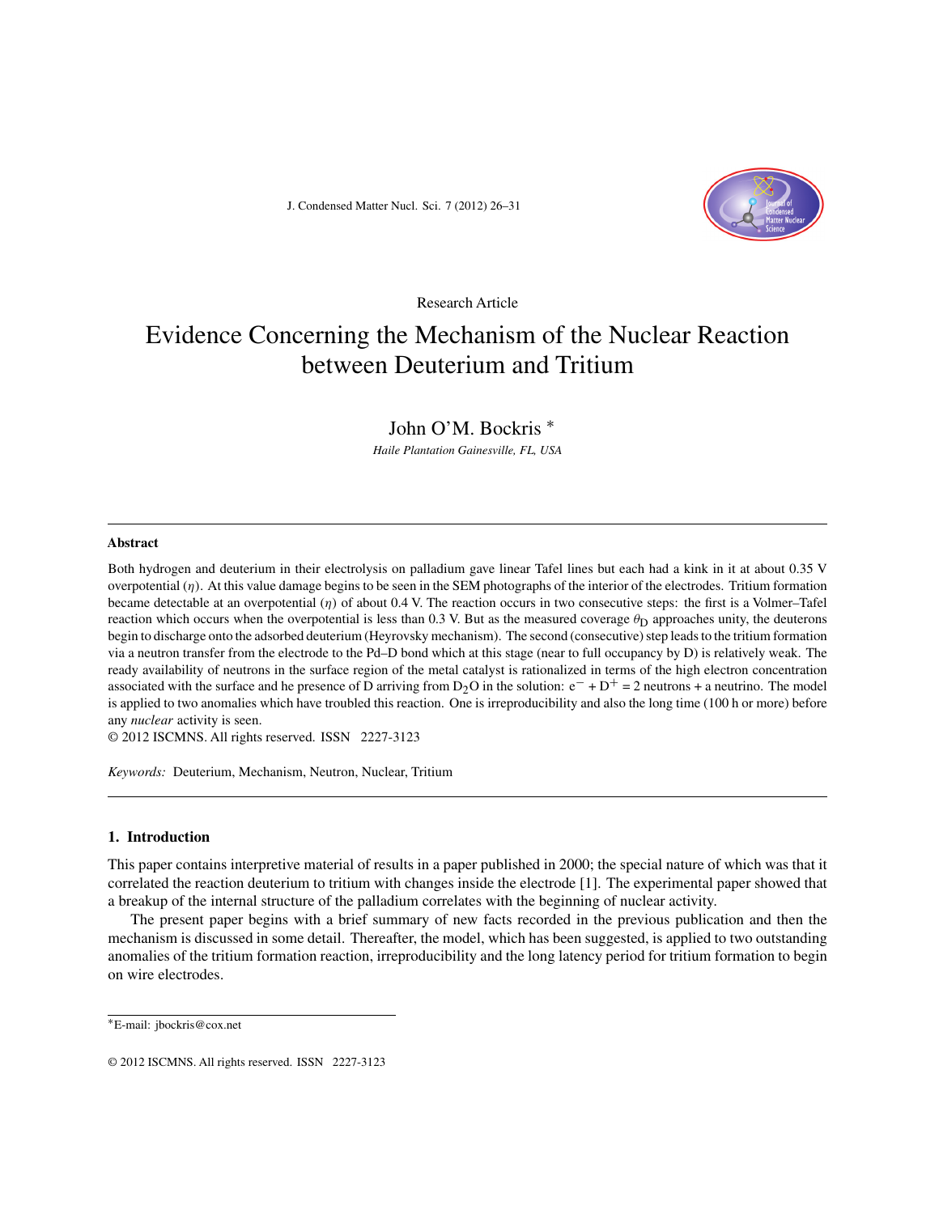Research Article

# Evidence Concerning the Mechanism of the Nuclear Reaction between Deuterium and Tritium

John O'M. Bockris *

*Haile Plantation Gainesville, FL, USA*

---

## Abstract

Both hydrogen and deuterium in their electrolysis on palladium gave linear Tafel lines but each had a kink in it at about 0.35 V overpotential ($\eta$). At this value damage begins to be seen in the SEM photographs of the interior of the electrodes. Tritium formation became detectable at an overpotential ($\eta$) of about 0.4 V. The reaction occurs in two consecutive steps: the first is a Volmer–Tafel reaction which occurs when the overpotential is less than 0.3 V. But as the measured coverage $\theta_D$ approaches unity, the deuterons begin to discharge onto the adsorbed deuterium (Heyrovsky mechanism). The second (consecutive) step leads to the tritium formation via a neutron transfer from the electrode to the Pd–D bond which at this stage (near to full occupancy by D) is relatively weak. The ready availability of neutrons in the surface region of the metal catalyst is rationalized in terms of the high electron concentration associated with the surface and he presence of D arriving from $D_2O$ in the solution: $e^- + D^+$ = 2 neutrons + a neutrino. The model is applied to two anomalies which have troubled this reaction. One is irreproducibility and also the long time (100 h or more) before any *nuclear* activity is seen.

© 2012 ISCMNS. All rights reserved. ISSN 2227-3123

*Keywords:* Deuterium, Mechanism, Neutron, Nuclear, Tritium

---

## 1. Introduction

This paper contains interpretive material of results in a paper published in 2000; the special nature of which was that it correlated the reaction deuterium to tritium with changes inside the electrode [1]. The experimental paper showed that a breakup of the internal structure of the palladium correlates with the beginning of nuclear activity.

The present paper begins with a brief summary of new facts recorded in the previous publication and then the mechanism is discussed in some detail. Thereafter, the model, which has been suggested, is applied to two outstanding anomalies of the tritium formation reaction, irreproducibility and the long latency period for tritium formation to begin on wire electrodes.

---

*E-mail: jbockris@cox.net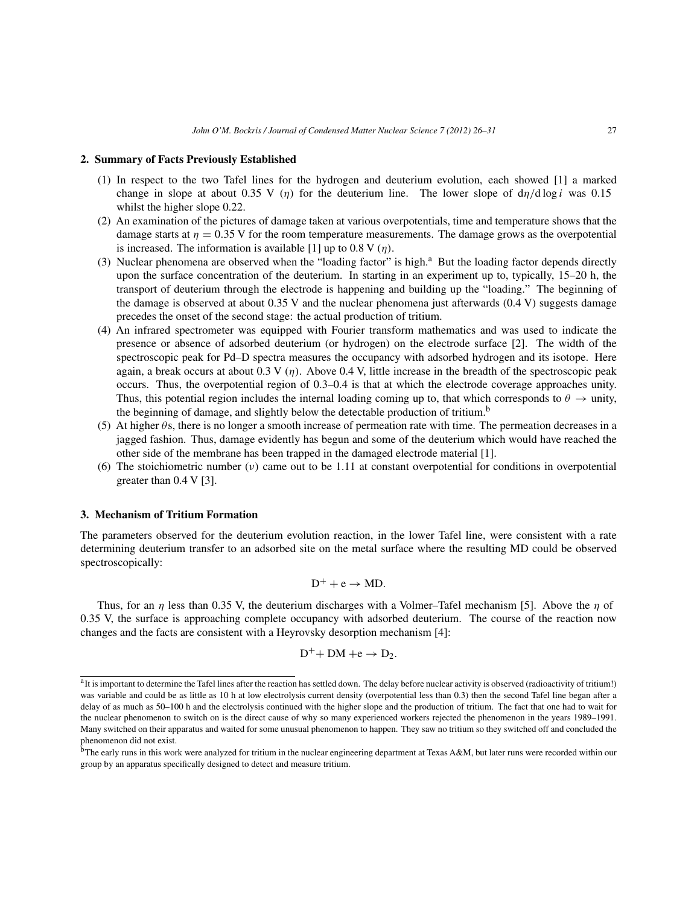## 2. Summary of Facts Previously Established

(1) In respect to the two Tafel lines for the hydrogen and deuterium evolution, each showed [1] a marked change in slope at about 0.35 V ($\eta$) for the deuterium line. The lower slope of $d\eta/d\log i$ was 0.15 whilst the higher slope 0.22.

(2) An examination of the pictures of damage taken at various overpotentials, time and temperature shows that the damage starts at $\eta = 0.35$ V for the room temperature measurements. The damage grows as the overpotential is increased. The information is available [1] up to 0.8 V ($\eta$).

(3) Nuclear phenomena are observed when the "loading factor" is high.[a] But the loading factor depends directly upon the surface concentration of the deuterium. In starting in an experiment up to, typically, 15–20 h, the transport of deuterium through the electrode is happening and building up the "loading." The beginning of the damage is observed at about 0.35 V and the nuclear phenomena just afterwards (0.4 V) suggests damage precedes the onset of the second stage: the actual production of tritium.

(4) An infrared spectrometer was equipped with Fourier transform mathematics and was used to indicate the presence or absence of adsorbed deuterium (or hydrogen) on the electrode surface [2]. The width of the spectroscopic peak for Pd–D spectra measures the occupancy with adsorbed hydrogen and its isotope. Here again, a break occurs at about 0.3 V ($\eta$). Above 0.4 V, little increase in the breadth of the spectroscopic peak occurs. Thus, the overpotential region of 0.3–0.4 is that at which the electrode coverage approaches unity. Thus, this potential region includes the internal loading coming up to, that which corresponds to $\theta \rightarrow$ unity, the beginning of damage, and slightly below the detectable production of tritium.[b]

(5) At higher $\theta$s, there is no longer a smooth increase of permeation rate with time. The permeation decreases in a jagged fashion. Thus, damage evidently has begun and some of the deuterium which would have reached the other side of the membrane has been trapped in the damaged electrode material [1].

(6) The stoichiometric number ($\nu$) came out to be 1.11 at constant overpotential for conditions in overpotential greater than 0.4 V [3].

## 3. Mechanism of Tritium Formation

The parameters observed for the deuterium evolution reaction, in the lower Tafel line, were consistent with a rate determining deuterium transfer to an adsorbed site on the metal surface where the resulting MD could be observed spectroscopically:

$$D^+ + e \rightarrow MD.$$

Thus, for an $\eta$ less than 0.35 V, the deuterium discharges with a Volmer–Tafel mechanism [5]. Above the $\eta$ of 0.35 V, the surface is approaching complete occupancy with adsorbed deuterium. The course of the reaction now changes and the facts are consistent with a Heyrovsky desorption mechanism [4]:

$$D^+ + DM + e \rightarrow D_2.$$

---

[a] It is important to determine the Tafel lines after the reaction has settled down. The delay before nuclear activity is observed (radioactivity of tritium!) was variable and could be as little as 10 h at low electrolysis current density (overpotential less than 0.3) then the second Tafel line began after a delay of as much as 50–100 h and the electrolysis continued with the higher slope and the production of tritium. The fact that one had to wait for the nuclear phenomenon to switch on is the direct cause of why so many experienced workers rejected the phenomenon in the years 1989–1991. Many switched on their apparatus and waited for some unusual phenomenon to happen. They saw no tritium so they switched off and concluded the phenomenon did not exist.

[b] The early runs in this work were analyzed for tritium in the nuclear engineering department at Texas A&M, but later runs were recorded within our group by an apparatus specifically designed to detect and measure tritium.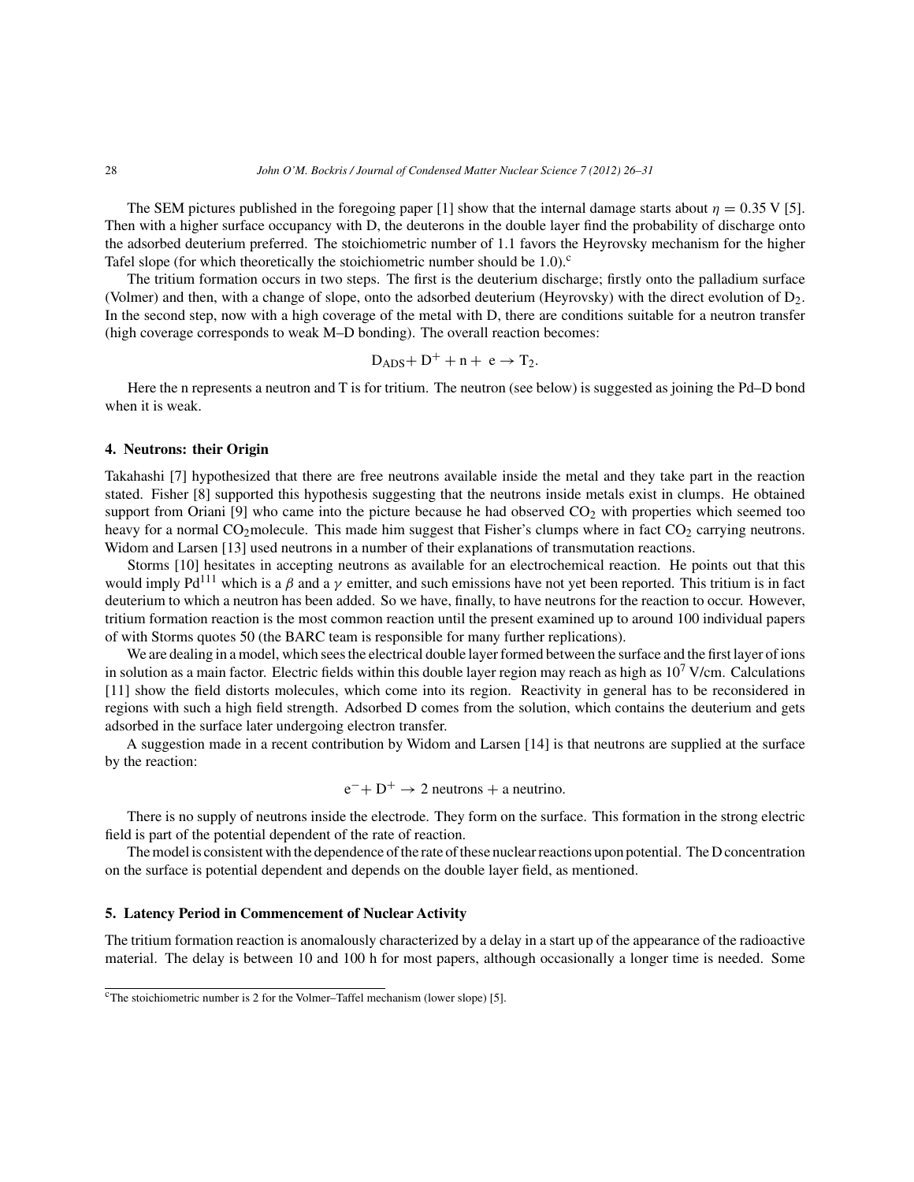The SEM pictures published in the foregoing paper [1] show that the internal damage starts about $\eta = 0.35$ V [5]. Then with a higher surface occupancy with D, the deuterons in the double layer find the probability of discharge onto the adsorbed deuterium preferred. The stoichiometric number of 1.1 favors the Heyrovsky mechanism for the higher Tafel slope (for which theoretically the stoichiometric number should be 1.0).[c]

The tritium formation occurs in two steps. The first is the deuterium discharge; firstly onto the palladium surface (Volmer) and then, with a change of slope, onto the adsorbed deuterium (Heyrovsky) with the direct evolution of $D_2$. In the second step, now with a high coverage of the metal with D, there are conditions suitable for a neutron transfer (high coverage corresponds to weak M–D bonding). The overall reaction becomes:

$$D_{ADS} + D^+ + n + e \rightarrow T_2.$$

Here the n represents a neutron and T is for tritium. The neutron (see below) is suggested as joining the Pd–D bond when it is weak.

## 4. Neutrons: their Origin

Takahashi [7] hypothesized that there are free neutrons available inside the metal and they take part in the reaction stated. Fisher [8] supported this hypothesis suggesting that the neutrons inside metals exist in clumps. He obtained support from Oriani [9] who came into the picture because he had observed $CO_2$ with properties which seemed too heavy for a normal $CO_2$molecule. This made him suggest that Fisher's clumps where in fact $CO_2$ carrying neutrons. Widom and Larsen [13] used neutrons in a number of their explanations of transmutation reactions.

Storms [10] hesitates in accepting neutrons as available for an electrochemical reaction. He points out that this would imply $Pd^{111}$ which is a $\beta$ and a $\gamma$ emitter, and such emissions have not yet been reported. This tritium is in fact deuterium to which a neutron has been added. So we have, finally, to have neutrons for the reaction to occur. However, tritium formation reaction is the most common reaction until the present examined up to around 100 individual papers of with Storms quotes 50 (the BARC team is responsible for many further replications).

We are dealing in a model, which sees the electrical double layer formed between the surface and the first layer of ions in solution as a main factor. Electric fields within this double layer region may reach as high as $10^7$ V/cm. Calculations [11] show the field distorts molecules, which come into its region. Reactivity in general has to be reconsidered in regions with such a high field strength. Adsorbed D comes from the solution, which contains the deuterium and gets adsorbed in the surface later undergoing electron transfer.

A suggestion made in a recent contribution by Widom and Larsen [14] is that neutrons are supplied at the surface by the reaction:

$$e^- + D^+ \rightarrow 2 \text{ neutrons} + \text{a neutrino}.$$

There is no supply of neutrons inside the electrode. They form on the surface. This formation in the strong electric field is part of the potential dependent of the rate of reaction.

The model is consistent with the dependence of the rate of these nuclear reactions upon potential. The D concentration on the surface is potential dependent and depends on the double layer field, as mentioned.

## 5. Latency Period in Commencement of Nuclear Activity

The tritium formation reaction is anomalously characterized by a delay in a start up of the appearance of the radioactive material. The delay is between 10 and 100 h for most papers, although occasionally a longer time is needed. Some

[c] The stoichiometric number is 2 for the Volmer–Taffel mechanism (lower slope) [5].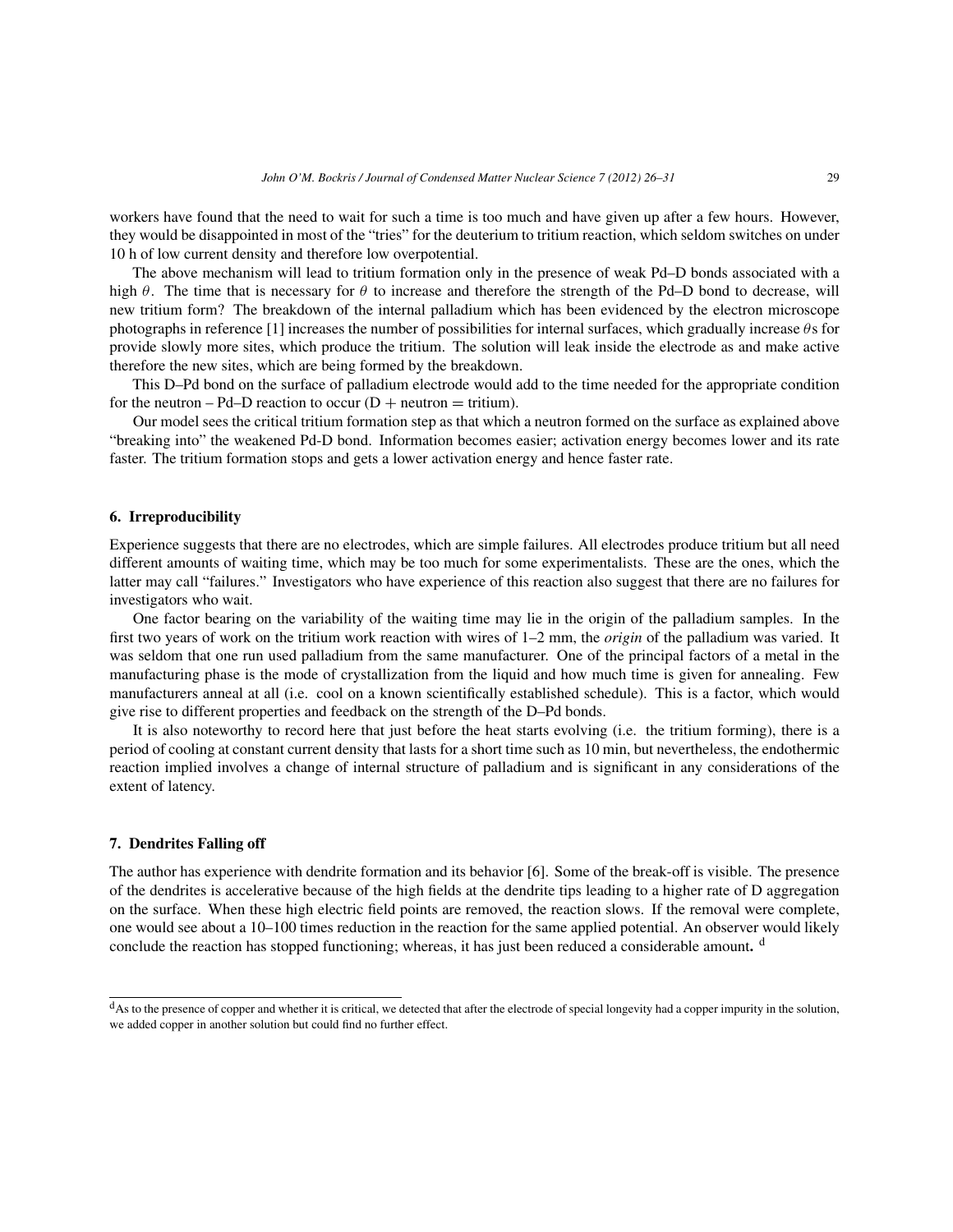workers have found that the need to wait for such a time is too much and have given up after a few hours. However, they would be disappointed in most of the "tries" for the deuterium to tritium reaction, which seldom switches on under 10 h of low current density and therefore low overpotential.

The above mechanism will lead to tritium formation only in the presence of weak Pd–D bonds associated with a high $\theta$. The time that is necessary for $\theta$ to increase and therefore the strength of the Pd–D bond to decrease, will new tritium form? The breakdown of the internal palladium which has been evidenced by the electron microscope photographs in reference [1] increases the number of possibilities for internal surfaces, which gradually increase $\theta$s for provide slowly more sites, which produce the tritium. The solution will leak inside the electrode as and make active therefore the new sites, which are being formed by the breakdown.

This D–Pd bond on the surface of palladium electrode would add to the time needed for the appropriate condition for the neutron – Pd–D reaction to occur (D + neutron = tritium).

Our model sees the critical tritium formation step as that which a neutron formed on the surface as explained above "breaking into" the weakened Pd-D bond. Information becomes easier; activation energy becomes lower and its rate faster. The tritium formation stops and gets a lower activation energy and hence faster rate.

## 6. Irreproducibility

Experience suggests that there are no electrodes, which are simple failures. All electrodes produce tritium but all need different amounts of waiting time, which may be too much for some experimentalists. These are the ones, which the latter may call "failures." Investigators who have experience of this reaction also suggest that there are no failures for investigators who wait.

One factor bearing on the variability of the waiting time may lie in the origin of the palladium samples. In the first two years of work on the tritium work reaction with wires of 1–2 mm, the *origin* of the palladium was varied. It was seldom that one run used palladium from the same manufacturer. One of the principal factors of a metal in the manufacturing phase is the mode of crystallization from the liquid and how much time is given for annealing. Few manufacturers anneal at all (i.e. cool on a known scientifically established schedule). This is a factor, which would give rise to different properties and feedback on the strength of the D–Pd bonds.

It is also noteworthy to record here that just before the heat starts evolving (i.e. the tritium forming), there is a period of cooling at constant current density that lasts for a short time such as 10 min, but nevertheless, the endothermic reaction implied involves a change of internal structure of palladium and is significant in any considerations of the extent of latency.

## 7. Dendrites Falling off

The author has experience with dendrite formation and its behavior [6]. Some of the break-off is visible. The presence of the dendrites is accelerative because of the high fields at the dendrite tips leading to a higher rate of D aggregation on the surface. When these high electric field points are removed, the reaction slows. If the removal were complete, one would see about a 10–100 times reduction in the reaction for the same applied potential. An observer would likely conclude the reaction has stopped functioning; whereas, it has just been reduced a considerable amount. [d]

---

[d] As to the presence of copper and whether it is critical, we detected that after the electrode of special longevity had a copper impurity in the solution, we added copper in another solution but could find no further effect.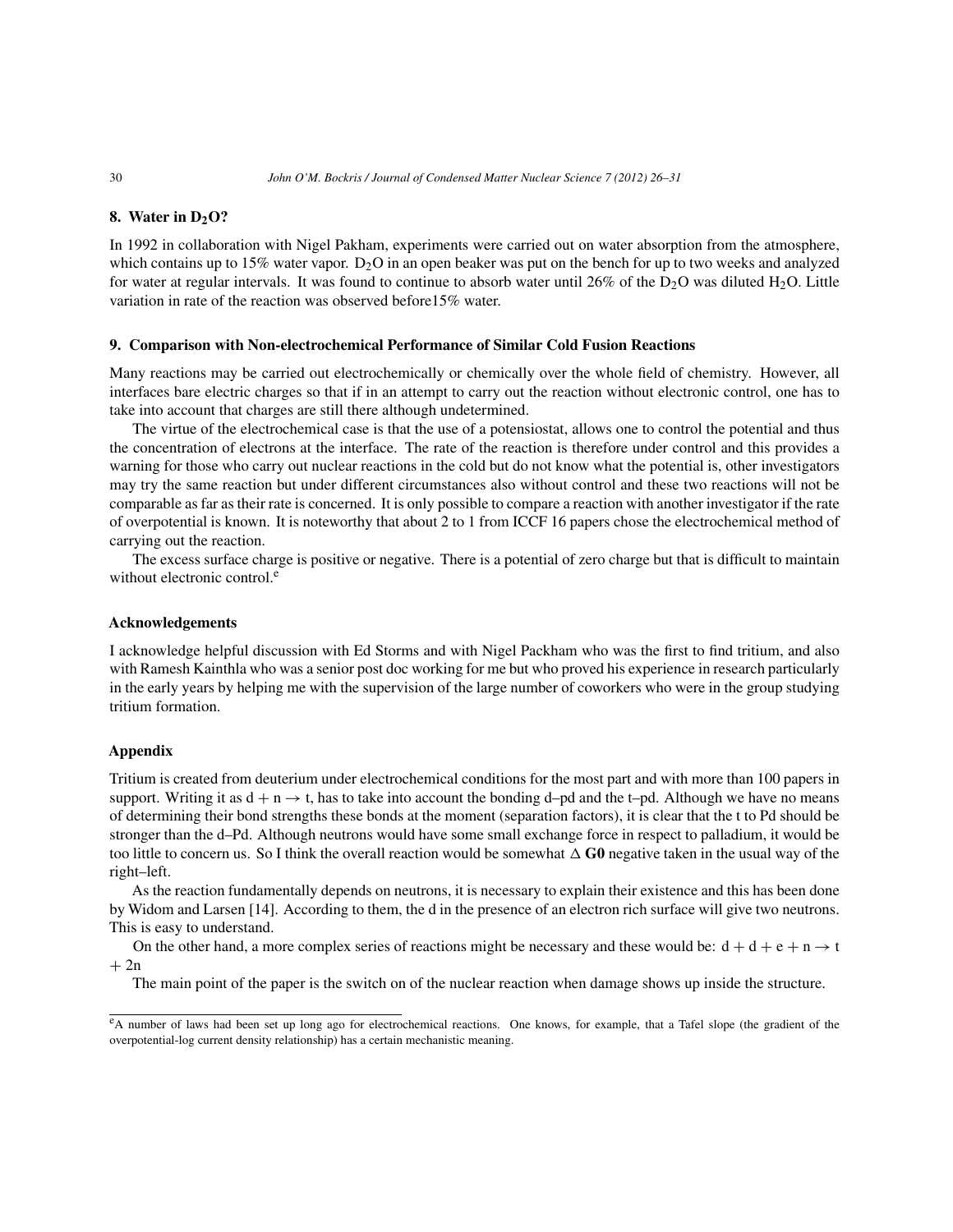## 8. Water in $D_2O$?

In 1992 in collaboration with Nigel Pakham, experiments were carried out on water absorption from the atmosphere, which contains up to 15% water vapor. $D_2O$ in an open beaker was put on the bench for up to two weeks and analyzed for water at regular intervals. It was found to continue to absorb water until 26% of the $D_2O$ was diluted $H_2O$. Little variation in rate of the reaction was observed before15% water.

## 9. Comparison with Non-electrochemical Performance of Similar Cold Fusion Reactions

Many reactions may be carried out electrochemically or chemically over the whole field of chemistry. However, all interfaces bare electric charges so that if in an attempt to carry out the reaction without electronic control, one has to take into account that charges are still there although undetermined.

The virtue of the electrochemical case is that the use of a potensiostat, allows one to control the potential and thus the concentration of electrons at the interface. The rate of the reaction is therefore under control and this provides a warning for those who carry out nuclear reactions in the cold but do not know what the potential is, other investigators may try the same reaction but under different circumstances also without control and these two reactions will not be comparable as far as their rate is concerned. It is only possible to compare a reaction with another investigator if the rate of overpotential is known. It is noteworthy that about 2 to 1 from ICCF 16 papers chose the electrochemical method of carrying out the reaction.

The excess surface charge is positive or negative. There is a potential of zero charge but that is difficult to maintain without electronic control.[e]

### Acknowledgements

I acknowledge helpful discussion with Ed Storms and with Nigel Packham who was the first to find tritium, and also with Ramesh Kainthla who was a senior post doc working for me but who proved his experience in research particularly in the early years by helping me with the supervision of the large number of coworkers who were in the group studying tritium formation.

### Appendix

Tritium is created from deuterium under electrochemical conditions for the most part and with more than 100 papers in support. Writing it as $d + n \rightarrow t$, has to take into account the bonding d–pd and the t–pd. Although we have no means of determining their bond strengths these bonds at the moment (separation factors), it is clear that the t to Pd should be stronger than the d–Pd. Although neutrons would have some small exchange force in respect to palladium, it would be too little to concern us. So I think the overall reaction would be somewhat $\Delta$ **G0** negative taken in the usual way of the right–left.

As the reaction fundamentally depends on neutrons, it is necessary to explain their existence and this has been done by Widom and Larsen [14]. According to them, the d in the presence of an electron rich surface will give two neutrons. This is easy to understand.

On the other hand, a more complex series of reactions might be necessary and these would be: $d + d + e + n \rightarrow t + 2n$

The main point of the paper is the switch on of the nuclear reaction when damage shows up inside the structure.

---

[e] A number of laws had been set up long ago for electrochemical reactions. One knows, for example, that a Tafel slope (the gradient of the overpotential-log current density relationship) has a certain mechanistic meaning.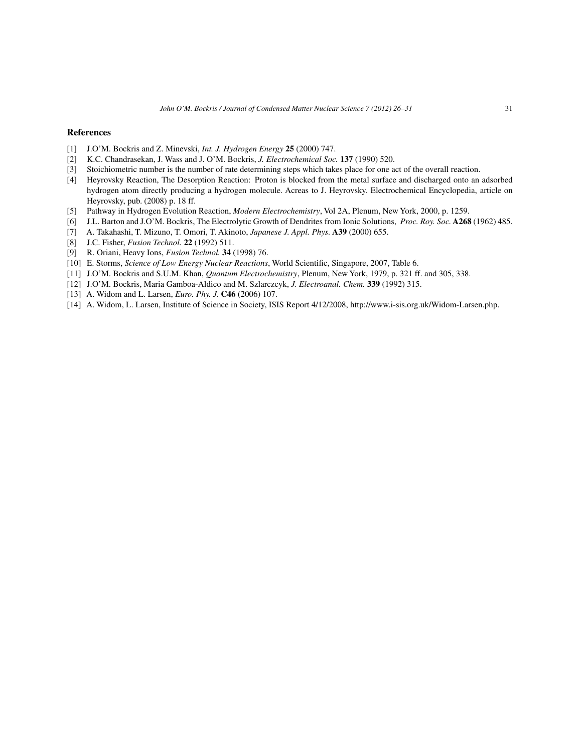## References

[1] J.O'M. Bockris and Z. Minevski, *Int. J. Hydrogen Energy* **25** (2000) 747.

[2] K.C. Chandrasekan, J. Wass and J. O'M. Bockris, *J. Electrochemical Soc.* **137** (1990) 520.

[3] Stoichiometric number is the number of rate determining steps which takes place for one act of the overall reaction.

[4] Heyrovsky Reaction, The Desorption Reaction: Proton is blocked from the metal surface and discharged onto an adsorbed hydrogen atom directly producing a hydrogen molecule. Acreas to J. Heyrovsky. Electrochemical Encyclopedia, article on Heyrovsky, pub. (2008) p. 18 ff.

[5] Pathway in Hydrogen Evolution Reaction, *Modern Electrochemistry*, Vol 2A, Plenum, New York, 2000, p. 1259.

[6] J.L. Barton and J.O'M. Bockris, The Electrolytic Growth of Dendrites from Ionic Solutions, *Proc. Roy. Soc.* **A268** (1962) 485.

[7] A. Takahashi, T. Mizuno, T. Omori, T. Akinoto, *Japanese J. Appl. Phys.* **A39** (2000) 655.

[8] J.C. Fisher, *Fusion Technol.* **22** (1992) 511.

[9] R. Oriani, Heavy Ions, *Fusion Technol.* **34** (1998) 76.

[10] E. Storms, *Science of Low Energy Nuclear Reactions*, World Scientific, Singapore, 2007, Table 6.

[11] J.O'M. Bockris and S.U.M. Khan, *Quantum Electrochemistry*, Plenum, New York, 1979, p. 321 ff. and 305, 338.

[12] J.O'M. Bockris, Maria Gamboa-Aldico and M. Szlarczcyk, *J. Electroanal. Chem.* **339** (1992) 315.

[13] A. Widom and L. Larsen, *Euro. Phy. J.* **C46** (2006) 107.

[14] A. Widom, L. Larsen, Institute of Science in Society, ISIS Report 4/12/2008, http://www.i-sis.org.uk/Widom-Larsen.php.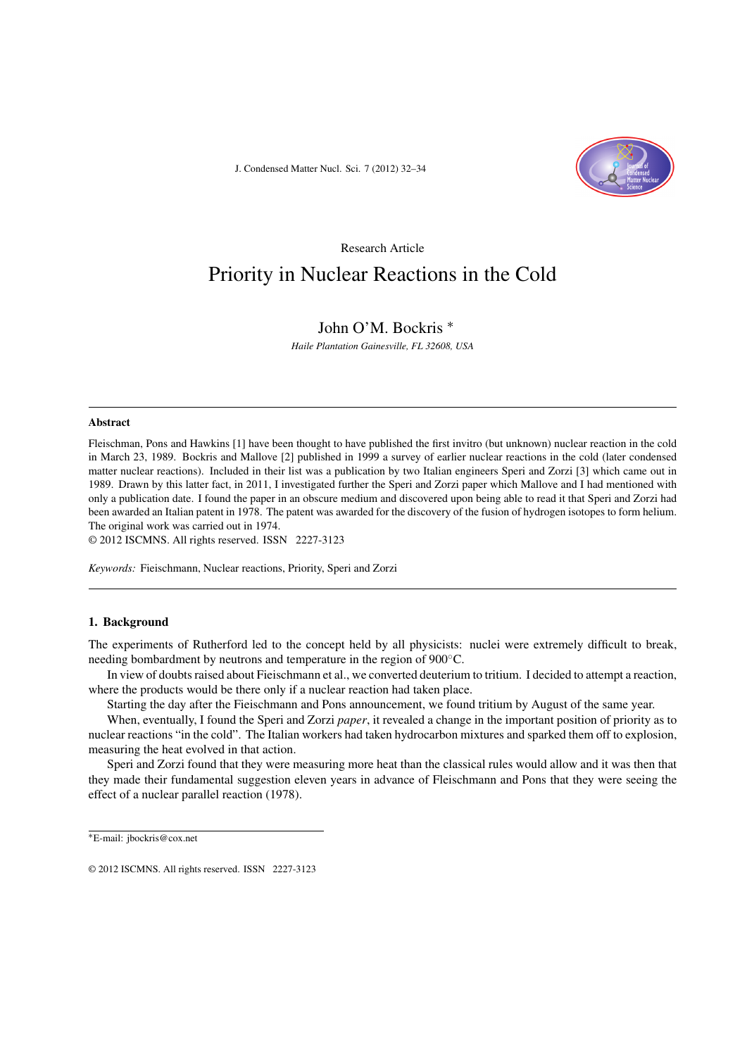Research Article

# Priority in Nuclear Reactions in the Cold

John O'M. Bockris *

*Haile Plantation Gainesville, FL 32608, USA*

---

**Abstract**

Fleischman, Pons and Hawkins [1] have been thought to have published the first invitro (but unknown) nuclear reaction in the cold in March 23, 1989. Bockris and Mallove [2] published in 1999 a survey of earlier nuclear reactions in the cold (later condensed matter nuclear reactions). Included in their list was a publication by two Italian engineers Speri and Zorzi [3] which came out in 1989. Drawn by this latter fact, in 2011, I investigated further the Speri and Zorzi paper which Mallove and I had mentioned with only a publication date. I found the paper in an obscure medium and discovered upon being able to read it that Speri and Zorzi had been awarded an Italian patent in 1978. The patent was awarded for the discovery of the fusion of hydrogen isotopes to form helium. The original work was carried out in 1974.

© 2012 ISCMNS. All rights reserved. ISSN 2227-3123

*Keywords:* Fieischmann, Nuclear reactions, Priority, Speri and Zorzi

---

## 1. Background

The experiments of Rutherford led to the concept held by all physicists: nuclei were extremely difficult to break, needing bombardment by neutrons and temperature in the region of 900°C.

In view of doubts raised about Fieischmann et al., we converted deuterium to tritium. I decided to attempt a reaction, where the products would be there only if a nuclear reaction had taken place.

Starting the day after the Fieischmann and Pons announcement, we found tritium by August of the same year.

When, eventually, I found the Speri and Zorzi *paper*, it revealed a change in the important position of priority as to nuclear reactions "in the cold". The Italian workers had taken hydrocarbon mixtures and sparked them off to explosion, measuring the heat evolved in that action.

Speri and Zorzi found that they were measuring more heat than the classical rules would allow and it was then that they made their fundamental suggestion eleven years in advance of Fleischmann and Pons that they were seeing the effect of a nuclear parallel reaction (1978).

---

*E-mail: jbockris@cox.net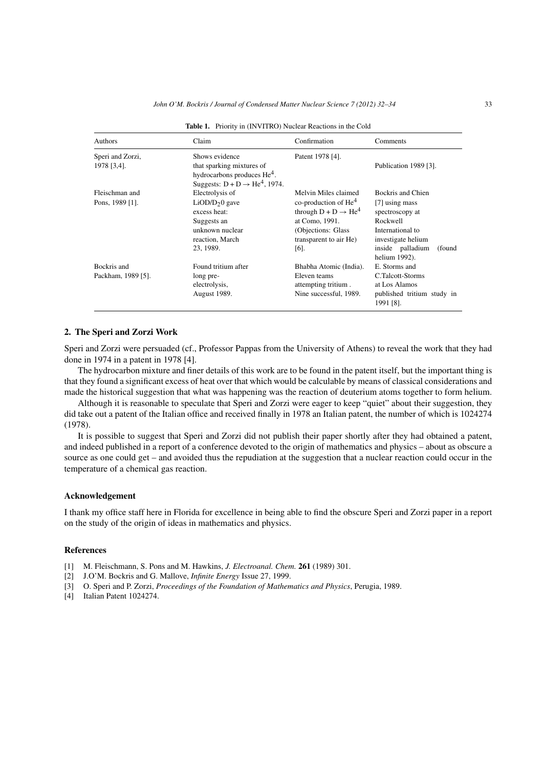**Table 1.** Priority in (INVITRO) Nuclear Reactions in the Cold

| Authors | Claim | Confirmation | Comments |
|---|---|---|---|
| Speri and Zorzi, 1978 [3,4]. | Shows evidence that sparking mixtures of hydrocarbons produces $He^4$. Suggests: $D + D \rightarrow He^4$, 1974. | Patent 1978 [4]. | Publication 1989 [3]. |
| Fleischman and Pons, 1989 [1]. | Electrolysis of $LiOD/D_20$ gave excess heat: Suggests an unknown nuclear reaction, March 23, 1989. | Melvin Miles claimed co-production of $He^4$ through $D + D \rightarrow He^4$ at Como, 1991. (Objections: Glass transparent to air He) [6]. | Bockris and Chien [7] using mass spectroscopy at Rockwell International to investigate helium inside palladium (found helium 1992). |
| Bockris and Packham, 1989 [5]. | Found tritium after long pre-electrolysis, August 1989. | Bhabha Atomic (India). Eleven teams attempting tritium . Nine successful, 1989. | E. Storms and C.Talcott-Storms at Los Alamos published tritium study in 1991 [8]. |

## 2. The Speri and Zorzi Work

Speri and Zorzi were persuaded (cf., Professor Pappas from the University of Athens) to reveal the work that they had done in 1974 in a patent in 1978 [4].

The hydrocarbon mixture and finer details of this work are to be found in the patent itself, but the important thing is that they found a significant excess of heat over that which would be calculable by means of classical considerations and made the historical suggestion that what was happening was the reaction of deuterium atoms together to form helium.

Although it is reasonable to speculate that Speri and Zorzi were eager to keep "quiet" about their suggestion, they did take out a patent of the Italian office and received finally in 1978 an Italian patent, the number of which is 1024274 (1978).

It is possible to suggest that Speri and Zorzi did not publish their paper shortly after they had obtained a patent, and indeed published in a report of a conference devoted to the origin of mathematics and physics – about as obscure a source as one could get – and avoided thus the repudiation at the suggestion that a nuclear reaction could occur in the temperature of a chemical gas reaction.

### Acknowledgement

I thank my office staff here in Florida for excellence in being able to find the obscure Speri and Zorzi paper in a report on the study of the origin of ideas in mathematics and physics.

### References

[1] M. Fleischmann, S. Pons and M. Hawkins, *J. Electroanal. Chem.* **261** (1989) 301.

[2] J.O'M. Bockris and G. Mallove, *Infinite Energy* Issue 27, 1999.

[3] O. Speri and P. Zorzi, *Proceedings of the Foundation of Mathematics and Physics*, Perugia, 1989.

[4] Italian Patent 1024274.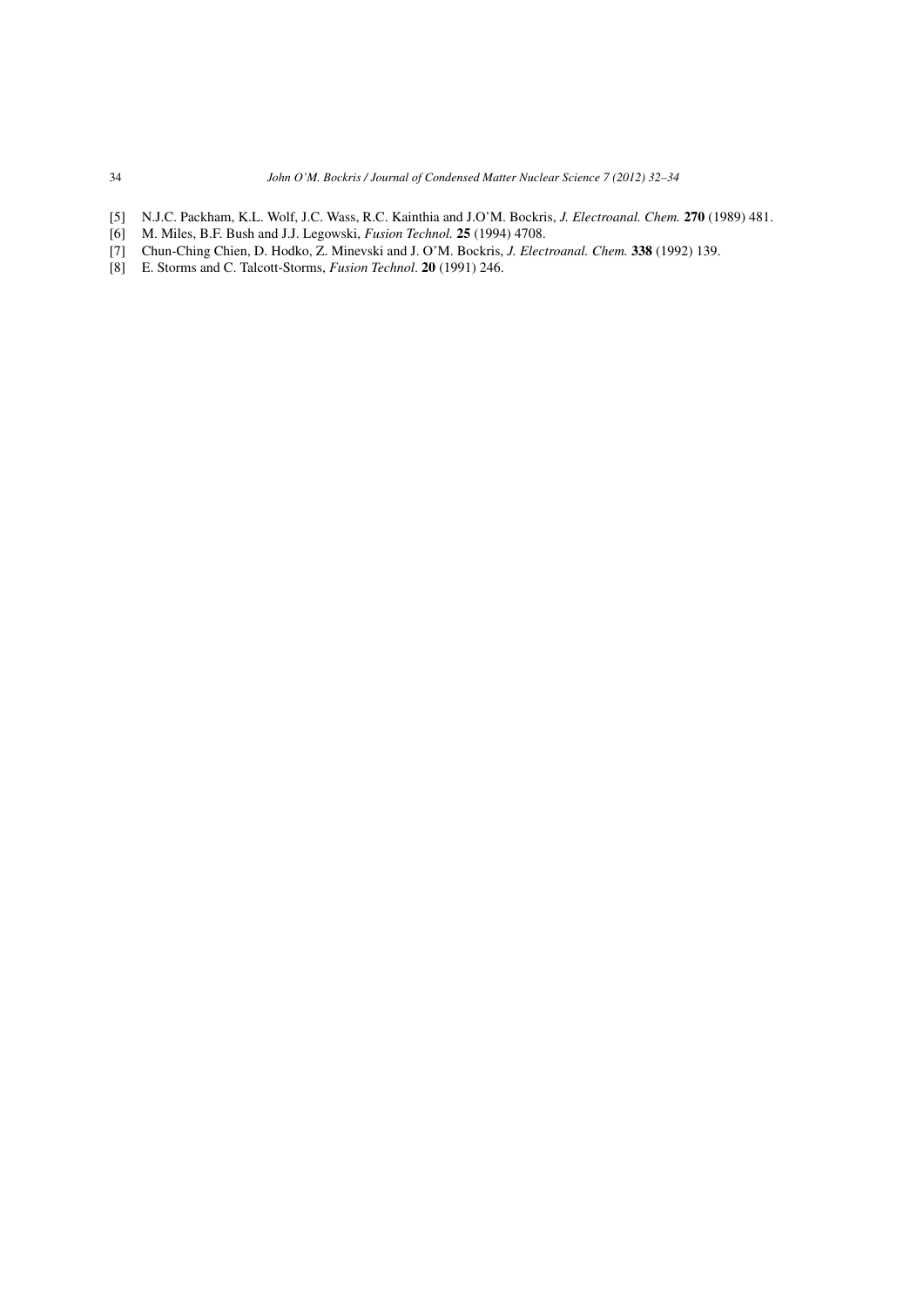[5] N.J.C. Packham, K.L. Wolf, J.C. Wass, R.C. Kainthia and J.O'M. Bockris, *J. Electroanal. Chem.* **270** (1989) 481.
[6] M. Miles, B.F. Bush and J.J. Legowski, *Fusion Technol.* **25** (1994) 4708.
[7] Chun-Ching Chien, D. Hodko, Z. Minevski and J. O'M. Bockris, *J. Electroanal. Chem.* **338** (1992) 139.
[8] E. Storms and C. Talcott-Storms, *Fusion Technol*. **20** (1991) 246.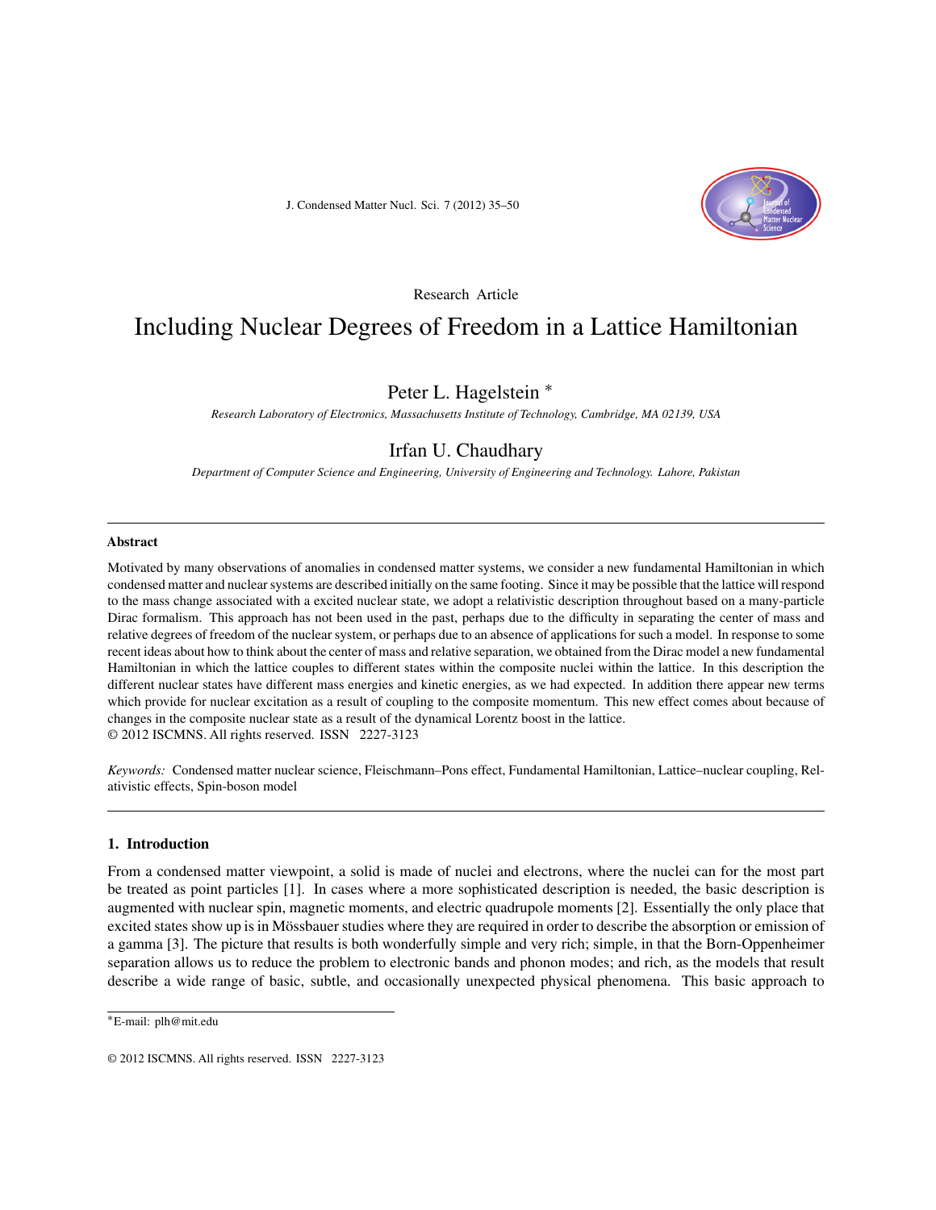Research Article

# Including Nuclear Degrees of Freedom in a Lattice Hamiltonian

## Peter L. Hagelstein *

*Research Laboratory of Electronics, Massachusetts Institute of Technology, Cambridge, MA 02139, USA*

## Irfan U. Chaudhary

*Department of Computer Science and Engineering, University of Engineering and Technology. Lahore, Pakistan*

---

### Abstract

Motivated by many observations of anomalies in condensed matter systems, we consider a new fundamental Hamiltonian in which condensed matter and nuclear systems are described initially on the same footing. Since it may be possible that the lattice will respond to the mass change associated with a excited nuclear state, we adopt a relativistic description throughout based on a many-particle Dirac formalism. This approach has not been used in the past, perhaps due to the difficulty in separating the center of mass and relative degrees of freedom of the nuclear system, or perhaps due to an absence of applications for such a model. In response to some recent ideas about how to think about the center of mass and relative separation, we obtained from the Dirac model a new fundamental Hamiltonian in which the lattice couples to different states within the composite nuclei within the lattice. In this description the different nuclear states have different mass energies and kinetic energies, as we had expected. In addition there appear new terms which provide for nuclear excitation as a result of coupling to the composite momentum. This new effect comes about because of changes in the composite nuclear state as a result of the dynamical Lorentz boost in the lattice.
© 2012 ISCMNS. All rights reserved. ISSN 2227-3123

*Keywords:* Condensed matter nuclear science, Fleischmann–Pons effect, Fundamental Hamiltonian, Lattice–nuclear coupling, Relativistic effects, Spin-boson model

---

## 1. Introduction

From a condensed matter viewpoint, a solid is made of nuclei and electrons, where the nuclei can for the most part be treated as point particles [1]. In cases where a more sophisticated description is needed, the basic description is augmented with nuclear spin, magnetic moments, and electric quadrupole moments [2]. Essentially the only place that excited states show up is in Mössbauer studies where they are required in order to describe the absorption or emission of a gamma [3]. The picture that results is both wonderfully simple and very rich; simple, in that the Born-Oppenheimer separation allows us to reduce the problem to electronic bands and phonon modes; and rich, as the models that result describe a wide range of basic, subtle, and occasionally unexpected physical phenomena. This basic approach to

*E-mail: plh@mit.edu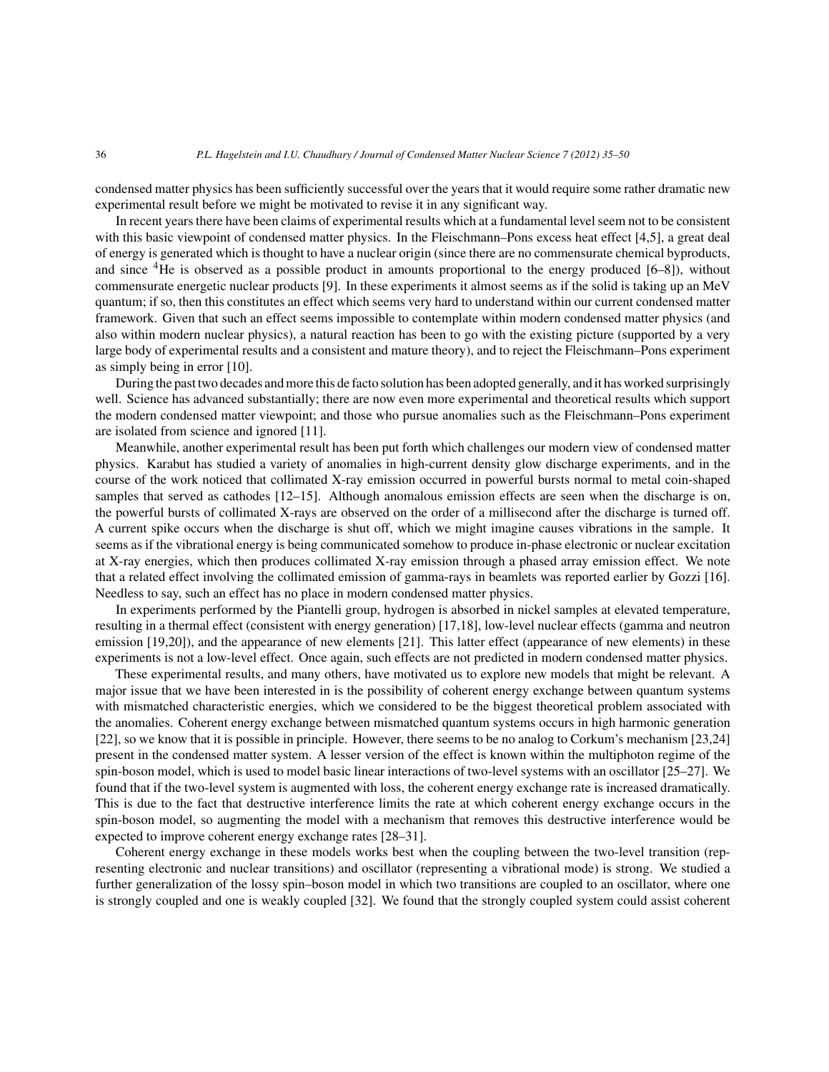condensed matter physics has been sufficiently successful over the years that it would require some rather dramatic new experimental result before we might be motivated to revise it in any significant way.

In recent years there have been claims of experimental results which at a fundamental level seem not to be consistent with this basic viewpoint of condensed matter physics. In the Fleischmann–Pons excess heat effect [4,5], a great deal of energy is generated which is thought to have a nuclear origin (since there are no commensurate chemical byproducts, and since $^4$He is observed as a possible product in amounts proportional to the energy produced [6–8]), without commensurate energetic nuclear products [9]. In these experiments it almost seems as if the solid is taking up an MeV quantum; if so, then this constitutes an effect which seems very hard to understand within our current condensed matter framework. Given that such an effect seems impossible to contemplate within modern condensed matter physics (and also within modern nuclear physics), a natural reaction has been to go with the existing picture (supported by a very large body of experimental results and a consistent and mature theory), and to reject the Fleischmann–Pons experiment as simply being in error [10].

During the past two decades and more this de facto solution has been adopted generally, and it has worked surprisingly well. Science has advanced substantially; there are now even more experimental and theoretical results which support the modern condensed matter viewpoint; and those who pursue anomalies such as the Fleischmann–Pons experiment are isolated from science and ignored [11].

Meanwhile, another experimental result has been put forth which challenges our modern view of condensed matter physics. Karabut has studied a variety of anomalies in high-current density glow discharge experiments, and in the course of the work noticed that collimated X-ray emission occurred in powerful bursts normal to metal coin-shaped samples that served as cathodes [12–15]. Although anomalous emission effects are seen when the discharge is on, the powerful bursts of collimated X-rays are observed on the order of a millisecond after the discharge is turned off. A current spike occurs when the discharge is shut off, which we might imagine causes vibrations in the sample. It seems as if the vibrational energy is being communicated somehow to produce in-phase electronic or nuclear excitation at X-ray energies, which then produces collimated X-ray emission through a phased array emission effect. We note that a related effect involving the collimated emission of gamma-rays in beamlets was reported earlier by Gozzi [16]. Needless to say, such an effect has no place in modern condensed matter physics.

In experiments performed by the Piantelli group, hydrogen is absorbed in nickel samples at elevated temperature, resulting in a thermal effect (consistent with energy generation) [17,18], low-level nuclear effects (gamma and neutron emission [19,20]), and the appearance of new elements [21]. This latter effect (appearance of new elements) in these experiments is not a low-level effect. Once again, such effects are not predicted in modern condensed matter physics.

These experimental results, and many others, have motivated us to explore new models that might be relevant. A major issue that we have been interested in is the possibility of coherent energy exchange between quantum systems with mismatched characteristic energies, which we considered to be the biggest theoretical problem associated with the anomalies. Coherent energy exchange between mismatched quantum systems occurs in high harmonic generation [22], so we know that it is possible in principle. However, there seems to be no analog to Corkum's mechanism [23,24] present in the condensed matter system. A lesser version of the effect is known within the multiphoton regime of the spin-boson model, which is used to model basic linear interactions of two-level systems with an oscillator [25–27]. We found that if the two-level system is augmented with loss, the coherent energy exchange rate is increased dramatically. This is due to the fact that destructive interference limits the rate at which coherent energy exchange occurs in the spin-boson model, so augmenting the model with a mechanism that removes this destructive interference would be expected to improve coherent energy exchange rates [28–31].

Coherent energy exchange in these models works best when the coupling between the two-level transition (representing electronic and nuclear transitions) and oscillator (representing a vibrational mode) is strong. We studied a further generalization of the lossy spin–boson model in which two transitions are coupled to an oscillator, where one is strongly coupled and one is weakly coupled [32]. We found that the strongly coupled system could assist coherent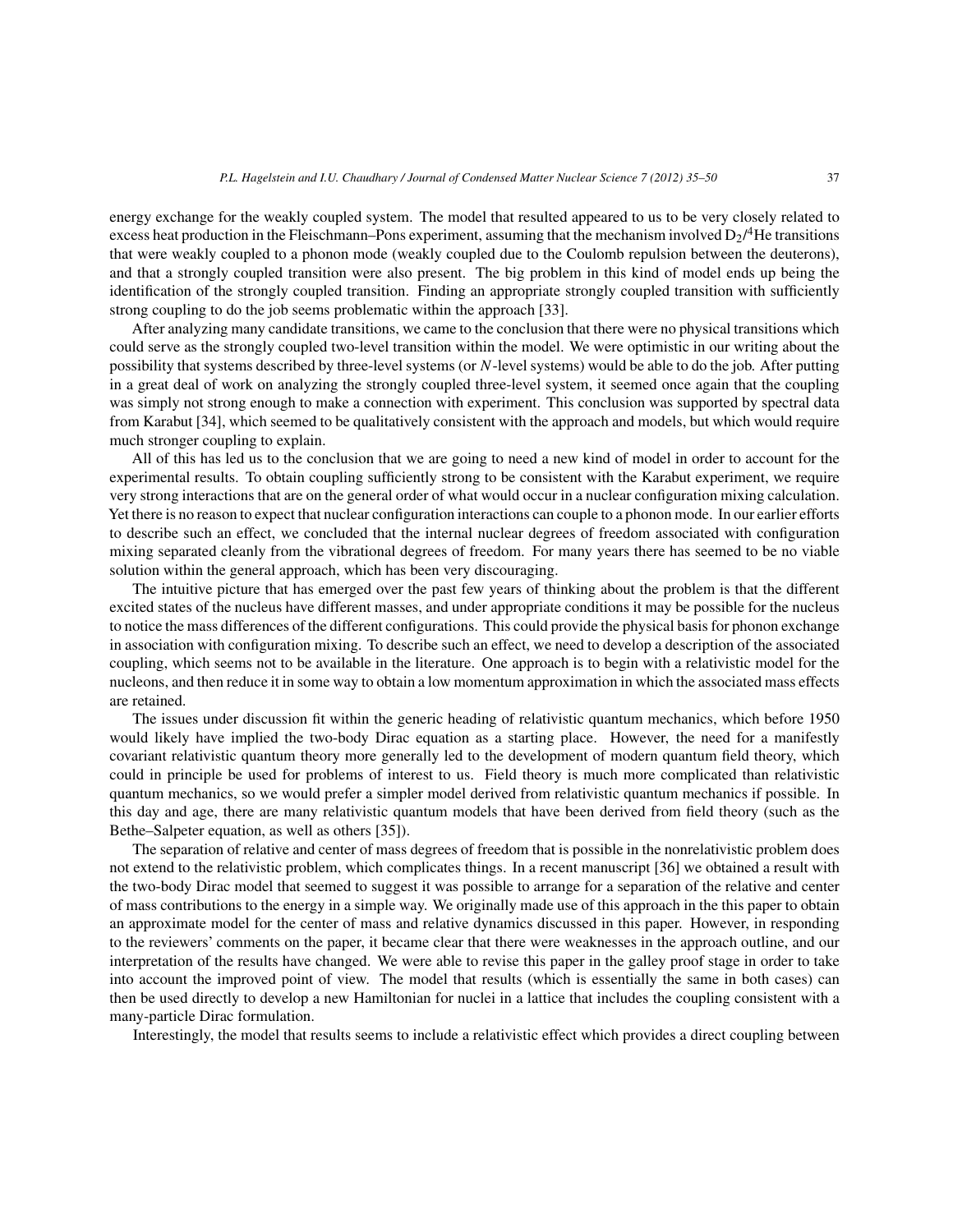energy exchange for the weakly coupled system. The model that resulted appeared to us to be very closely related to excess heat production in the Fleischmann–Pons experiment, assuming that the mechanism involved $D_2$/$^4$He transitions that were weakly coupled to a phonon mode (weakly coupled due to the Coulomb repulsion between the deuterons), and that a strongly coupled transition were also present. The big problem in this kind of model ends up being the identification of the strongly coupled transition. Finding an appropriate strongly coupled transition with sufficiently strong coupling to do the job seems problematic within the approach [33].

After analyzing many candidate transitions, we came to the conclusion that there were no physical transitions which could serve as the strongly coupled two-level transition within the model. We were optimistic in our writing about the possibility that systems described by three-level systems (or $N$-level systems) would be able to do the job. After putting in a great deal of work on analyzing the strongly coupled three-level system, it seemed once again that the coupling was simply not strong enough to make a connection with experiment. This conclusion was supported by spectral data from Karabut [34], which seemed to be qualitatively consistent with the approach and models, but which would require much stronger coupling to explain.

All of this has led us to the conclusion that we are going to need a new kind of model in order to account for the experimental results. To obtain coupling sufficiently strong to be consistent with the Karabut experiment, we require very strong interactions that are on the general order of what would occur in a nuclear configuration mixing calculation. Yet there is no reason to expect that nuclear configuration interactions can couple to a phonon mode. In our earlier efforts to describe such an effect, we concluded that the internal nuclear degrees of freedom associated with configuration mixing separated cleanly from the vibrational degrees of freedom. For many years there has seemed to be no viable solution within the general approach, which has been very discouraging.

The intuitive picture that has emerged over the past few years of thinking about the problem is that the different excited states of the nucleus have different masses, and under appropriate conditions it may be possible for the nucleus to notice the mass differences of the different configurations. This could provide the physical basis for phonon exchange in association with configuration mixing. To describe such an effect, we need to develop a description of the associated coupling, which seems not to be available in the literature. One approach is to begin with a relativistic model for the nucleons, and then reduce it in some way to obtain a low momentum approximation in which the associated mass effects are retained.

The issues under discussion fit within the generic heading of relativistic quantum mechanics, which before 1950 would likely have implied the two-body Dirac equation as a starting place. However, the need for a manifestly covariant relativistic quantum theory more generally led to the development of modern quantum field theory, which could in principle be used for problems of interest to us. Field theory is much more complicated than relativistic quantum mechanics, so we would prefer a simpler model derived from relativistic quantum mechanics if possible. In this day and age, there are many relativistic quantum models that have been derived from field theory (such as the Bethe–Salpeter equation, as well as others [35]).

The separation of relative and center of mass degrees of freedom that is possible in the nonrelativistic problem does not extend to the relativistic problem, which complicates things. In a recent manuscript [36] we obtained a result with the two-body Dirac model that seemed to suggest it was possible to arrange for a separation of the relative and center of mass contributions to the energy in a simple way. We originally made use of this approach in the this paper to obtain an approximate model for the center of mass and relative dynamics discussed in this paper. However, in responding to the reviewers' comments on the paper, it became clear that there were weaknesses in the approach outline, and our interpretation of the results have changed. We were able to revise this paper in the galley proof stage in order to take into account the improved point of view. The model that results (which is essentially the same in both cases) can then be used directly to develop a new Hamiltonian for nuclei in a lattice that includes the coupling consistent with a many-particle Dirac formulation.

Interestingly, the model that results seems to include a relativistic effect which provides a direct coupling between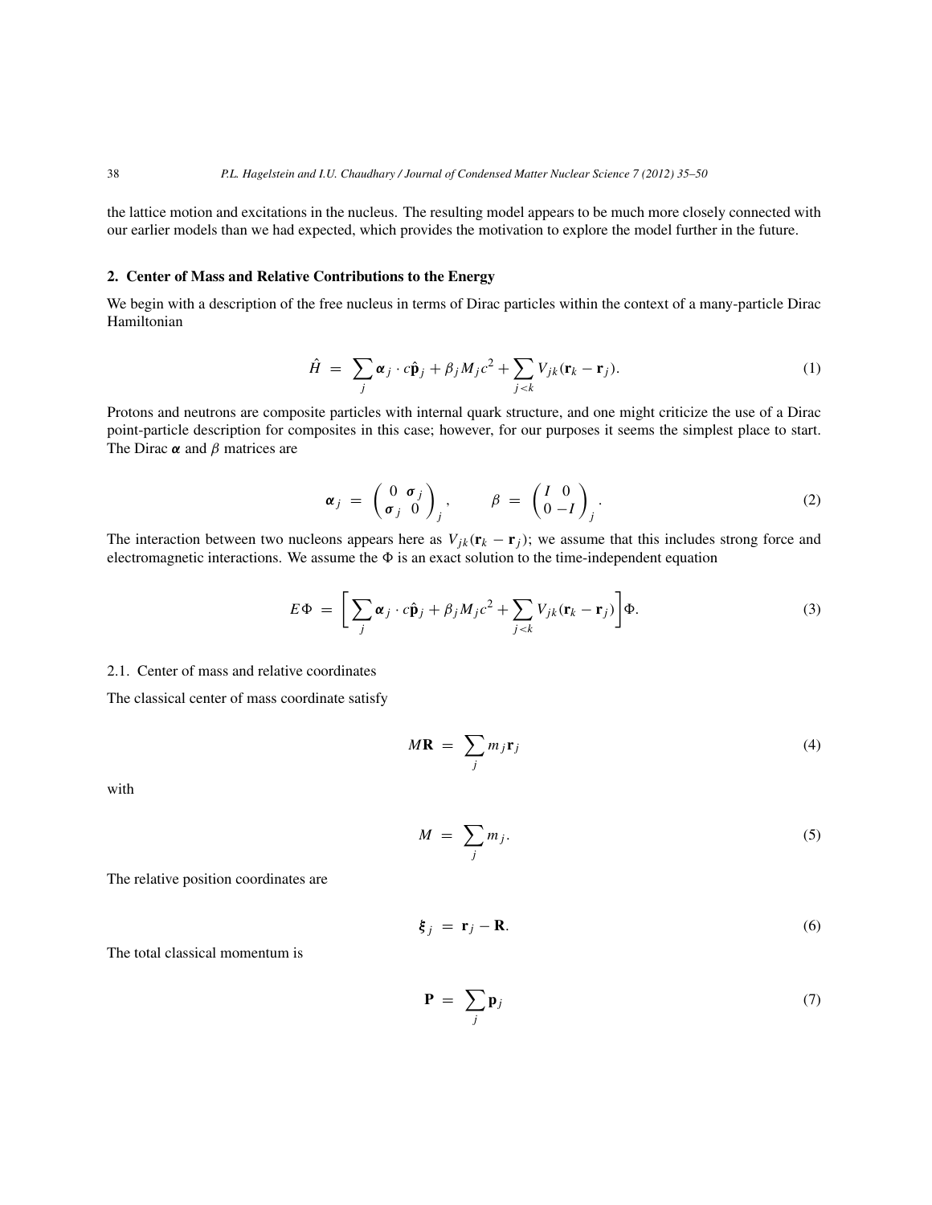the lattice motion and excitations in the nucleus. The resulting model appears to be much more closely connected with our earlier models than we had expected, which provides the motivation to explore the model further in the future.

## 2. Center of Mass and Relative Contributions to the Energy

We begin with a description of the free nucleus in terms of Dirac particles within the context of a many-particle Dirac Hamiltonian

$$\hat{H} = \sum_j \boldsymbol{\alpha}_j \cdot c\hat{\mathbf{p}}_j + \beta_j M_j c^2 + \sum_{j<k} V_{jk}(\mathbf{r}_k - \mathbf{r}_j). \tag{1}$$

Protons and neutrons are composite particles with internal quark structure, and one might criticize the use of a Dirac point-particle description for composites in this case; however, for our purposes it seems the simplest place to start. The Dirac $\boldsymbol{\alpha}$ and $\beta$ matrices are

$$\boldsymbol{\alpha}_j = \begin{pmatrix} 0 & \boldsymbol{\sigma}_j \\ \boldsymbol{\sigma}_j & 0 \end{pmatrix}_j, \qquad \beta = \begin{pmatrix} I & 0 \\ 0 & -I \end{pmatrix}_j. \tag{2}$$

The interaction between two nucleons appears here as $V_{jk}(\mathbf{r}_k - \mathbf{r}_j)$; we assume that this includes strong force and electromagnetic interactions. We assume the $\Phi$ is an exact solution to the time-independent equation

$$E\Phi = \left[ \sum_j \boldsymbol{\alpha}_j \cdot c\hat{\mathbf{p}}_j + \beta_j M_j c^2 + \sum_{j<k} V_{jk}(\mathbf{r}_k - \mathbf{r}_j) \right] \Phi. \tag{3}$$

### 2.1. Center of mass and relative coordinates

The classical center of mass coordinate satisfy

$$M\mathbf{R} = \sum_j m_j \mathbf{r}_j \tag{4}$$

with

$$M = \sum_j m_j. \tag{5}$$

The relative position coordinates are

$$\boldsymbol{\xi}_j = \mathbf{r}_j - \mathbf{R}. \tag{6}$$

The total classical momentum is

$$\mathbf{P} = \sum_j \mathbf{p}_j \tag{7}$$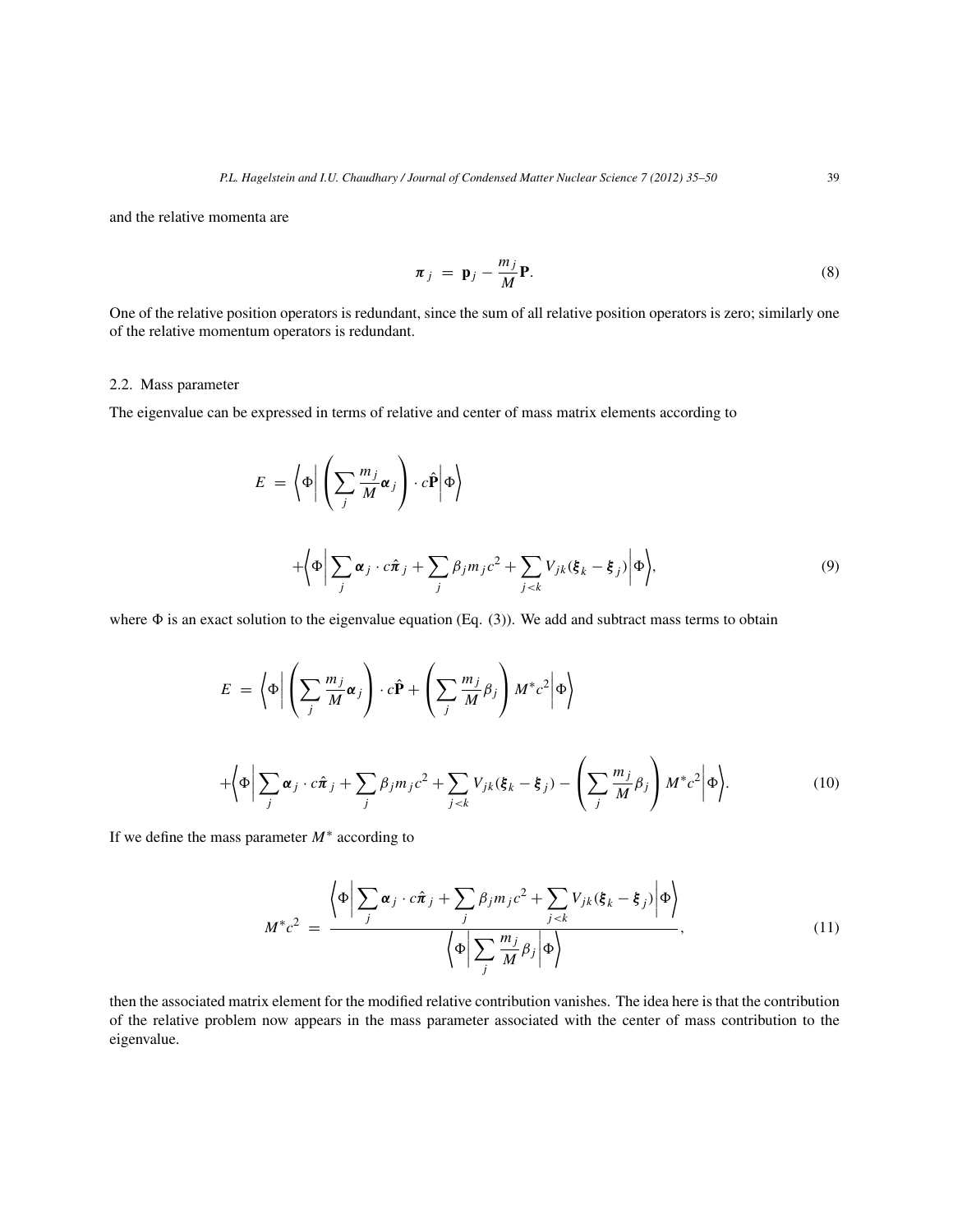and the relative momenta are

$$\boldsymbol{\pi}_j = \mathbf{p}_j - \frac{m_j}{M}\mathbf{P}. \tag{8}$$

One of the relative position operators is redundant, since the sum of all relative position operators is zero; similarly one of the relative momentum operators is redundant.

### 2.2. Mass parameter

The eigenvalue can be expressed in terms of relative and center of mass matrix elements according to

$$E = \left\langle \Phi \middle| \left( \sum_j \frac{m_j}{M} \boldsymbol{\alpha}_j \right) \cdot c\hat{\mathbf{P}} \middle| \Phi \right\rangle$$

$$+ \left\langle \Phi \middle| \sum_j \boldsymbol{\alpha}_j \cdot c\hat{\boldsymbol{\pi}}_j + \sum_j \beta_j m_j c^2 + \sum_{j<k} V_{jk}(\boldsymbol{\xi}_k - \boldsymbol{\xi}_j) \middle| \Phi \right\rangle, \tag{9}$$

where $\Phi$ is an exact solution to the eigenvalue equation (Eq. (3)). We add and subtract mass terms to obtain

$$E = \left\langle \Phi \middle| \left( \sum_j \frac{m_j}{M} \boldsymbol{\alpha}_j \right) \cdot c\hat{\mathbf{P}} + \left( \sum_j \frac{m_j}{M} \beta_j \right) M^* c^2 \middle| \Phi \right\rangle$$

$$+ \left\langle \Phi \middle| \sum_j \boldsymbol{\alpha}_j \cdot c\hat{\boldsymbol{\pi}}_j + \sum_j \beta_j m_j c^2 + \sum_{j<k} V_{jk}(\boldsymbol{\xi}_k - \boldsymbol{\xi}_j) - \left( \sum_j \frac{m_j}{M} \beta_j \right) M^* c^2 \middle| \Phi \right\rangle. \tag{10}$$

If we define the mass parameter $M^*$ according to

$$M^* c^2 = \frac{\left\langle \Phi \middle| \sum_j \boldsymbol{\alpha}_j \cdot c\hat{\boldsymbol{\pi}}_j + \sum_j \beta_j m_j c^2 + \sum_{j<k} V_{jk}(\boldsymbol{\xi}_k - \boldsymbol{\xi}_j) \middle| \Phi \right\rangle}{\left\langle \Phi \middle| \sum_j \frac{m_j}{M} \beta_j \middle| \Phi \right\rangle}, \tag{11}$$

then the associated matrix element for the modified relative contribution vanishes. The idea here is that the contribution of the relative problem now appears in the mass parameter associated with the center of mass contribution to the eigenvalue.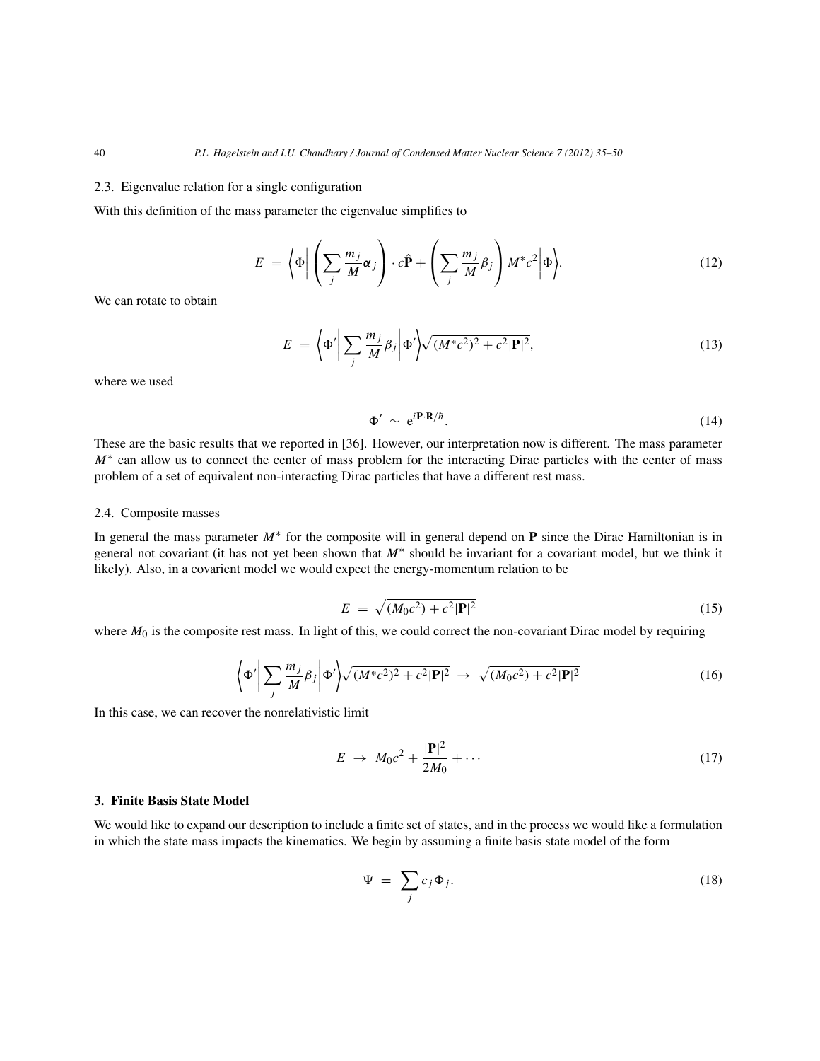### 2.3. Eigenvalue relation for a single configuration

With this definition of the mass parameter the eigenvalue simplifies to

$$E = \left\langle \Phi \middle| \left( \sum_j \frac{m_j}{M} \boldsymbol{\alpha}_j \right) \cdot c\hat{\mathbf{P}} + \left( \sum_j \frac{m_j}{M} \beta_j \right) M^* c^2 \middle| \Phi \right\rangle. \tag{12}$$

We can rotate to obtain

$$E = \left\langle \Phi' \middle| \sum_j \frac{m_j}{M} \beta_j \middle| \Phi' \right\rangle \sqrt{(M^* c^2)^2 + c^2 |\mathbf{P}|^2}, \tag{13}$$

where we used

$$\Phi' \sim e^{i\mathbf{P}\cdot\mathbf{R}/\hbar}. \tag{14}$$

These are the basic results that we reported in [36]. However, our interpretation now is different. The mass parameter $M^*$ can allow us to connect the center of mass problem for the interacting Dirac particles with the center of mass problem of a set of equivalent non-interacting Dirac particles that have a different rest mass.

### 2.4. Composite masses

In general the mass parameter $M^*$ for the composite will in general depend on $\mathbf{P}$ since the Dirac Hamiltonian is in general not covariant (it has not yet been shown that $M^*$ should be invariant for a covariant model, but we think it likely). Also, in a covarient model we would expect the energy-momentum relation to be

$$E = \sqrt{(M_0 c^2) + c^2 |\mathbf{P}|^2} \tag{15}$$

where $M_0$ is the composite rest mass. In light of this, we could correct the non-covariant Dirac model by requiring

$$\left\langle \Phi' \middle| \sum_j \frac{m_j}{M} \beta_j \middle| \Phi' \right\rangle \sqrt{(M^* c^2)^2 + c^2 |\mathbf{P}|^2} \rightarrow \sqrt{(M_0 c^2) + c^2 |\mathbf{P}|^2} \tag{16}$$

In this case, we can recover the nonrelativistic limit

$$E \rightarrow M_0 c^2 + \frac{|\mathbf{P}|^2}{2M_0} + \cdots \tag{17}$$

## 3. Finite Basis State Model

We would like to expand our description to include a finite set of states, and in the process we would like a formulation in which the state mass impacts the kinematics. We begin by assuming a finite basis state model of the form

$$\Psi = \sum_j c_j \Phi_j. \tag{18}$$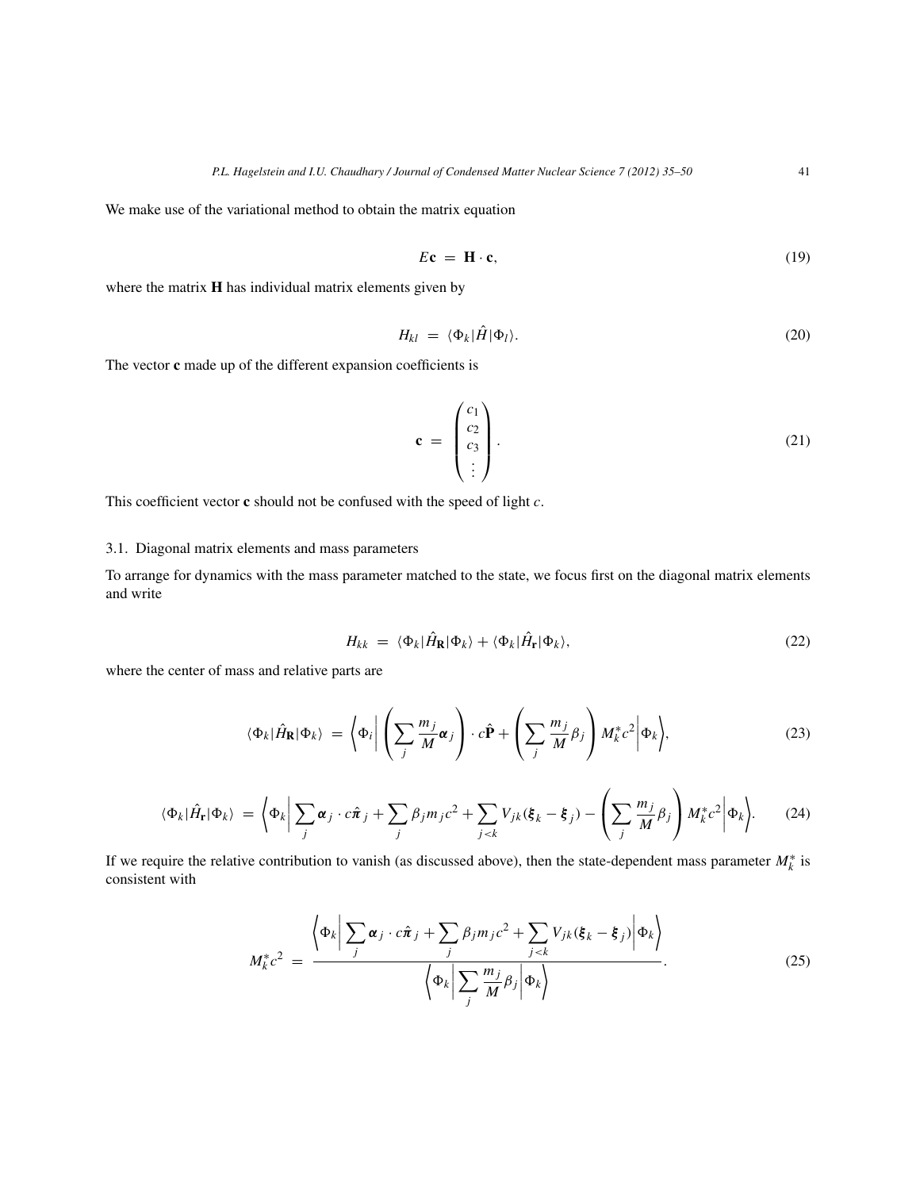We make use of the variational method to obtain the matrix equation

$$E\mathbf{c} \ = \ \mathbf{H} \cdot \mathbf{c}, \tag{19}$$

where the matrix $\mathbf{H}$ has individual matrix elements given by

$$H_{kl} \ = \ \langle \Phi_k | \hat{H} | \Phi_l \rangle. \tag{20}$$

The vector $\mathbf{c}$ made up of the different expansion coefficients is

$$\mathbf{c} \ = \ \begin{pmatrix} c_1 \\ c_2 \\ c_3 \\ \vdots \end{pmatrix}. \tag{21}$$

This coefficient vector $\mathbf{c}$ should not be confused with the speed of light $c$.

### 3.1. Diagonal matrix elements and mass parameters

To arrange for dynamics with the mass parameter matched to the state, we focus first on the diagonal matrix elements and write

$$H_{kk} \ = \ \langle \Phi_k | \hat{H}_{\mathbf{R}} | \Phi_k \rangle + \langle \Phi_k | \hat{H}_{\mathbf{r}} | \Phi_k \rangle, \tag{22}$$

where the center of mass and relative parts are

$$\langle \Phi_k | \hat{H}_{\mathbf{R}} | \Phi_k \rangle \ = \ \left\langle \Phi_i \middle| \left( \sum_j \frac{m_j}{M} \boldsymbol{\alpha}_j \right) \cdot c\hat{\mathbf{P}} + \left( \sum_j \frac{m_j}{M} \beta_j \right) M_k^* c^2 \middle| \Phi_k \right\rangle, \tag{23}$$

$$\langle \Phi_k | \hat{H}_{\mathbf{r}} | \Phi_k \rangle \ = \ \left\langle \Phi_k \middle| \sum_j \boldsymbol{\alpha}_j \cdot c\hat{\boldsymbol{\pi}}_j + \sum_j \beta_j m_j c^2 + \sum_{j<k} V_{jk}(\boldsymbol{\xi}_k - \boldsymbol{\xi}_j) - \left( \sum_j \frac{m_j}{M} \beta_j \right) M_k^* c^2 \middle| \Phi_k \right\rangle. \tag{24}$$

If we require the relative contribution to vanish (as discussed above), then the state-dependent mass parameter $M_k^*$ is consistent with

$$M_k^* c^2 \ = \ \frac{\left\langle \Phi_k \middle| \sum_j \boldsymbol{\alpha}_j \cdot c\hat{\boldsymbol{\pi}}_j + \sum_j \beta_j m_j c^2 + \sum_{j<k} V_{jk}(\boldsymbol{\xi}_k - \boldsymbol{\xi}_j) \middle| \Phi_k \right\rangle}{\left\langle \Phi_k \middle| \sum_j \frac{m_j}{M} \beta_j \middle| \Phi_k \right\rangle}. \tag{25}$$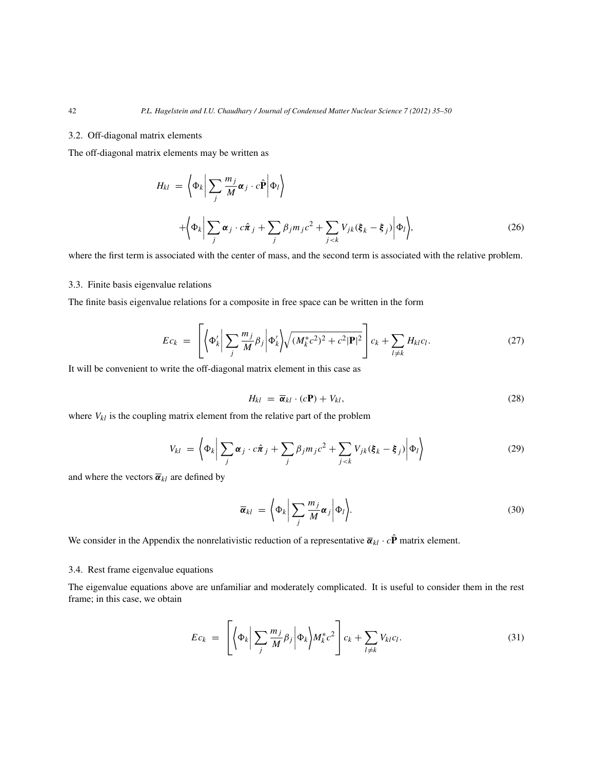### 3.2. Off-diagonal matrix elements

The off-diagonal matrix elements may be written as

$$H_{kl} = \left\langle \Phi_k \left| \sum_j \frac{m_j}{M} \boldsymbol{\alpha}_j \cdot c\hat{\mathbf{P}} \right| \Phi_l \right\rangle + \left\langle \Phi_k \left| \sum_j \boldsymbol{\alpha}_j \cdot c\hat{\boldsymbol{\pi}}_j + \sum_j \beta_j m_j c^2 + \sum_{j<k} V_{jk}(\boldsymbol{\xi}_k - \boldsymbol{\xi}_j) \right| \Phi_l \right\rangle, \tag{26}$$

where the first term is associated with the center of mass, and the second term is associated with the relative problem.

### 3.3. Finite basis eigenvalue relations

The finite basis eigenvalue relations for a composite in free space can be written in the form

$$E c_k = \left[ \left\langle \Phi'_k \left| \sum_j \frac{m_j}{M} \beta_j \right| \Phi'_k \right\rangle \sqrt{(M^*_k c^2)^2 + c^2 |\mathbf{P}|^2} \right] c_k + \sum_{l \neq k} H_{kl} c_l. \tag{27}$$

It will be convenient to write the off-diagonal matrix element in this case as

$$H_{kl} = \overline{\boldsymbol{\alpha}}_{kl} \cdot (c\mathbf{P}) + V_{kl}, \tag{28}$$

where $V_{kl}$ is the coupling matrix element from the relative part of the problem

$$V_{kl} = \left\langle \Phi_k \left| \sum_j \boldsymbol{\alpha}_j \cdot c\hat{\boldsymbol{\pi}}_j + \sum_j \beta_j m_j c^2 + \sum_{j<k} V_{jk}(\boldsymbol{\xi}_k - \boldsymbol{\xi}_j) \right| \Phi_l \right\rangle \tag{29}$$

and where the vectors $\overline{\boldsymbol{\alpha}}_{kl}$ are defined by

$$\overline{\boldsymbol{\alpha}}_{kl} = \left\langle \Phi_k \left| \sum_j \frac{m_j}{M} \boldsymbol{\alpha}_j \right| \Phi_l \right\rangle. \tag{30}$$

We consider in the Appendix the nonrelativistic reduction of a representative $\overline{\boldsymbol{\alpha}}_{kl} \cdot c\hat{\mathbf{P}}$ matrix element.

### 3.4. Rest frame eigenvalue equations

The eigenvalue equations above are unfamiliar and moderately complicated. It is useful to consider them in the rest frame; in this case, we obtain

$$E c_k = \left[ \left\langle \Phi_k \left| \sum_j \frac{m_j}{M} \beta_j \right| \Phi_k \right\rangle M^*_k c^2 \right] c_k + \sum_{l \neq k} V_{kl} c_l. \tag{31}$$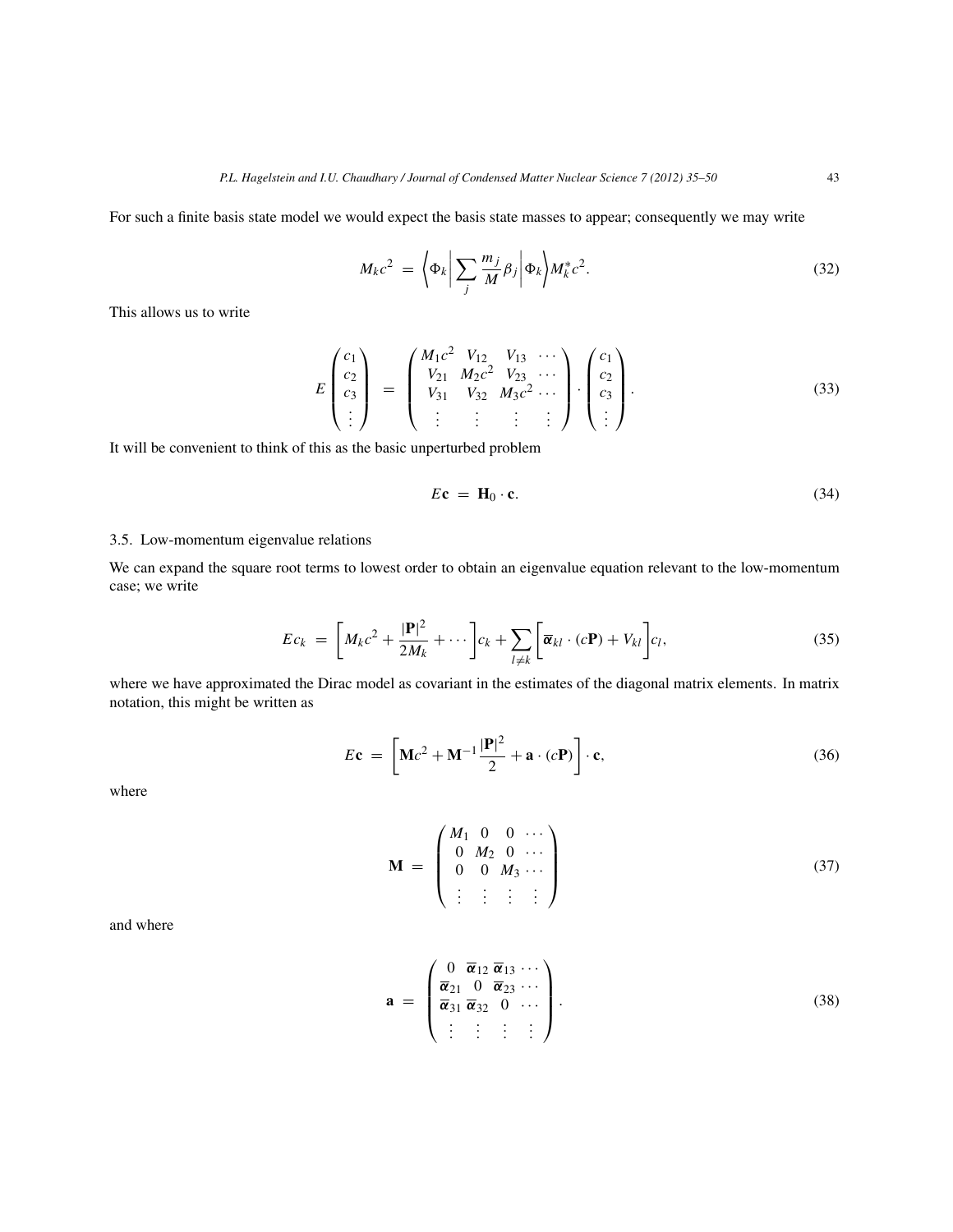For such a finite basis state model we would expect the basis state masses to appear; consequently we may write

$$M_k c^2 = \left\langle \Phi_k \middle| \sum_j \frac{m_j}{M} \beta_j \middle| \Phi_k \right\rangle M_k^* c^2. \tag{32}$$

This allows us to write

$$E \begin{pmatrix} c_1 \\ c_2 \\ c_3 \\ \vdots \end{pmatrix} = \begin{pmatrix} M_1 c^2 & V_{12} & V_{13} & \cdots \\ V_{21} & M_2 c^2 & V_{23} & \cdots \\ V_{31} & V_{32} & M_3 c^2 & \cdots \\ \vdots & \vdots & \vdots & \vdots \end{pmatrix} \cdot \begin{pmatrix} c_1 \\ c_2 \\ c_3 \\ \vdots \end{pmatrix}. \tag{33}$$

It will be convenient to think of this as the basic unperturbed problem

$$E\mathbf{c} = \mathbf{H}_0 \cdot \mathbf{c}. \tag{34}$$

### 3.5. Low-momentum eigenvalue relations

We can expand the square root terms to lowest order to obtain an eigenvalue equation relevant to the low-momentum case; we write

$$E c_k = \left[ M_k c^2 + \frac{|\mathbf{P}|^2}{2M_k} + \cdots \right] c_k + \sum_{l \neq k} \left[ \overline{\boldsymbol{\alpha}}_{kl} \cdot (c\mathbf{P}) + V_{kl} \right] c_l, \tag{35}$$

where we have approximated the Dirac model as covariant in the estimates of the diagonal matrix elements. In matrix notation, this might be written as

$$E\mathbf{c} = \left[ \mathbf{M}c^2 + \mathbf{M}^{-1} \frac{|\mathbf{P}|^2}{2} + \mathbf{a} \cdot (c\mathbf{P}) \right] \cdot \mathbf{c}, \tag{36}$$

where

$$\mathbf{M} = \begin{pmatrix} M_1 & 0 & 0 & \cdots \\ 0 & M_2 & 0 & \cdots \\ 0 & 0 & M_3 & \cdots \\ \vdots & \vdots & \vdots & \vdots \end{pmatrix} \tag{37}$$

and where

$$\mathbf{a} = \begin{pmatrix} 0 & \overline{\boldsymbol{\alpha}}_{12} & \overline{\boldsymbol{\alpha}}_{13} & \cdots \\ \overline{\boldsymbol{\alpha}}_{21} & 0 & \overline{\boldsymbol{\alpha}}_{23} & \cdots \\ \overline{\boldsymbol{\alpha}}_{31} & \overline{\boldsymbol{\alpha}}_{32} & 0 & \cdots \\ \vdots & \vdots & \vdots & \vdots \end{pmatrix}. \tag{38}$$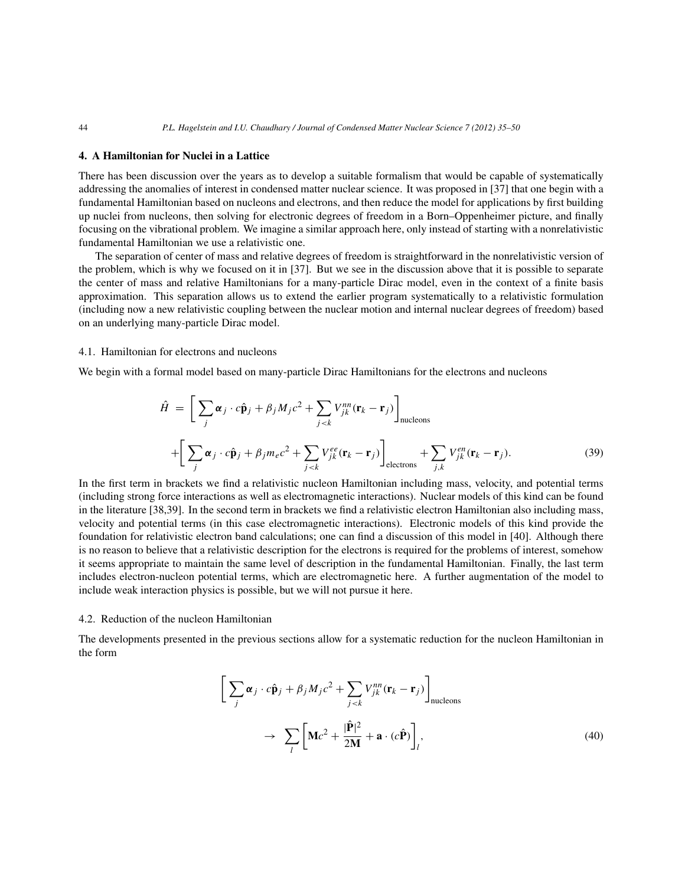## 4. A Hamiltonian for Nuclei in a Lattice

There has been discussion over the years as to develop a suitable formalism that would be capable of systematically addressing the anomalies of interest in condensed matter nuclear science. It was proposed in [37] that one begin with a fundamental Hamiltonian based on nucleons and electrons, and then reduce the model for applications by first building up nuclei from nucleons, then solving for electronic degrees of freedom in a Born–Oppenheimer picture, and finally focusing on the vibrational problem. We imagine a similar approach here, only instead of starting with a nonrelativistic fundamental Hamiltonian we use a relativistic one.

The separation of center of mass and relative degrees of freedom is straightforward in the nonrelativistic version of the problem, which is why we focused on it in [37]. But we see in the discussion above that it is possible to separate the center of mass and relative Hamiltonians for a many-particle Dirac model, even in the context of a finite basis approximation. This separation allows us to extend the earlier program systematically to a relativistic formulation (including now a new relativistic coupling between the nuclear motion and internal nuclear degrees of freedom) based on an underlying many-particle Dirac model.

### 4.1. Hamiltonian for electrons and nucleons

We begin with a formal model based on many-particle Dirac Hamiltonians for the electrons and nucleons

$$
\begin{aligned}
\hat{H} \;=\; & \left[ \sum_j \boldsymbol{\alpha}_j \cdot c\hat{\mathbf{p}}_j + \beta_j M_j c^2 + \sum_{j<k} V_{jk}^{nn}(\mathbf{r}_k - \mathbf{r}_j) \right]_{\text{nucleons}} \\
& + \left[ \sum_j \boldsymbol{\alpha}_j \cdot c\hat{\mathbf{p}}_j + \beta_j m_e c^2 + \sum_{j<k} V_{jk}^{ee}(\mathbf{r}_k - \mathbf{r}_j) \right]_{\text{electrons}} + \sum_{j,k} V_{jk}^{en}(\mathbf{r}_k - \mathbf{r}_j).
\end{aligned} \tag{39}
$$

In the first term in brackets we find a relativistic nucleon Hamiltonian including mass, velocity, and potential terms (including strong force interactions as well as electromagnetic interactions). Nuclear models of this kind can be found in the literature [38,39]. In the second term in brackets we find a relativistic electron Hamiltonian also including mass, velocity and potential terms (in this case electromagnetic interactions). Electronic models of this kind provide the foundation for relativistic electron band calculations; one can find a discussion of this model in [40]. Although there is no reason to believe that a relativistic description for the electrons is required for the problems of interest, somehow it seems appropriate to maintain the same level of description in the fundamental Hamiltonian. Finally, the last term includes electron-nucleon potential terms, which are electromagnetic here. A further augmentation of the model to include weak interaction physics is possible, but we will not pursue it here.

### 4.2. Reduction of the nucleon Hamiltonian

The developments presented in the previous sections allow for a systematic reduction for the nucleon Hamiltonian in the form

$$
\begin{aligned}
& \left[ \sum_j \boldsymbol{\alpha}_j \cdot c\hat{\mathbf{p}}_j + \beta_j M_j c^2 + \sum_{j<k} V_{jk}^{nn}(\mathbf{r}_k - \mathbf{r}_j) \right]_{\text{nucleons}} \\
& \quad \rightarrow \; \sum_l \left[ \mathbf{M}c^2 + \frac{|\hat{\mathbf{P}}|^2}{2\mathbf{M}} + \mathbf{a} \cdot (c\hat{\mathbf{P}}) \right]_l,
\end{aligned} \tag{40}
$$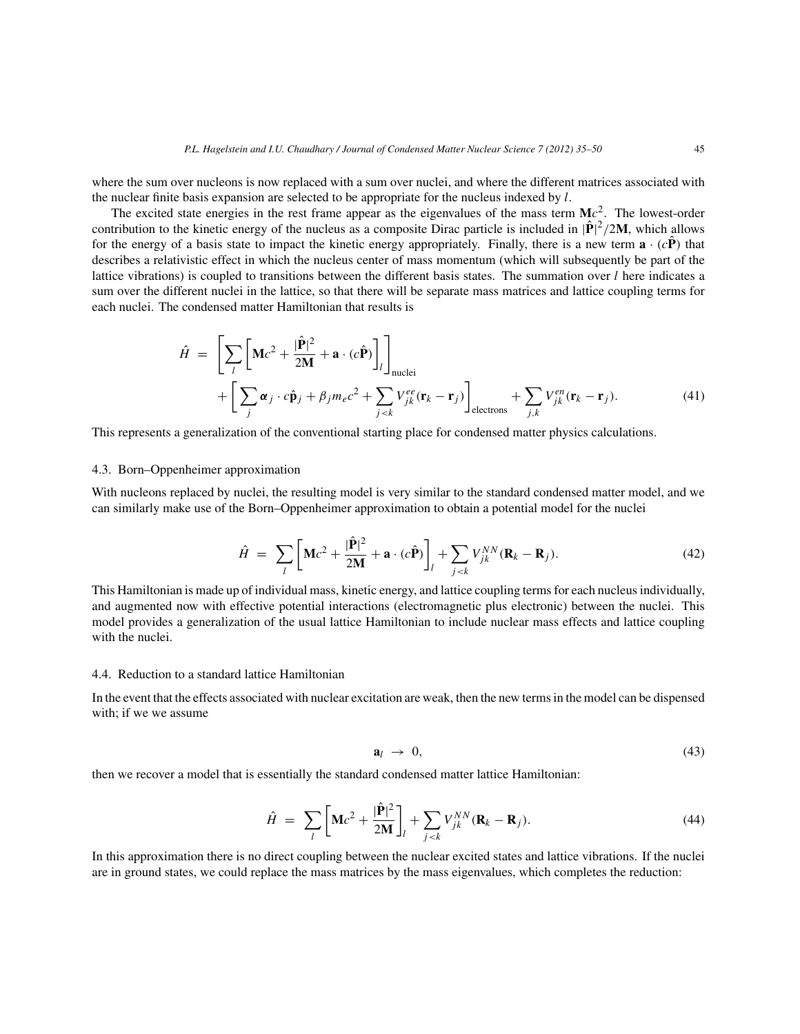where the sum over nucleons is now replaced with a sum over nuclei, and where the different matrices associated with the nuclear finite basis expansion are selected to be appropriate for the nucleus indexed by $l$.

The excited state energies in the rest frame appear as the eigenvalues of the mass term $\mathbf{M}c^2$. The lowest-order contribution to the kinetic energy of the nucleus as a composite Dirac particle is included in $|\hat{\mathbf{P}}|^2/2\mathbf{M}$, which allows for the energy of a basis state to impact the kinetic energy appropriately. Finally, there is a new term $\mathbf{a} \cdot (c\hat{\mathbf{P}})$ that describes a relativistic effect in which the nucleus center of mass momentum (which will subsequently be part of the lattice vibrations) is coupled to transitions between the different basis states. The summation over $l$ here indicates a sum over the different nuclei in the lattice, so that there will be separate mass matrices and lattice coupling terms for each nuclei. The condensed matter Hamiltonian that results is

$$
\begin{aligned}
\hat{H} \; = \; & \left[ \sum_l \left[ \mathbf{M}c^2 + \frac{|\hat{\mathbf{P}}|^2}{2\mathbf{M}} + \mathbf{a} \cdot (c\hat{\mathbf{P}}) \right]_l \right]_{\text{nuclei}} \\
& + \left[ \sum_j \boldsymbol{\alpha}_j \cdot c\hat{\mathbf{p}}_j + \beta_j m_e c^2 + \sum_{j<k} V_{jk}^{ee}(\mathbf{r}_k - \mathbf{r}_j) \right]_{\text{electrons}} + \sum_{j,k} V_{jk}^{en}(\mathbf{r}_k - \mathbf{r}_j).
\end{aligned} \tag{41}
$$

This represents a generalization of the conventional starting place for condensed matter physics calculations.

### 4.3. Born–Oppenheimer approximation

With nucleons replaced by nuclei, the resulting model is very similar to the standard condensed matter model, and we can similarly make use of the Born–Oppenheimer approximation to obtain a potential model for the nuclei

$$
\hat{H} \; = \; \sum_l \left[ \mathbf{M}c^2 + \frac{|\hat{\mathbf{P}}|^2}{2\mathbf{M}} + \mathbf{a} \cdot (c\hat{\mathbf{P}}) \right]_l + \sum_{j<k} V_{jk}^{NN}(\mathbf{R}_k - \mathbf{R}_j). \tag{42}
$$

This Hamiltonian is made up of individual mass, kinetic energy, and lattice coupling terms for each nucleus individually, and augmented now with effective potential interactions (electromagnetic plus electronic) between the nuclei. This model provides a generalization of the usual lattice Hamiltonian to include nuclear mass effects and lattice coupling with the nuclei.

### 4.4. Reduction to a standard lattice Hamiltonian

In the event that the effects associated with nuclear excitation are weak, then the new terms in the model can be dispensed with; if we we assume

$$
\mathbf{a}_l \; \to \; 0, \tag{43}
$$

then we recover a model that is essentially the standard condensed matter lattice Hamiltonian:

$$
\hat{H} \; = \; \sum_l \left[ \mathbf{M}c^2 + \frac{|\hat{\mathbf{P}}|^2}{2\mathbf{M}} \right]_l + \sum_{j<k} V_{jk}^{NN}(\mathbf{R}_k - \mathbf{R}_j). \tag{44}
$$

In this approximation there is no direct coupling between the nuclear excited states and lattice vibrations. If the nuclei are in ground states, we could replace the mass matrices by the mass eigenvalues, which completes the reduction: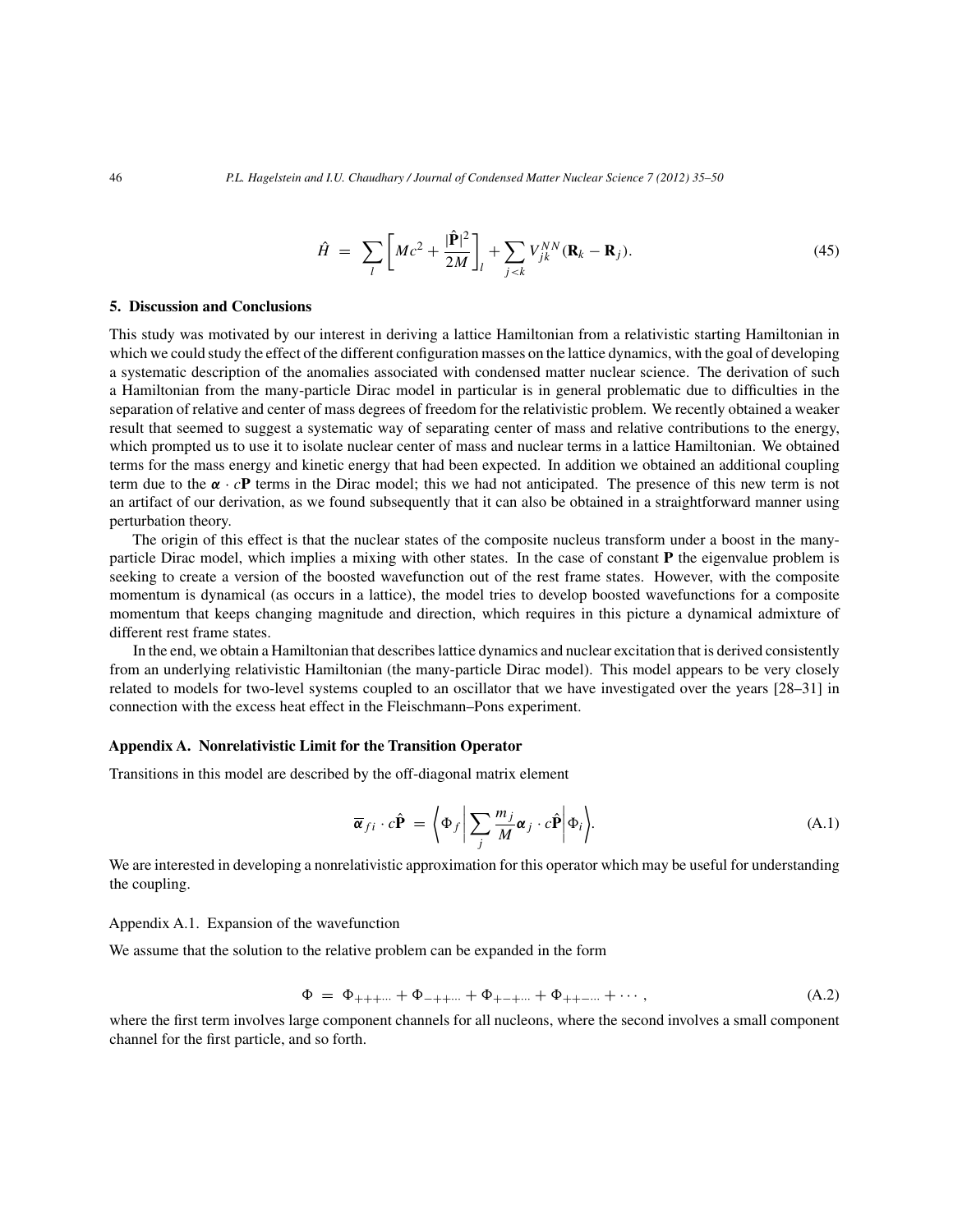$$\hat{H} = \sum_l \left[ Mc^2 + \frac{|\hat{\mathbf{P}}|^2}{2M} \right]_l + \sum_{j<k} V_{jk}^{NN}(\mathbf{R}_k - \mathbf{R}_j). \tag{45}$$

## 5. Discussion and Conclusions

This study was motivated by our interest in deriving a lattice Hamiltonian from a relativistic starting Hamiltonian in which we could study the effect of the different configuration masses on the lattice dynamics, with the goal of developing a systematic description of the anomalies associated with condensed matter nuclear science. The derivation of such a Hamiltonian from the many-particle Dirac model in particular is in general problematic due to difficulties in the separation of relative and center of mass degrees of freedom for the relativistic problem. We recently obtained a weaker result that seemed to suggest a systematic way of separating center of mass and relative contributions to the energy, which prompted us to use it to isolate nuclear center of mass and nuclear terms in a lattice Hamiltonian. We obtained terms for the mass energy and kinetic energy that had been expected. In addition we obtained an additional coupling term due to the $\boldsymbol{\alpha} \cdot c\mathbf{P}$ terms in the Dirac model; this we had not anticipated. The presence of this new term is not an artifact of our derivation, as we found subsequently that it can also be obtained in a straightforward manner using perturbation theory.

The origin of this effect is that the nuclear states of the composite nucleus transform under a boost in the many-particle Dirac model, which implies a mixing with other states. In the case of constant $\mathbf{P}$ the eigenvalue problem is seeking to create a version of the boosted wavefunction out of the rest frame states. However, with the composite momentum is dynamical (as occurs in a lattice), the model tries to develop boosted wavefunctions for a composite momentum that keeps changing magnitude and direction, which requires in this picture a dynamical admixture of different rest frame states.

In the end, we obtain a Hamiltonian that describes lattice dynamics and nuclear excitation that is derived consistently from an underlying relativistic Hamiltonian (the many-particle Dirac model). This model appears to be very closely related to models for two-level systems coupled to an oscillator that we have investigated over the years [28–31] in connection with the excess heat effect in the Fleischmann–Pons experiment.

## Appendix A. Nonrelativistic Limit for the Transition Operator

Transitions in this model are described by the off-diagonal matrix element

$$\overline{\boldsymbol{\alpha}}_{fi} \cdot c\hat{\mathbf{P}} = \left\langle \Phi_f \middle| \sum_j \frac{m_j}{M} \boldsymbol{\alpha}_j \cdot c\hat{\mathbf{P}} \middle| \Phi_i \right\rangle. \tag{A.1}$$

We are interested in developing a nonrelativistic approximation for this operator which may be useful for understanding the coupling.

### Appendix A.1. Expansion of the wavefunction

We assume that the solution to the relative problem can be expanded in the form

$$\Phi = \Phi_{+++\cdots} + \Phi_{-++\cdots} + \Phi_{+-+\cdots} + \Phi_{++-\cdots} + \cdots, \tag{A.2}$$

where the first term involves large component channels for all nucleons, where the second involves a small component channel for the first particle, and so forth.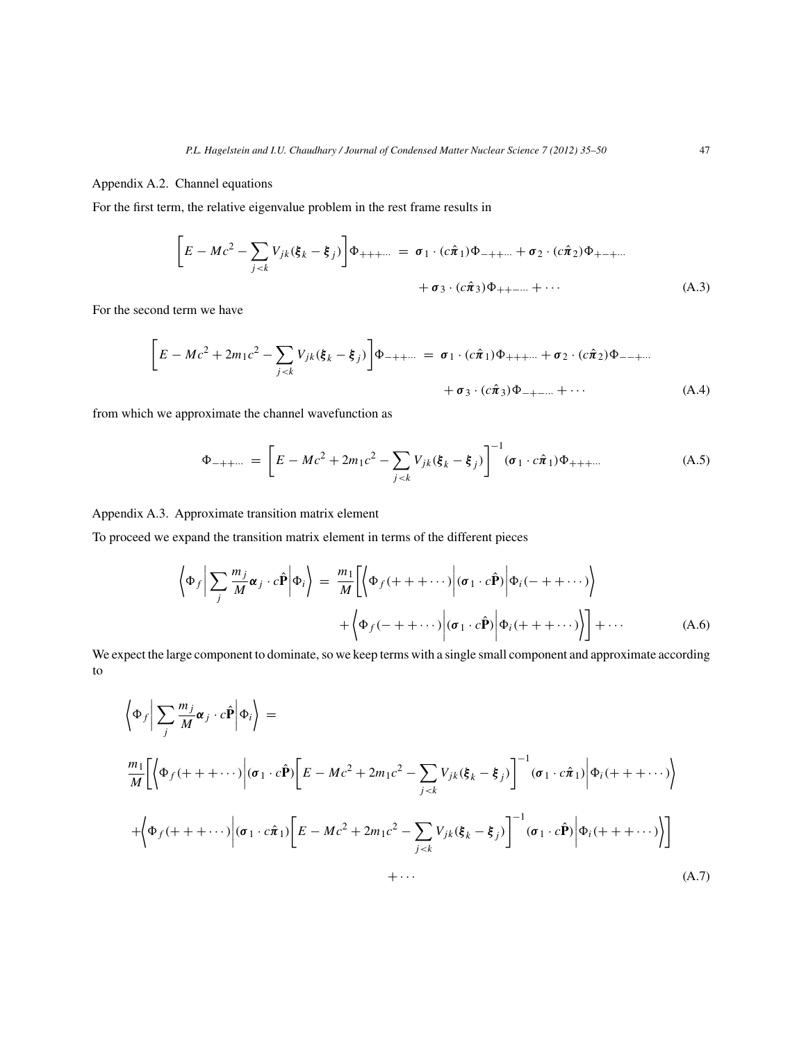Appendix A.2. Channel equations

For the first term, the relative eigenvalue problem in the rest frame results in

$$\left[E - Mc^2 - \sum_{j<k} V_{jk}(\boldsymbol{\xi}_k - \boldsymbol{\xi}_j)\right]\Phi_{+++\cdots} = \boldsymbol{\sigma}_1 \cdot (c\hat{\boldsymbol{\pi}}_1)\Phi_{-++\cdots} + \boldsymbol{\sigma}_2 \cdot (c\hat{\boldsymbol{\pi}}_2)\Phi_{+-+\cdots} + \boldsymbol{\sigma}_3 \cdot (c\hat{\boldsymbol{\pi}}_3)\Phi_{++-\cdots} + \cdots \tag{A.3}$$

For the second term we have

$$\left[E - Mc^2 + 2m_1c^2 - \sum_{j<k} V_{jk}(\boldsymbol{\xi}_k - \boldsymbol{\xi}_j)\right]\Phi_{-++\cdots} = \boldsymbol{\sigma}_1 \cdot (c\hat{\boldsymbol{\pi}}_1)\Phi_{+++\cdots} + \boldsymbol{\sigma}_2 \cdot (c\hat{\boldsymbol{\pi}}_2)\Phi_{--+\cdots} + \boldsymbol{\sigma}_3 \cdot (c\hat{\boldsymbol{\pi}}_3)\Phi_{-+-\cdots} + \cdots \tag{A.4}$$

from which we approximate the channel wavefunction as

$$\Phi_{-++\cdots} = \left[E - Mc^2 + 2m_1c^2 - \sum_{j<k} V_{jk}(\boldsymbol{\xi}_k - \boldsymbol{\xi}_j)\right]^{-1}(\boldsymbol{\sigma}_1 \cdot c\hat{\boldsymbol{\pi}}_1)\Phi_{+++\cdots} \tag{A.5}$$

Appendix A.3. Approximate transition matrix element

To proceed we expand the transition matrix element in terms of the different pieces

$$\left\langle \Phi_f \middle| \sum_j \frac{m_j}{M}\boldsymbol{\alpha}_j \cdot c\hat{\mathbf{P}} \middle| \Phi_i \right\rangle = \frac{m_1}{M}\left[\left\langle \Phi_f(+++\cdots) \middle| (\boldsymbol{\sigma}_1 \cdot c\hat{\mathbf{P}}) \middle| \Phi_i(-++\cdots) \right\rangle + \left\langle \Phi_f(-++\cdots) \middle| (\boldsymbol{\sigma}_1 \cdot c\hat{\mathbf{P}}) \middle| \Phi_i(+++\cdots) \right\rangle\right] + \cdots \tag{A.6}$$

We expect the large component to dominate, so we keep terms with a single small component and approximate according to

$$\begin{aligned}
&\left\langle \Phi_f \middle| \sum_j \frac{m_j}{M}\boldsymbol{\alpha}_j \cdot c\hat{\mathbf{P}} \middle| \Phi_i \right\rangle = \\
&\frac{m_1}{M}\left[\left\langle \Phi_f(+++\cdots) \middle| (\boldsymbol{\sigma}_1 \cdot c\hat{\mathbf{P}})\left[E - Mc^2 + 2m_1c^2 - \sum_{j<k} V_{jk}(\boldsymbol{\xi}_k - \boldsymbol{\xi}_j)\right]^{-1}(\boldsymbol{\sigma}_1 \cdot c\hat{\boldsymbol{\pi}}_1) \middle| \Phi_i(+++\cdots) \right\rangle\right. \\
&\left. + \left\langle \Phi_f(+++\cdots) \middle| (\boldsymbol{\sigma}_1 \cdot c\hat{\boldsymbol{\pi}}_1)\left[E - Mc^2 + 2m_1c^2 - \sum_{j<k} V_{jk}(\boldsymbol{\xi}_k - \boldsymbol{\xi}_j)\right]^{-1}(\boldsymbol{\sigma}_1 \cdot c\hat{\mathbf{P}}) \middle| \Phi_i(+++\cdots) \right\rangle\right] \\
&+ \cdots
\end{aligned} \tag{A.7}$$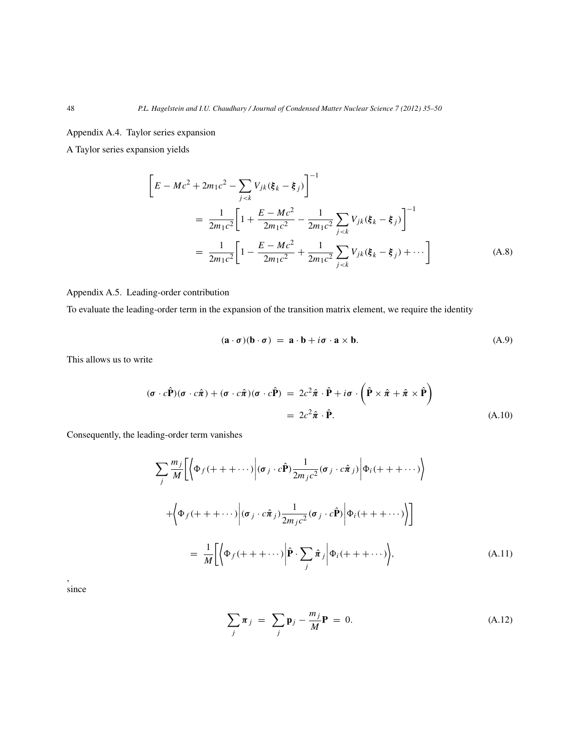## Appendix A.4. Taylor series expansion

A Taylor series expansion yields

$$
\begin{aligned}
\left[E - Mc^2 + 2m_1c^2 - \sum_{j<k} V_{jk}(\boldsymbol{\xi}_k - \boldsymbol{\xi}_j)\right]^{-1} \\
&= \frac{1}{2m_1c^2}\left[1 + \frac{E - Mc^2}{2m_1c^2} - \frac{1}{2m_1c^2}\sum_{j<k} V_{jk}(\boldsymbol{\xi}_k - \boldsymbol{\xi}_j)\right]^{-1} \\
&= \frac{1}{2m_1c^2}\left[1 - \frac{E - Mc^2}{2m_1c^2} + \frac{1}{2m_1c^2}\sum_{j<k} V_{jk}(\boldsymbol{\xi}_k - \boldsymbol{\xi}_j) + \cdots\right]
\end{aligned}
\tag{A.8}
$$

## Appendix A.5. Leading-order contribution

To evaluate the leading-order term in the expansion of the transition matrix element, we require the identity

$$
(\mathbf{a}\cdot\boldsymbol{\sigma})(\mathbf{b}\cdot\boldsymbol{\sigma}) = \mathbf{a}\cdot\mathbf{b} + i\boldsymbol{\sigma}\cdot\mathbf{a}\times\mathbf{b}. \tag{A.9}
$$

This allows us to write

$$
\begin{aligned}
(\boldsymbol{\sigma}\cdot c\hat{\mathbf{P}})(\boldsymbol{\sigma}\cdot c\hat{\boldsymbol{\pi}}) + (\boldsymbol{\sigma}\cdot c\hat{\boldsymbol{\pi}})(\boldsymbol{\sigma}\cdot c\hat{\mathbf{P}}) &= 2c^2\hat{\boldsymbol{\pi}}\cdot\hat{\mathbf{P}} + i\boldsymbol{\sigma}\cdot\left(\hat{\mathbf{P}}\times\hat{\boldsymbol{\pi}} + \hat{\boldsymbol{\pi}}\times\hat{\mathbf{P}}\right) \\
&= 2c^2\hat{\boldsymbol{\pi}}\cdot\hat{\mathbf{P}}.
\end{aligned}
\tag{A.10}
$$

Consequently, the leading-order term vanishes

$$
\begin{aligned}
\sum_j \frac{m_j}{M}\Bigg[\left\langle\Phi_f(+++\cdots)\middle|(\boldsymbol{\sigma}_j\cdot c\hat{\mathbf{P}})\frac{1}{2m_jc^2}(\boldsymbol{\sigma}_j\cdot c\hat{\boldsymbol{\pi}}_j)\middle|\Phi_i(+++\cdots)\right\rangle \\
+\left\langle\Phi_f(+++\cdots)\middle|(\boldsymbol{\sigma}_j\cdot c\hat{\boldsymbol{\pi}}_j)\frac{1}{2m_jc^2}(\boldsymbol{\sigma}_j\cdot c\hat{\mathbf{P}})\middle|\Phi_i(+++\cdots)\right\rangle\Bigg] \\
= \frac{1}{M}\Bigg[\left\langle\Phi_f(+++\cdots)\middle|\hat{\mathbf{P}}\cdot\sum_j\hat{\boldsymbol{\pi}}_j\middle|\Phi_i(+++\cdots)\right\rangle,
\end{aligned}
\tag{A.11}
$$

,
since

$$
\sum_j \boldsymbol{\pi}_j = \sum_j \mathbf{p}_j - \frac{m_j}{M}\mathbf{P} = 0. \tag{A.12}
$$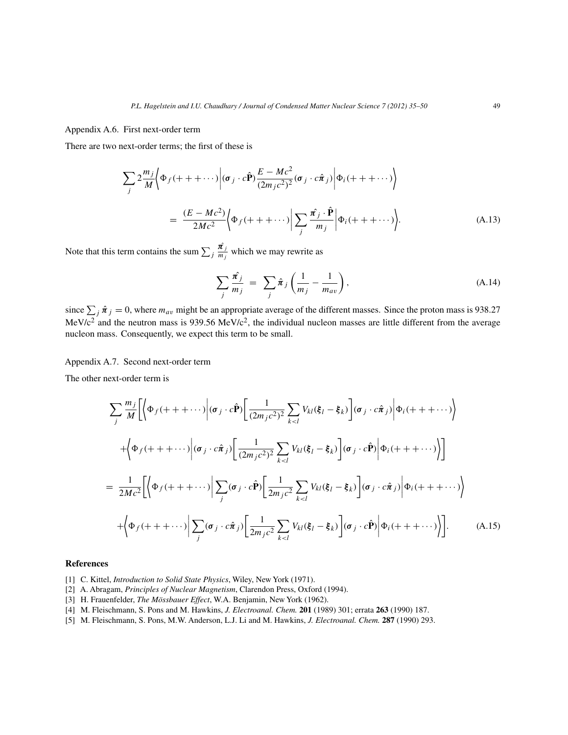### Appendix A.6. First next-order term

There are two next-order terms; the first of these is

$$
\sum_j 2\frac{m_j}{M}\Big\langle \Phi_f(+++\cdots)\Big|(\boldsymbol{\sigma}_j\cdot c\hat{\mathbf{P}})\frac{E-Mc^2}{(2m_jc^2)^2}(\boldsymbol{\sigma}_j\cdot c\hat{\boldsymbol{\pi}}_j)\Big|\Phi_i(+++\cdots)\Big\rangle
$$

$$
= \frac{(E-Mc^2)}{2Mc^2}\Big\langle \Phi_f(+++\cdots)\Big|\sum_j \frac{\hat{\boldsymbol{\pi}}_j\cdot\hat{\mathbf{P}}}{m_j}\Big|\Phi_i(+++\cdots)\Big\rangle. \tag{A.13}
$$

Note that this term contains the sum $\sum_j \frac{\hat{\boldsymbol{\pi}}_j}{m_j}$ which we may rewrite as

$$
\sum_j \frac{\hat{\boldsymbol{\pi}}_j}{m_j} = \sum_j \hat{\boldsymbol{\pi}}_j\left(\frac{1}{m_j}-\frac{1}{m_{av}}\right), \tag{A.14}
$$

since $\sum_j \hat{\boldsymbol{\pi}}_j = 0$, where $m_{av}$ might be an appropriate average of the different masses. Since the proton mass is 938.27 MeV/c$^2$ and the neutron mass is 939.56 MeV/c$^2$, the individual nucleon masses are little different from the average nucleon mass. Consequently, we expect this term to be small.

### Appendix A.7. Second next-order term

The other next-order term is

$$
\sum_j \frac{m_j}{M}\Bigg[\Big\langle \Phi_f(+++\cdots)\Big|(\boldsymbol{\sigma}_j\cdot c\hat{\mathbf{P}})\Bigg[\frac{1}{(2m_jc^2)^2}\sum_{k<l}V_{kl}(\boldsymbol{\xi}_l-\boldsymbol{\xi}_k)\Bigg](\boldsymbol{\sigma}_j\cdot c\hat{\boldsymbol{\pi}}_j)\Big|\Phi_i(+++\cdots)\Big\rangle
$$

$$
+\Big\langle \Phi_f(+++\cdots)\Big|(\boldsymbol{\sigma}_j\cdot c\hat{\boldsymbol{\pi}}_j)\Bigg[\frac{1}{(2m_jc^2)^2}\sum_{k<l}V_{kl}(\boldsymbol{\xi}_l-\boldsymbol{\xi}_k)\Bigg](\boldsymbol{\sigma}_j\cdot c\hat{\mathbf{P}})\Big|\Phi_i(+++\cdots)\Big\rangle\Bigg]
$$

$$
= \frac{1}{2Mc^2}\Bigg[\Big\langle \Phi_f(+++\cdots)\Big|\sum_j(\boldsymbol{\sigma}_j\cdot c\hat{\mathbf{P}})\Bigg[\frac{1}{2m_jc^2}\sum_{k<l}V_{kl}(\boldsymbol{\xi}_l-\boldsymbol{\xi}_k)\Bigg](\boldsymbol{\sigma}_j\cdot c\hat{\boldsymbol{\pi}}_j)\Big|\Phi_i(+++\cdots)\Big\rangle
$$

$$
+\Big\langle \Phi_f(+++\cdots)\Big|\sum_j(\boldsymbol{\sigma}_j\cdot c\hat{\boldsymbol{\pi}}_j)\Bigg[\frac{1}{2m_jc^2}\sum_{k<l}V_{kl}(\boldsymbol{\xi}_l-\boldsymbol{\xi}_k)\Bigg](\boldsymbol{\sigma}_j\cdot c\hat{\mathbf{P}})\Big|\Phi_i(+++\cdots)\Big\rangle\Bigg]. \tag{A.15}
$$

## References

[1] C. Kittel, *Introduction to Solid State Physics*, Wiley, New York (1971).

[2] A. Abragam, *Principles of Nuclear Magnetism*, Clarendon Press, Oxford (1994).

[3] H. Frauenfelder, *The Mössbauer Effect*, W.A. Benjamin, New York (1962).

[4] M. Fleischmann, S. Pons and M. Hawkins, *J. Electroanal. Chem.* **201** (1989) 301; errata **263** (1990) 187.

[5] M. Fleischmann, S. Pons, M.W. Anderson, L.J. Li and M. Hawkins, *J. Electroanal. Chem.* **287** (1990) 293.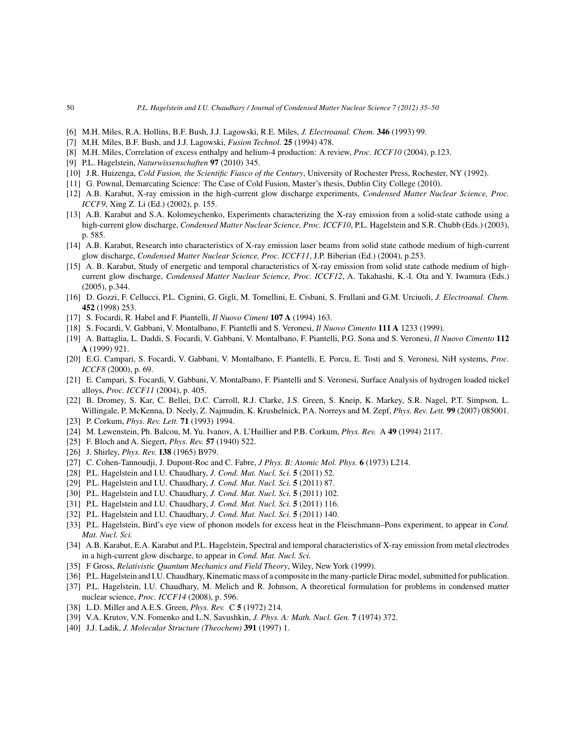[6] M.H. Miles, R.A. Hollins, B.F. Bush, J.J. Lagowski, R.E. Miles, *J. Electroanal. Chem.* **346** (1993) 99.

[7] M.H. Miles, B.F. Bush, and J.J. Lagowski, *Fusion Technol.* **25** (1994) 478.

[8] M.H. Miles, Correlation of excess enthalpy and helium-4 production: A review, *Proc. ICCF10* (2004), p.123.

[9] P.L. Hagelstein, *Naturwissenschaften* **97** (2010) 345.

[10] J.R. Huizenga, *Cold Fusion, the Scientific Fiasco of the Century*, University of Rochester Press, Rochester, NY (1992).

[11] G. Pownal, Demarcating Science: The Case of Cold Fusion, Master's thesis, Dublin City College (2010).

[12] A.B. Karabut, X-ray emission in the high-current glow discharge experiments, *Condensed Matter Nuclear Science, Proc. ICCF9*, Xing Z. Li (Ed.) (2002), p. 155.

[13] A.B. Karabut and S.A. Kolomeychenko, Experiments characterizing the X-ray emission from a solid-state cathode using a high-current glow discharge, *Condensed Matter Nuclear Science, Proc. ICCF10*, P.L. Hagelstein and S.R. Chubb (Eds.) (2003), p. 585.

[14] A.B. Karabut, Research into characteristics of X-ray emission laser beams from solid state cathode medium of high-current glow discharge, *Condensed Matter Nuclear Science, Proc. ICCF11*, J.P. Biberian (Ed.) (2004), p.253.

[15] A. B. Karabut, Study of energetic and temporal characteristics of X-ray emission from solid state cathode medium of high-current glow discharge, *Condensed Matter Nuclear Science, Proc. ICCF12*, A. Takahashi, K.-I. Ota and Y. Iwamura (Eds.) (2005), p.344.

[16] D. Gozzi, F. Cellucci, P.L. Cignini, G. Gigli, M. Tomellini, E. Cisbani, S. Frullani and G.M. Urciuoli, *J. Electroanal. Chem.* **452** (1998) 253.

[17] S. Focardi, R. Habel and F. Piantelli, *Il Nuovo Ciment* **107 A** (1994) 163.

[18] S. Focardi, V. Gabbani, V. Montalbano, F. Piantelli and S. Veronesi, *Il Nuovo Cimento* **111 A** 1233 (1999).

[19] A. Battaglia, L. Daddi, S. Focardi, V. Gabbani, V. Montalbano, F. Piantelli, P.G. Sona and S. Veronesi, *Il Nuovo Cimento* **112 A** (1999) 921.

[20] E.G. Campari, S. Focardi, V. Gabbani, V. Montalbano, F. Piantelli, E. Porcu, E. Tosti and S. Veronesi, NiH systems, *Proc. ICCF8* (2000), p. 69.

[21] E. Campari, S. Focardi, V. Gabbani, V. Montalbano, F. Piantelli and S. Veronesi, Surface Analysis of hydrogen loaded nickel alloys, *Proc. ICCF11* (2004), p. 405.

[22] B. Dromey, S. Kar, C. Bellei, D.C. Carroll, R.J. Clarke, J.S. Green, S. Kneip, K. Markey, S.R. Nagel, P.T. Simpson, L. Willingale, P. McKenna, D. Neely, Z. Najmudin, K. Krushelnick, P.A. Norreys and M. Zepf, *Phys. Rev. Lett.* **99** (2007) 085001.

[23] P. Corkum, *Phys. Rev. Lett.* **71** (1993) 1994.

[24] M. Lewenstein, Ph. Balcou, M. Yu. Ivanov, A. L'Huillier and P.B. Corkum, *Phys. Rev.* A **49** (1994) 2117.

[25] F. Bloch and A. Siegert, *Phys. Rev.* **57** (1940) 522.

[26] J. Shirley, *Phys. Rev.* **138** (1965) B979.

[27] C. Cohen-Tannoudji, J. Dupont-Roc and C. Fabre, *J Phys. B: Atomic Mol. Phys.* **6** (1973) L214.

[28] P.L. Hagelstein and I.U. Chaudhary, *J. Cond. Mat. Nucl. Sci.* **5** (2011) 52.

[29] P.L. Hagelstein and I.U. Chaudhary, *J. Cond. Mat. Nucl. Sci.* **5** (2011) 87.

[30] P.L. Hagelstein and I.U. Chaudhary, *J. Cond. Mat. Nucl. Sci.* **5** (2011) 102.

[31] P.L. Hagelstein and I.U. Chaudhary, *J. Cond. Mat. Nucl. Sci.* **5** (2011) 116.

[32] P.L. Hagelstein and I.U. Chaudhary, *J. Cond. Mat. Nucl. Sci.* **5** (2011) 140.

[33] P.L. Hagelstein, Bird's eye view of phonon models for excess heat in the Fleischmann–Pons experiment, to appear in *Cond. Mat. Nucl. Sci.*

[34] A.B. Karabut, E.A. Karabut and P.L. Hagelstein, Spectral and temporal characteristics of X-ray emission from metal electrodes in a high-current glow discharge, to appear in *Cond. Mat. Nucl. Sci.*

[35] F Gross, *Relativistic Quantum Mechanics and Field Theory*, Wiley, New York (1999).

[36] P.L. Hagelstein and I.U. Chaudhary, Kinematic mass of a composite in the many-particle Dirac model, submitted for publication.

[37] P.L. Hagelstein, I.U. Chaudhary, M. Melich and R. Johnson, A theoretical formulation for problems in condensed matter nuclear science, *Proc. ICCF14* (2008), p. 596.

[38] L.D. Miller and A.E.S. Green, *Phys. Rev.* C **5** (1972) 214.

[39] V.A. Krutov, V.N. Fomenko and L.N. Savushkin, *J. Phys. A: Math. Nucl. Gen.* **7** (1974) 372.

[40] J.J. Ladik, *J. Molecular Structure (Theochem)* **391** (1997) 1.